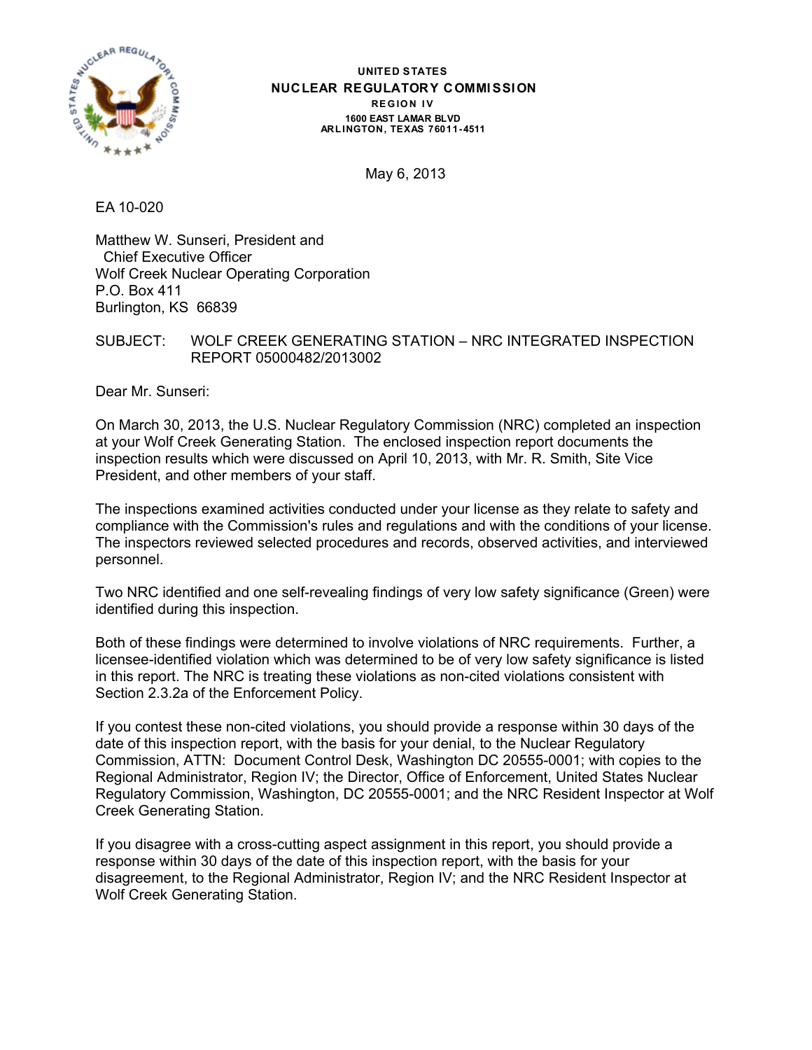UNITED STATES
**NUCLEAR REGULATORY COMMISSION**
REGION IV
1600 EAST LAMAR BLVD
ARLINGTON, TEXAS 76011-4511

May 6, 2013

EA 10-020

Matthew W. Sunseri, President and
Chief Executive Officer
Wolf Creek Nuclear Operating Corporation
P.O. Box 411
Burlington, KS 66839

SUBJECT: WOLF CREEK GENERATING STATION – NRC INTEGRATED INSPECTION REPORT 05000482/2013002

Dear Mr. Sunseri:

On March 30, 2013, the U.S. Nuclear Regulatory Commission (NRC) completed an inspection at your Wolf Creek Generating Station. The enclosed inspection report documents the inspection results which were discussed on April 10, 2013, with Mr. R. Smith, Site Vice President, and other members of your staff.

The inspections examined activities conducted under your license as they relate to safety and compliance with the Commission's rules and regulations and with the conditions of your license. The inspectors reviewed selected procedures and records, observed activities, and interviewed personnel.

Two NRC identified and one self-revealing findings of very low safety significance (Green) were identified during this inspection.

Both of these findings were determined to involve violations of NRC requirements. Further, a licensee-identified violation which was determined to be of very low safety significance is listed in this report. The NRC is treating these violations as non-cited violations consistent with Section 2.3.2a of the Enforcement Policy.

If you contest these non-cited violations, you should provide a response within 30 days of the date of this inspection report, with the basis for your denial, to the Nuclear Regulatory Commission, ATTN: Document Control Desk, Washington DC 20555-0001; with copies to the Regional Administrator, Region IV; the Director, Office of Enforcement, United States Nuclear Regulatory Commission, Washington, DC 20555-0001; and the NRC Resident Inspector at Wolf Creek Generating Station.

If you disagree with a cross-cutting aspect assignment in this report, you should provide a response within 30 days of the date of this inspection report, with the basis for your disagreement, to the Regional Administrator, Region IV; and the NRC Resident Inspector at Wolf Creek Generating Station.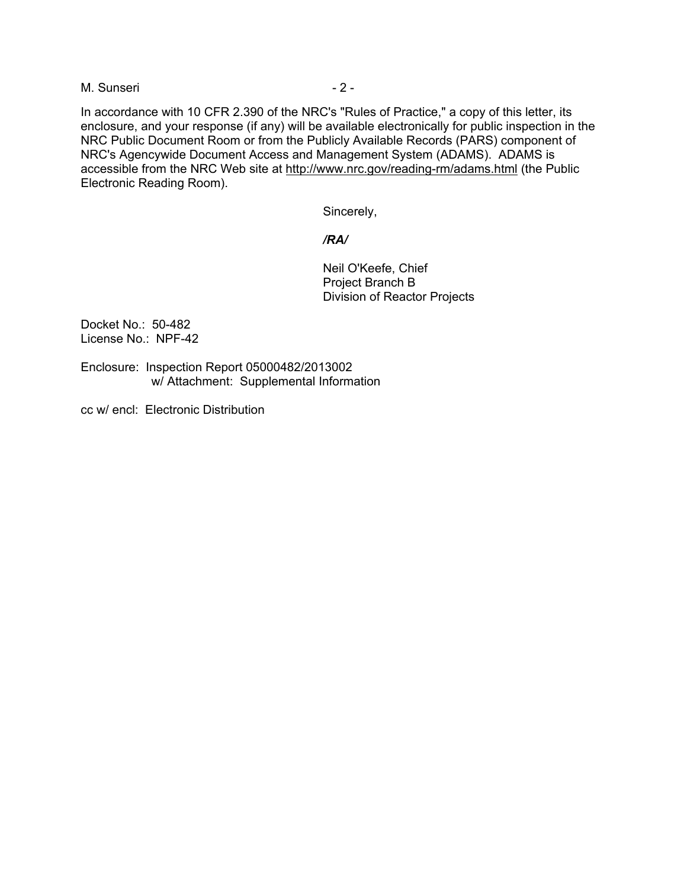In accordance with 10 CFR 2.390 of the NRC's "Rules of Practice," a copy of this letter, its enclosure, and your response (if any) will be available electronically for public inspection in the NRC Public Document Room or from the Publicly Available Records (PARS) component of NRC's Agencywide Document Access and Management System (ADAMS). ADAMS is accessible from the NRC Web site at http://www.nrc.gov/reading-rm/adams.html (the Public Electronic Reading Room).

Sincerely,

***/RA/***

Neil O'Keefe, Chief
Project Branch B
Division of Reactor Projects

Docket No.: 50-482
License No.: NPF-42

Enclosure: Inspection Report 05000482/2013002
w/ Attachment: Supplemental Information

cc w/ encl: Electronic Distribution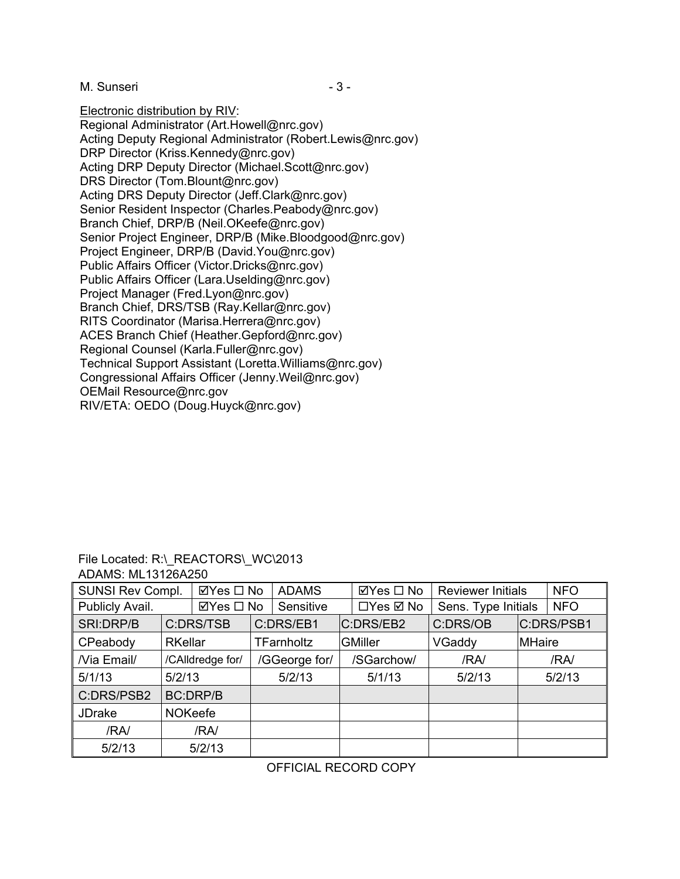Electronic distribution by RIV:
Regional Administrator (Art.Howell@nrc.gov)
Acting Deputy Regional Administrator (Robert.Lewis@nrc.gov)
DRP Director (Kriss.Kennedy@nrc.gov)
Acting DRP Deputy Director (Michael.Scott@nrc.gov)
DRS Director (Tom.Blount@nrc.gov)
Acting DRS Deputy Director (Jeff.Clark@nrc.gov)
Senior Resident Inspector (Charles.Peabody@nrc.gov)
Branch Chief, DRP/B (Neil.OKeefe@nrc.gov)
Senior Project Engineer, DRP/B (Mike.Bloodgood@nrc.gov)
Project Engineer, DRP/B (David.You@nrc.gov)
Public Affairs Officer (Victor.Dricks@nrc.gov)
Public Affairs Officer (Lara.Uselding@nrc.gov)
Project Manager (Fred.Lyon@nrc.gov)
Branch Chief, DRS/TSB (Ray.Kellar@nrc.gov)
RITS Coordinator (Marisa.Herrera@nrc.gov)
ACES Branch Chief (Heather.Gepford@nrc.gov)
Regional Counsel (Karla.Fuller@nrc.gov)
Technical Support Assistant (Loretta.Williams@nrc.gov)
Congressional Affairs Officer (Jenny.Weil@nrc.gov)
OEMail Resource@nrc.gov
RIV/ETA: OEDO (Doug.Huyck@nrc.gov)

File Located: R:\_REACTORS\_WC\2013
ADAMS: ML13126A250

| SUNSI Rev Compl. | ☑Yes ☐ No | ADAMS | ☑Yes ☐ No | Reviewer Initials | NFO |
|---|---|---|---|---|---|
| Publicly Avail. | ☑Yes ☐ No | Sensitive | ☐Yes ☑ No | Sens. Type Initials | NFO |

| SRI:DRP/B | C:DRS/TSB | C:DRS/EB1 | C:DRS/EB2 | C:DRS/OB | C:DRS/PSB1 |
|---|---|---|---|---|---|
| CPeabody | RKellar | TFarnholtz | GMiller | VGaddy | MHaire |
| /Via Email/ | /CAlldredge for/ | /GGeorge for/ | /SGarchow/ | /RA/ | /RA/ |
| 5/1/13 | 5/2/13 | 5/2/13 | 5/1/13 | 5/2/13 | 5/2/13 |
| C:DRS/PSB2 | BC:DRP/B | | | | |
| JDrake | NOKeefe | | | | |
| /RA/ | /RA/ | | | | |
| 5/2/13 | 5/2/13 | | | | |

OFFICIAL RECORD COPY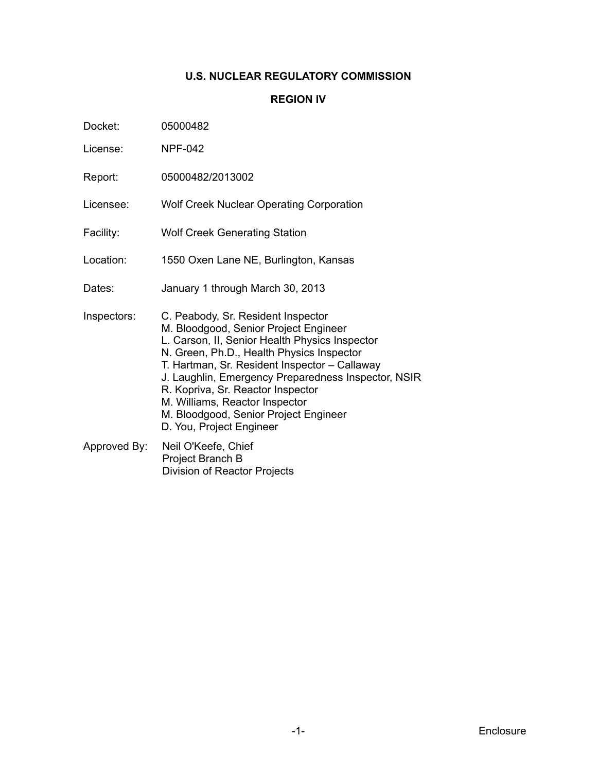**U.S. NUCLEAR REGULATORY COMMISSION**

**REGION IV**

Docket: 05000482

License: NPF-042

Report: 05000482/2013002

Licensee: Wolf Creek Nuclear Operating Corporation

Facility: Wolf Creek Generating Station

Location: 1550 Oxen Lane NE, Burlington, Kansas

Dates: January 1 through March 30, 2013

Inspectors: C. Peabody, Sr. Resident Inspector
M. Bloodgood, Senior Project Engineer
L. Carson, II, Senior Health Physics Inspector
N. Green, Ph.D., Health Physics Inspector
T. Hartman, Sr. Resident Inspector – Callaway
J. Laughlin, Emergency Preparedness Inspector, NSIR
R. Kopriva, Sr. Reactor Inspector
M. Williams, Reactor Inspector
M. Bloodgood, Senior Project Engineer
D. You, Project Engineer

Approved By: Neil O'Keefe, Chief
Project Branch B
Division of Reactor Projects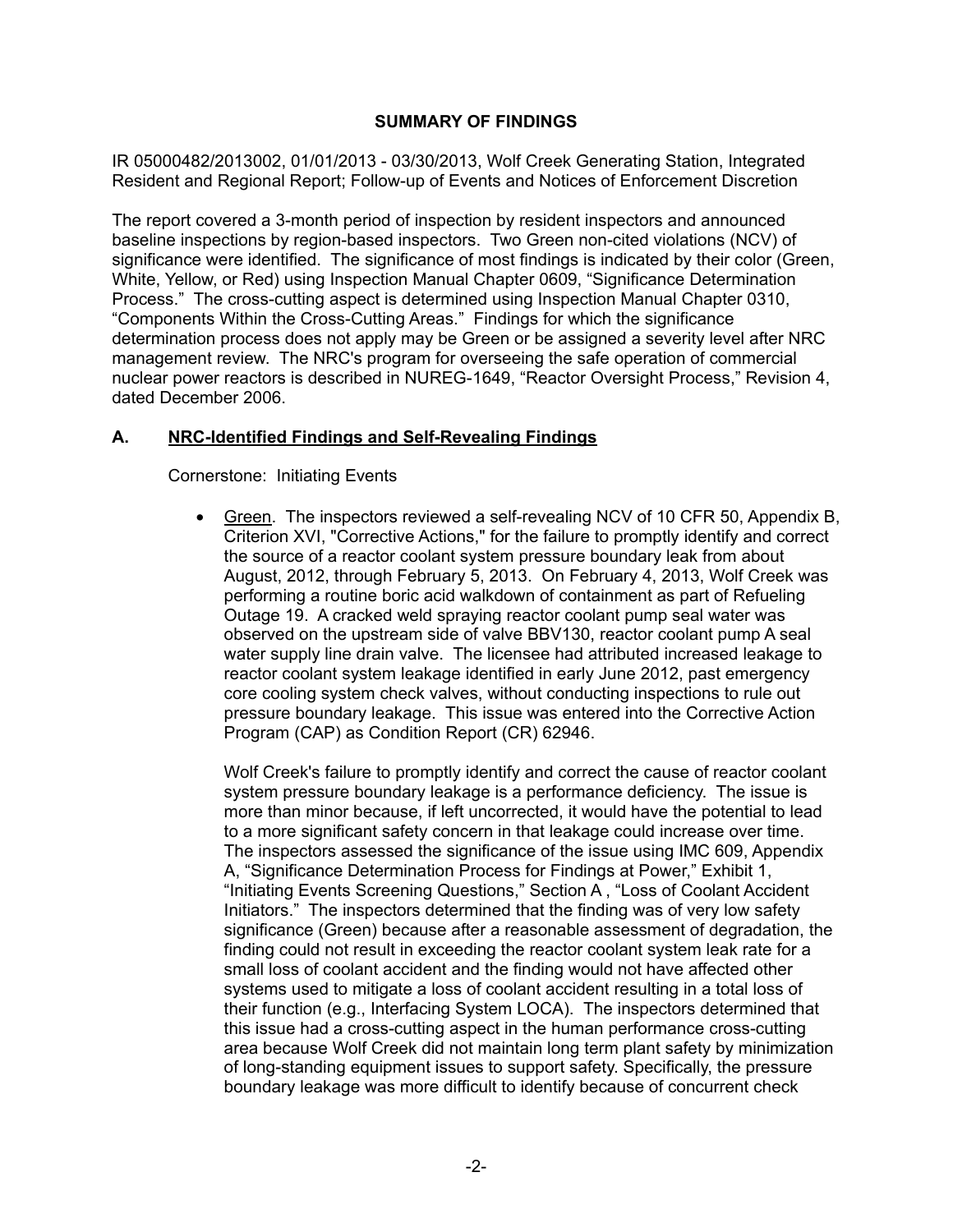## SUMMARY OF FINDINGS

IR 05000482/2013002, 01/01/2013 - 03/30/2013, Wolf Creek Generating Station, Integrated Resident and Regional Report; Follow-up of Events and Notices of Enforcement Discretion

The report covered a 3-month period of inspection by resident inspectors and announced baseline inspections by region-based inspectors. Two Green non-cited violations (NCV) of significance were identified. The significance of most findings is indicated by their color (Green, White, Yellow, or Red) using Inspection Manual Chapter 0609, "Significance Determination Process." The cross-cutting aspect is determined using Inspection Manual Chapter 0310, "Components Within the Cross-Cutting Areas." Findings for which the significance determination process does not apply may be Green or be assigned a severity level after NRC management review. The NRC's program for overseeing the safe operation of commercial nuclear power reactors is described in NUREG-1649, "Reactor Oversight Process," Revision 4, dated December 2006.

### A. NRC-Identified Findings and Self-Revealing Findings

Cornerstone: Initiating Events

- Green. The inspectors reviewed a self-revealing NCV of 10 CFR 50, Appendix B, Criterion XVI, "Corrective Actions," for the failure to promptly identify and correct the source of a reactor coolant system pressure boundary leak from about August, 2012, through February 5, 2013. On February 4, 2013, Wolf Creek was performing a routine boric acid walkdown of containment as part of Refueling Outage 19. A cracked weld spraying reactor coolant pump seal water was observed on the upstream side of valve BBV130, reactor coolant pump A seal water supply line drain valve. The licensee had attributed increased leakage to reactor coolant system leakage identified in early June 2012, past emergency core cooling system check valves, without conducting inspections to rule out pressure boundary leakage. This issue was entered into the Corrective Action Program (CAP) as Condition Report (CR) 62946.

  Wolf Creek's failure to promptly identify and correct the cause of reactor coolant system pressure boundary leakage is a performance deficiency. The issue is more than minor because, if left uncorrected, it would have the potential to lead to a more significant safety concern in that leakage could increase over time. The inspectors assessed the significance of the issue using IMC 609, Appendix A, "Significance Determination Process for Findings at Power," Exhibit 1, "Initiating Events Screening Questions," Section A , "Loss of Coolant Accident Initiators." The inspectors determined that the finding was of very low safety significance (Green) because after a reasonable assessment of degradation, the finding could not result in exceeding the reactor coolant system leak rate for a small loss of coolant accident and the finding would not have affected other systems used to mitigate a loss of coolant accident resulting in a total loss of their function (e.g., Interfacing System LOCA). The inspectors determined that this issue had a cross-cutting aspect in the human performance cross-cutting area because Wolf Creek did not maintain long term plant safety by minimization of long-standing equipment issues to support safety. Specifically, the pressure boundary leakage was more difficult to identify because of concurrent check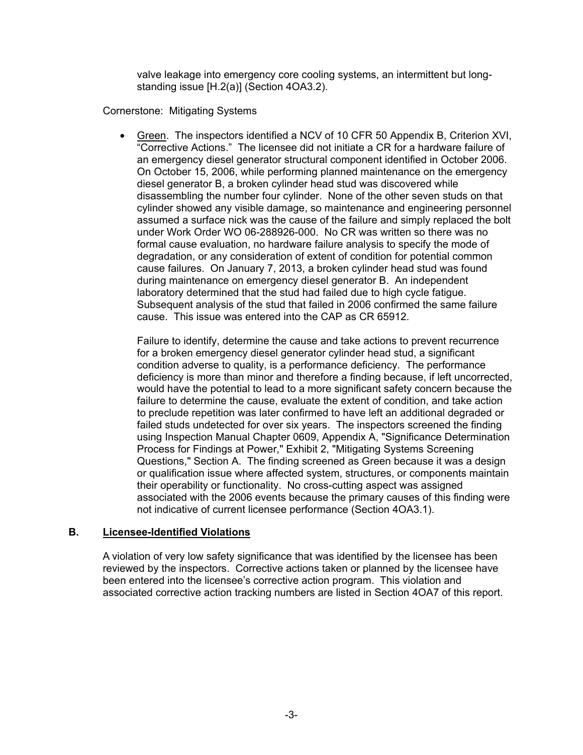valve leakage into emergency core cooling systems, an intermittent but long-standing issue [H.2(a)] (Section 4OA3.2).

Cornerstone: Mitigating Systems

- Green. The inspectors identified a NCV of 10 CFR 50 Appendix B, Criterion XVI, "Corrective Actions." The licensee did not initiate a CR for a hardware failure of an emergency diesel generator structural component identified in October 2006. On October 15, 2006, while performing planned maintenance on the emergency diesel generator B, a broken cylinder head stud was discovered while disassembling the number four cylinder. None of the other seven studs on that cylinder showed any visible damage, so maintenance and engineering personnel assumed a surface nick was the cause of the failure and simply replaced the bolt under Work Order WO 06-288926-000. No CR was written so there was no formal cause evaluation, no hardware failure analysis to specify the mode of degradation, or any consideration of extent of condition for potential common cause failures. On January 7, 2013, a broken cylinder head stud was found during maintenance on emergency diesel generator B. An independent laboratory determined that the stud had failed due to high cycle fatigue. Subsequent analysis of the stud that failed in 2006 confirmed the same failure cause. This issue was entered into the CAP as CR 65912.

  Failure to identify, determine the cause and take actions to prevent recurrence for a broken emergency diesel generator cylinder head stud, a significant condition adverse to quality, is a performance deficiency. The performance deficiency is more than minor and therefore a finding because, if left uncorrected, would have the potential to lead to a more significant safety concern because the failure to determine the cause, evaluate the extent of condition, and take action to preclude repetition was later confirmed to have left an additional degraded or failed studs undetected for over six years. The inspectors screened the finding using Inspection Manual Chapter 0609, Appendix A, "Significance Determination Process for Findings at Power," Exhibit 2, "Mitigating Systems Screening Questions," Section A. The finding screened as Green because it was a design or qualification issue where affected system, structures, or components maintain their operability or functionality. No cross-cutting aspect was assigned associated with the 2006 events because the primary causes of this finding were not indicative of current licensee performance (Section 4OA3.1).

## B. Licensee-Identified Violations

A violation of very low safety significance that was identified by the licensee has been reviewed by the inspectors. Corrective actions taken or planned by the licensee have been entered into the licensee's corrective action program. This violation and associated corrective action tracking numbers are listed in Section 4OA7 of this report.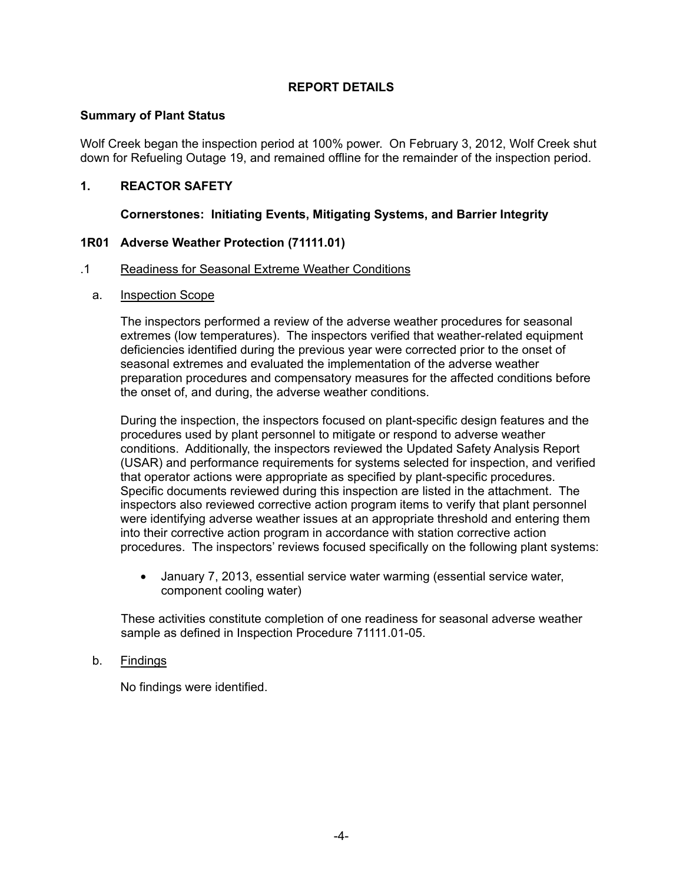## REPORT DETAILS

### Summary of Plant Status

Wolf Creek began the inspection period at 100% power. On February 3, 2012, Wolf Creek shut down for Refueling Outage 19, and remained offline for the remainder of the inspection period.

## 1. REACTOR SAFETY

### Cornerstones: Initiating Events, Mitigating Systems, and Barrier Integrity

### 1R01 Adverse Weather Protection (71111.01)

#### .1 Readiness for Seasonal Extreme Weather Conditions

a. Inspection Scope

The inspectors performed a review of the adverse weather procedures for seasonal extremes (low temperatures). The inspectors verified that weather-related equipment deficiencies identified during the previous year were corrected prior to the onset of seasonal extremes and evaluated the implementation of the adverse weather preparation procedures and compensatory measures for the affected conditions before the onset of, and during, the adverse weather conditions.

During the inspection, the inspectors focused on plant-specific design features and the procedures used by plant personnel to mitigate or respond to adverse weather conditions. Additionally, the inspectors reviewed the Updated Safety Analysis Report (USAR) and performance requirements for systems selected for inspection, and verified that operator actions were appropriate as specified by plant-specific procedures. Specific documents reviewed during this inspection are listed in the attachment. The inspectors also reviewed corrective action program items to verify that plant personnel were identifying adverse weather issues at an appropriate threshold and entering them into their corrective action program in accordance with station corrective action procedures. The inspectors' reviews focused specifically on the following plant systems:

- January 7, 2013, essential service water warming (essential service water, component cooling water)

These activities constitute completion of one readiness for seasonal adverse weather sample as defined in Inspection Procedure 71111.01-05.

b. Findings

No findings were identified.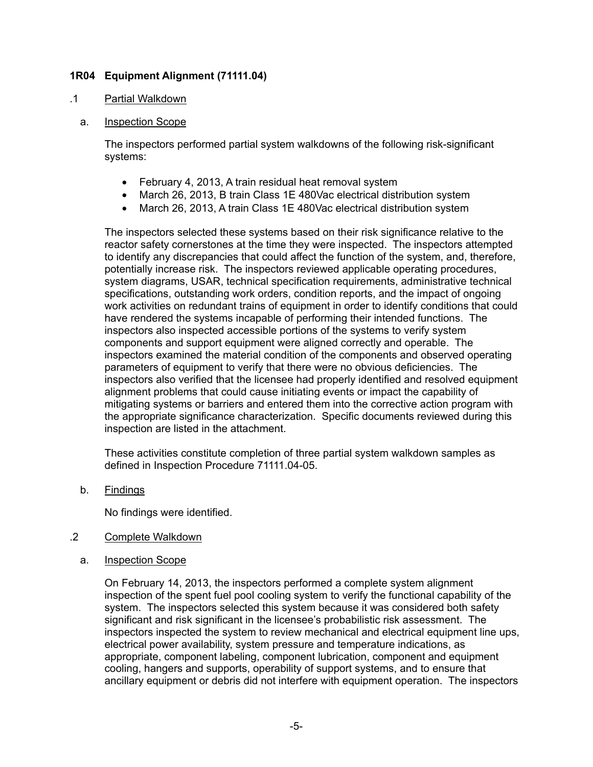## 1R04 Equipment Alignment (71111.04)

### .1 Partial Walkdown

a. Inspection Scope

The inspectors performed partial system walkdowns of the following risk-significant systems:

- February 4, 2013, A train residual heat removal system
- March 26, 2013, B train Class 1E 480Vac electrical distribution system
- March 26, 2013, A train Class 1E 480Vac electrical distribution system

The inspectors selected these systems based on their risk significance relative to the reactor safety cornerstones at the time they were inspected. The inspectors attempted to identify any discrepancies that could affect the function of the system, and, therefore, potentially increase risk. The inspectors reviewed applicable operating procedures, system diagrams, USAR, technical specification requirements, administrative technical specifications, outstanding work orders, condition reports, and the impact of ongoing work activities on redundant trains of equipment in order to identify conditions that could have rendered the systems incapable of performing their intended functions. The inspectors also inspected accessible portions of the systems to verify system components and support equipment were aligned correctly and operable. The inspectors examined the material condition of the components and observed operating parameters of equipment to verify that there were no obvious deficiencies. The inspectors also verified that the licensee had properly identified and resolved equipment alignment problems that could cause initiating events or impact the capability of mitigating systems or barriers and entered them into the corrective action program with the appropriate significance characterization. Specific documents reviewed during this inspection are listed in the attachment.

These activities constitute completion of three partial system walkdown samples as defined in Inspection Procedure 71111.04-05.

b. Findings

No findings were identified.

### .2 Complete Walkdown

a. Inspection Scope

On February 14, 2013, the inspectors performed a complete system alignment inspection of the spent fuel pool cooling system to verify the functional capability of the system. The inspectors selected this system because it was considered both safety significant and risk significant in the licensee's probabilistic risk assessment. The inspectors inspected the system to review mechanical and electrical equipment line ups, electrical power availability, system pressure and temperature indications, as appropriate, component labeling, component lubrication, component and equipment cooling, hangers and supports, operability of support systems, and to ensure that ancillary equipment or debris did not interfere with equipment operation. The inspectors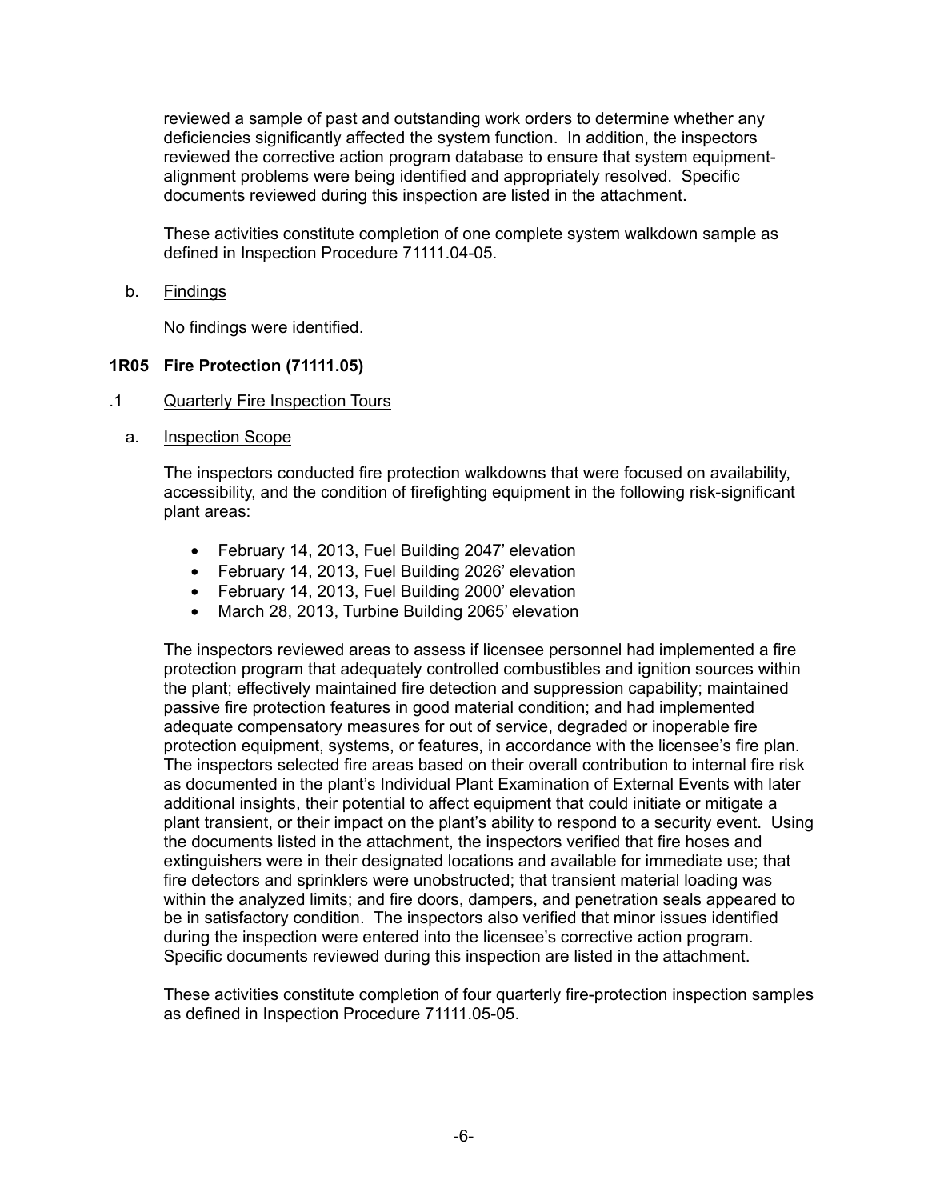reviewed a sample of past and outstanding work orders to determine whether any deficiencies significantly affected the system function. In addition, the inspectors reviewed the corrective action program database to ensure that system equipment-alignment problems were being identified and appropriately resolved. Specific documents reviewed during this inspection are listed in the attachment.

These activities constitute completion of one complete system walkdown sample as defined in Inspection Procedure 71111.04-05.

b. Findings

No findings were identified.

## 1R05 Fire Protection (71111.05)

### .1 Quarterly Fire Inspection Tours

a. Inspection Scope

The inspectors conducted fire protection walkdowns that were focused on availability, accessibility, and the condition of firefighting equipment in the following risk-significant plant areas:

- February 14, 2013, Fuel Building 2047' elevation
- February 14, 2013, Fuel Building 2026' elevation
- February 14, 2013, Fuel Building 2000' elevation
- March 28, 2013, Turbine Building 2065' elevation

The inspectors reviewed areas to assess if licensee personnel had implemented a fire protection program that adequately controlled combustibles and ignition sources within the plant; effectively maintained fire detection and suppression capability; maintained passive fire protection features in good material condition; and had implemented adequate compensatory measures for out of service, degraded or inoperable fire protection equipment, systems, or features, in accordance with the licensee's fire plan. The inspectors selected fire areas based on their overall contribution to internal fire risk as documented in the plant's Individual Plant Examination of External Events with later additional insights, their potential to affect equipment that could initiate or mitigate a plant transient, or their impact on the plant's ability to respond to a security event. Using the documents listed in the attachment, the inspectors verified that fire hoses and extinguishers were in their designated locations and available for immediate use; that fire detectors and sprinklers were unobstructed; that transient material loading was within the analyzed limits; and fire doors, dampers, and penetration seals appeared to be in satisfactory condition. The inspectors also verified that minor issues identified during the inspection were entered into the licensee's corrective action program. Specific documents reviewed during this inspection are listed in the attachment.

These activities constitute completion of four quarterly fire-protection inspection samples as defined in Inspection Procedure 71111.05-05.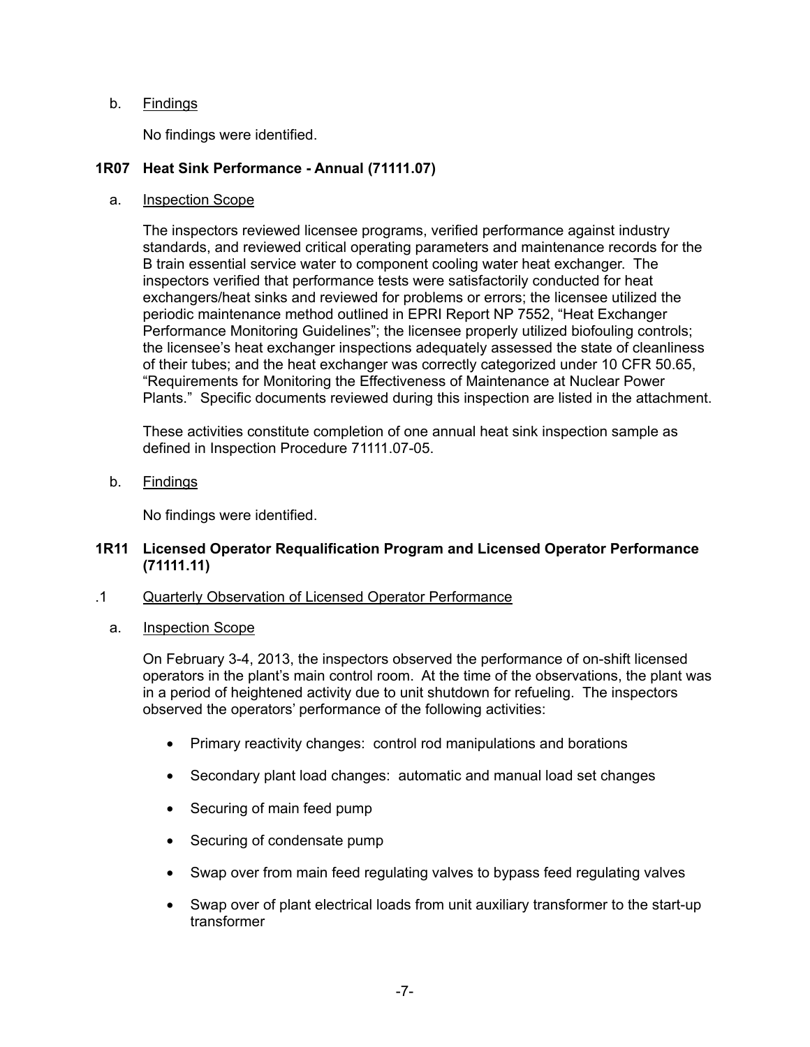b. Findings

No findings were identified.

## 1R07 Heat Sink Performance - Annual (71111.07)

a. Inspection Scope

The inspectors reviewed licensee programs, verified performance against industry standards, and reviewed critical operating parameters and maintenance records for the B train essential service water to component cooling water heat exchanger. The inspectors verified that performance tests were satisfactorily conducted for heat exchangers/heat sinks and reviewed for problems or errors; the licensee utilized the periodic maintenance method outlined in EPRI Report NP 7552, "Heat Exchanger Performance Monitoring Guidelines"; the licensee properly utilized biofouling controls; the licensee's heat exchanger inspections adequately assessed the state of cleanliness of their tubes; and the heat exchanger was correctly categorized under 10 CFR 50.65, "Requirements for Monitoring the Effectiveness of Maintenance at Nuclear Power Plants." Specific documents reviewed during this inspection are listed in the attachment.

These activities constitute completion of one annual heat sink inspection sample as defined in Inspection Procedure 71111.07-05.

b. Findings

No findings were identified.

## 1R11 Licensed Operator Requalification Program and Licensed Operator Performance (71111.11)

.1 Quarterly Observation of Licensed Operator Performance

a. Inspection Scope

On February 3-4, 2013, the inspectors observed the performance of on-shift licensed operators in the plant's main control room. At the time of the observations, the plant was in a period of heightened activity due to unit shutdown for refueling. The inspectors observed the operators' performance of the following activities:

- Primary reactivity changes: control rod manipulations and borations
- Secondary plant load changes: automatic and manual load set changes
- Securing of main feed pump
- Securing of condensate pump
- Swap over from main feed regulating valves to bypass feed regulating valves
- Swap over of plant electrical loads from unit auxiliary transformer to the start-up transformer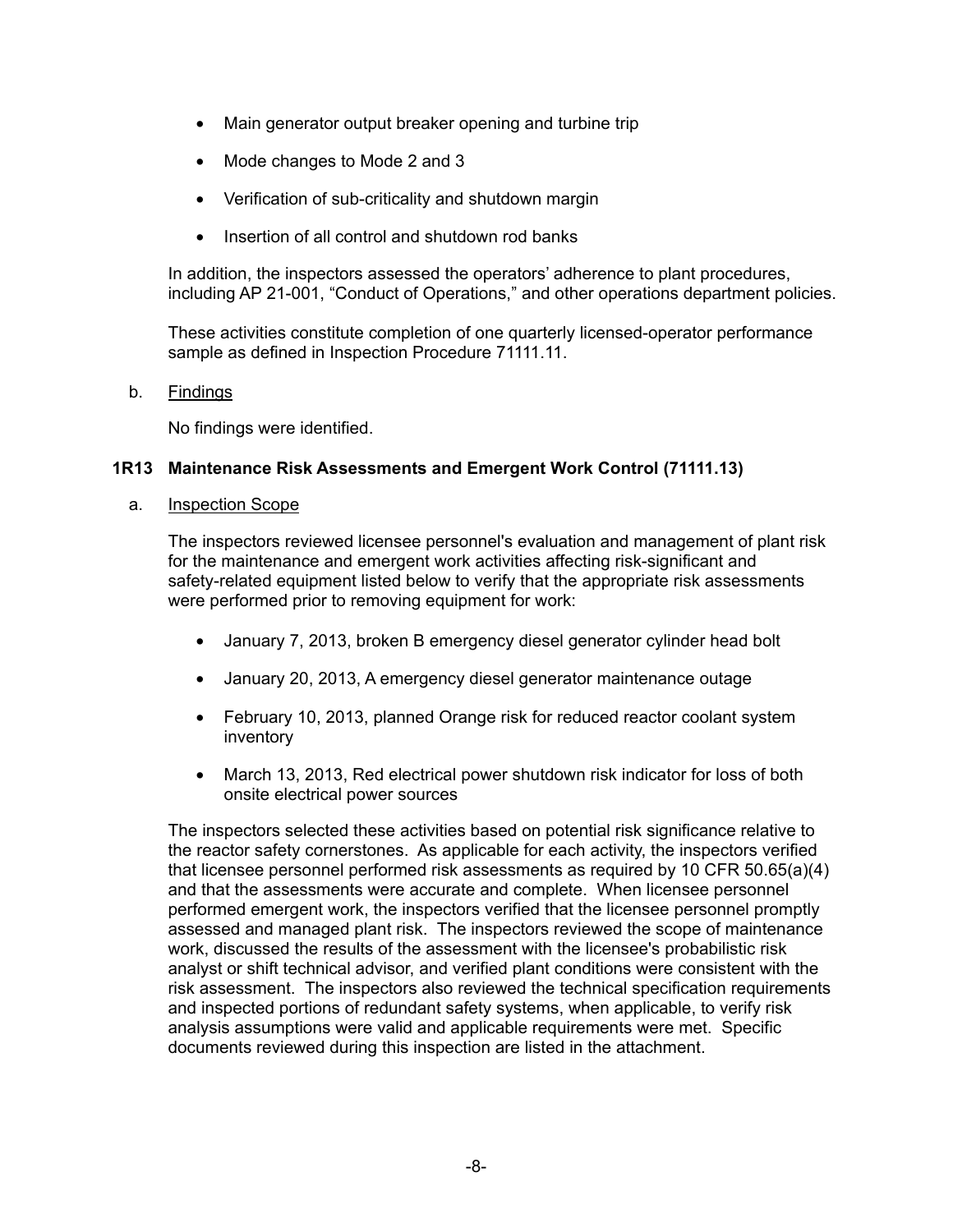- Main generator output breaker opening and turbine trip
- Mode changes to Mode 2 and 3
- Verification of sub-criticality and shutdown margin
- Insertion of all control and shutdown rod banks

In addition, the inspectors assessed the operators' adherence to plant procedures, including AP 21-001, "Conduct of Operations," and other operations department policies.

These activities constitute completion of one quarterly licensed-operator performance sample as defined in Inspection Procedure 71111.11.

b. Findings

No findings were identified.

### 1R13 Maintenance Risk Assessments and Emergent Work Control (71111.13)

a. Inspection Scope

The inspectors reviewed licensee personnel's evaluation and management of plant risk for the maintenance and emergent work activities affecting risk-significant and safety-related equipment listed below to verify that the appropriate risk assessments were performed prior to removing equipment for work:

- January 7, 2013, broken B emergency diesel generator cylinder head bolt
- January 20, 2013, A emergency diesel generator maintenance outage
- February 10, 2013, planned Orange risk for reduced reactor coolant system inventory
- March 13, 2013, Red electrical power shutdown risk indicator for loss of both onsite electrical power sources

The inspectors selected these activities based on potential risk significance relative to the reactor safety cornerstones. As applicable for each activity, the inspectors verified that licensee personnel performed risk assessments as required by 10 CFR 50.65(a)(4) and that the assessments were accurate and complete. When licensee personnel performed emergent work, the inspectors verified that the licensee personnel promptly assessed and managed plant risk. The inspectors reviewed the scope of maintenance work, discussed the results of the assessment with the licensee's probabilistic risk analyst or shift technical advisor, and verified plant conditions were consistent with the risk assessment. The inspectors also reviewed the technical specification requirements and inspected portions of redundant safety systems, when applicable, to verify risk analysis assumptions were valid and applicable requirements were met. Specific documents reviewed during this inspection are listed in the attachment.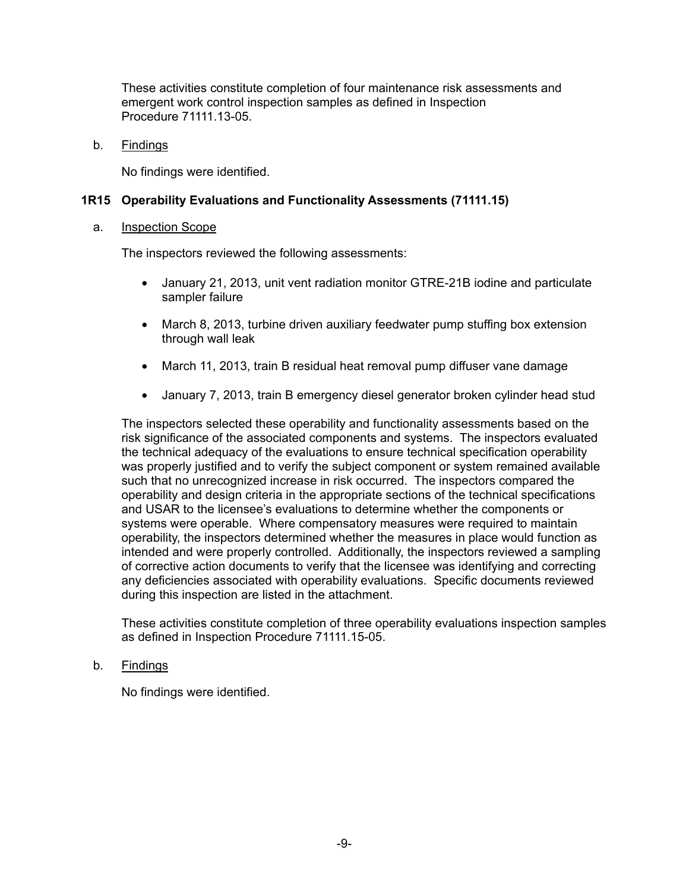These activities constitute completion of four maintenance risk assessments and emergent work control inspection samples as defined in Inspection Procedure 71111.13-05.

b. Findings

No findings were identified.

### 1R15 Operability Evaluations and Functionality Assessments (71111.15)

a. Inspection Scope

The inspectors reviewed the following assessments:

- January 21, 2013, unit vent radiation monitor GTRE-21B iodine and particulate sampler failure
- March 8, 2013, turbine driven auxiliary feedwater pump stuffing box extension through wall leak
- March 11, 2013, train B residual heat removal pump diffuser vane damage
- January 7, 2013, train B emergency diesel generator broken cylinder head stud

The inspectors selected these operability and functionality assessments based on the risk significance of the associated components and systems. The inspectors evaluated the technical adequacy of the evaluations to ensure technical specification operability was properly justified and to verify the subject component or system remained available such that no unrecognized increase in risk occurred. The inspectors compared the operability and design criteria in the appropriate sections of the technical specifications and USAR to the licensee's evaluations to determine whether the components or systems were operable. Where compensatory measures were required to maintain operability, the inspectors determined whether the measures in place would function as intended and were properly controlled. Additionally, the inspectors reviewed a sampling of corrective action documents to verify that the licensee was identifying and correcting any deficiencies associated with operability evaluations. Specific documents reviewed during this inspection are listed in the attachment.

These activities constitute completion of three operability evaluations inspection samples as defined in Inspection Procedure 71111.15-05.

b. Findings

No findings were identified.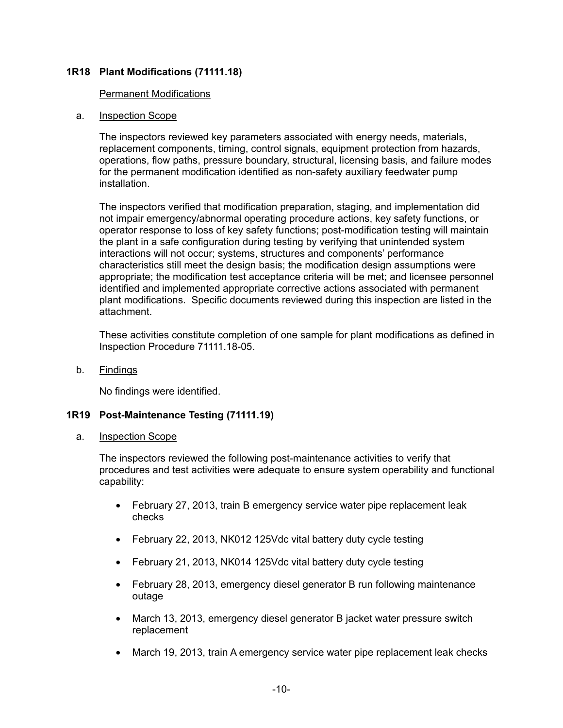### 1R18 Plant Modifications (71111.18)

Permanent Modifications

a. Inspection Scope

The inspectors reviewed key parameters associated with energy needs, materials, replacement components, timing, control signals, equipment protection from hazards, operations, flow paths, pressure boundary, structural, licensing basis, and failure modes for the permanent modification identified as non-safety auxiliary feedwater pump installation.

The inspectors verified that modification preparation, staging, and implementation did not impair emergency/abnormal operating procedure actions, key safety functions, or operator response to loss of key safety functions; post-modification testing will maintain the plant in a safe configuration during testing by verifying that unintended system interactions will not occur; systems, structures and components' performance characteristics still meet the design basis; the modification design assumptions were appropriate; the modification test acceptance criteria will be met; and licensee personnel identified and implemented appropriate corrective actions associated with permanent plant modifications. Specific documents reviewed during this inspection are listed in the attachment.

These activities constitute completion of one sample for plant modifications as defined in Inspection Procedure 71111.18-05.

b. Findings

No findings were identified.

### 1R19 Post-Maintenance Testing (71111.19)

a. Inspection Scope

The inspectors reviewed the following post-maintenance activities to verify that procedures and test activities were adequate to ensure system operability and functional capability:

- February 27, 2013, train B emergency service water pipe replacement leak checks
- February 22, 2013, NK012 125Vdc vital battery duty cycle testing
- February 21, 2013, NK014 125Vdc vital battery duty cycle testing
- February 28, 2013, emergency diesel generator B run following maintenance outage
- March 13, 2013, emergency diesel generator B jacket water pressure switch replacement
- March 19, 2013, train A emergency service water pipe replacement leak checks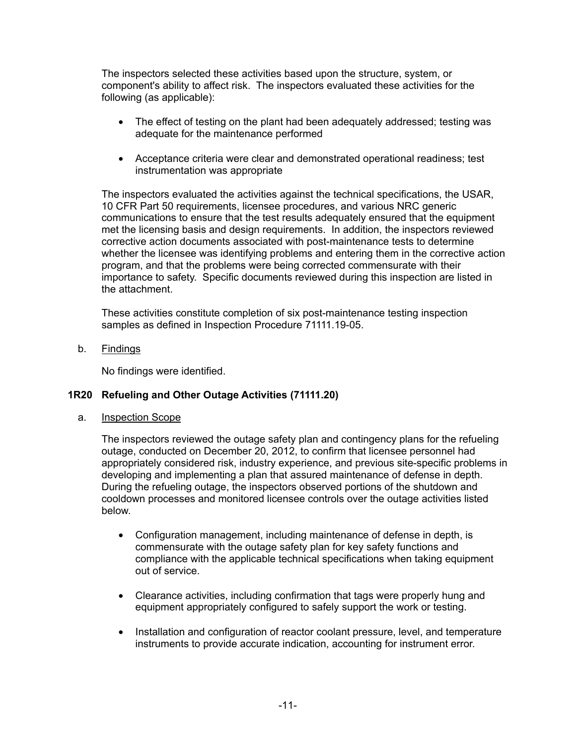The inspectors selected these activities based upon the structure, system, or component's ability to affect risk. The inspectors evaluated these activities for the following (as applicable):

- The effect of testing on the plant had been adequately addressed; testing was adequate for the maintenance performed
- Acceptance criteria were clear and demonstrated operational readiness; test instrumentation was appropriate

The inspectors evaluated the activities against the technical specifications, the USAR, 10 CFR Part 50 requirements, licensee procedures, and various NRC generic communications to ensure that the test results adequately ensured that the equipment met the licensing basis and design requirements. In addition, the inspectors reviewed corrective action documents associated with post-maintenance tests to determine whether the licensee was identifying problems and entering them in the corrective action program, and that the problems were being corrected commensurate with their importance to safety. Specific documents reviewed during this inspection are listed in the attachment.

These activities constitute completion of six post-maintenance testing inspection samples as defined in Inspection Procedure 71111.19-05.

b. Findings

No findings were identified.

### 1R20 Refueling and Other Outage Activities (71111.20)

a. Inspection Scope

The inspectors reviewed the outage safety plan and contingency plans for the refueling outage, conducted on December 20, 2012, to confirm that licensee personnel had appropriately considered risk, industry experience, and previous site-specific problems in developing and implementing a plan that assured maintenance of defense in depth. During the refueling outage, the inspectors observed portions of the shutdown and cooldown processes and monitored licensee controls over the outage activities listed below.

- Configuration management, including maintenance of defense in depth, is commensurate with the outage safety plan for key safety functions and compliance with the applicable technical specifications when taking equipment out of service.
- Clearance activities, including confirmation that tags were properly hung and equipment appropriately configured to safely support the work or testing.
- Installation and configuration of reactor coolant pressure, level, and temperature instruments to provide accurate indication, accounting for instrument error.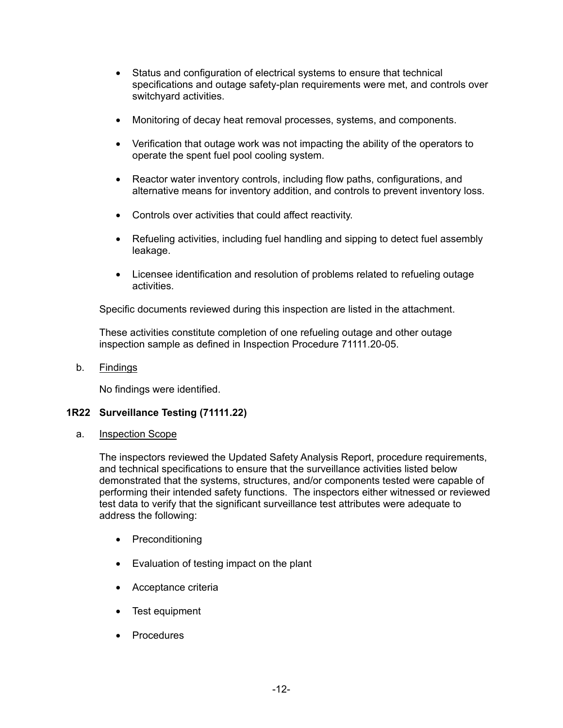- Status and configuration of electrical systems to ensure that technical specifications and outage safety-plan requirements were met, and controls over switchyard activities.

- Monitoring of decay heat removal processes, systems, and components.

- Verification that outage work was not impacting the ability of the operators to operate the spent fuel pool cooling system.

- Reactor water inventory controls, including flow paths, configurations, and alternative means for inventory addition, and controls to prevent inventory loss.

- Controls over activities that could affect reactivity.

- Refueling activities, including fuel handling and sipping to detect fuel assembly leakage.

- Licensee identification and resolution of problems related to refueling outage activities.

Specific documents reviewed during this inspection are listed in the attachment.

These activities constitute completion of one refueling outage and other outage inspection sample as defined in Inspection Procedure 71111.20-05.

b. Findings

No findings were identified.

### 1R22 Surveillance Testing (71111.22)

a. Inspection Scope

The inspectors reviewed the Updated Safety Analysis Report, procedure requirements, and technical specifications to ensure that the surveillance activities listed below demonstrated that the systems, structures, and/or components tested were capable of performing their intended safety functions. The inspectors either witnessed or reviewed test data to verify that the significant surveillance test attributes were adequate to address the following:

- Preconditioning

- Evaluation of testing impact on the plant

- Acceptance criteria

- Test equipment

- Procedures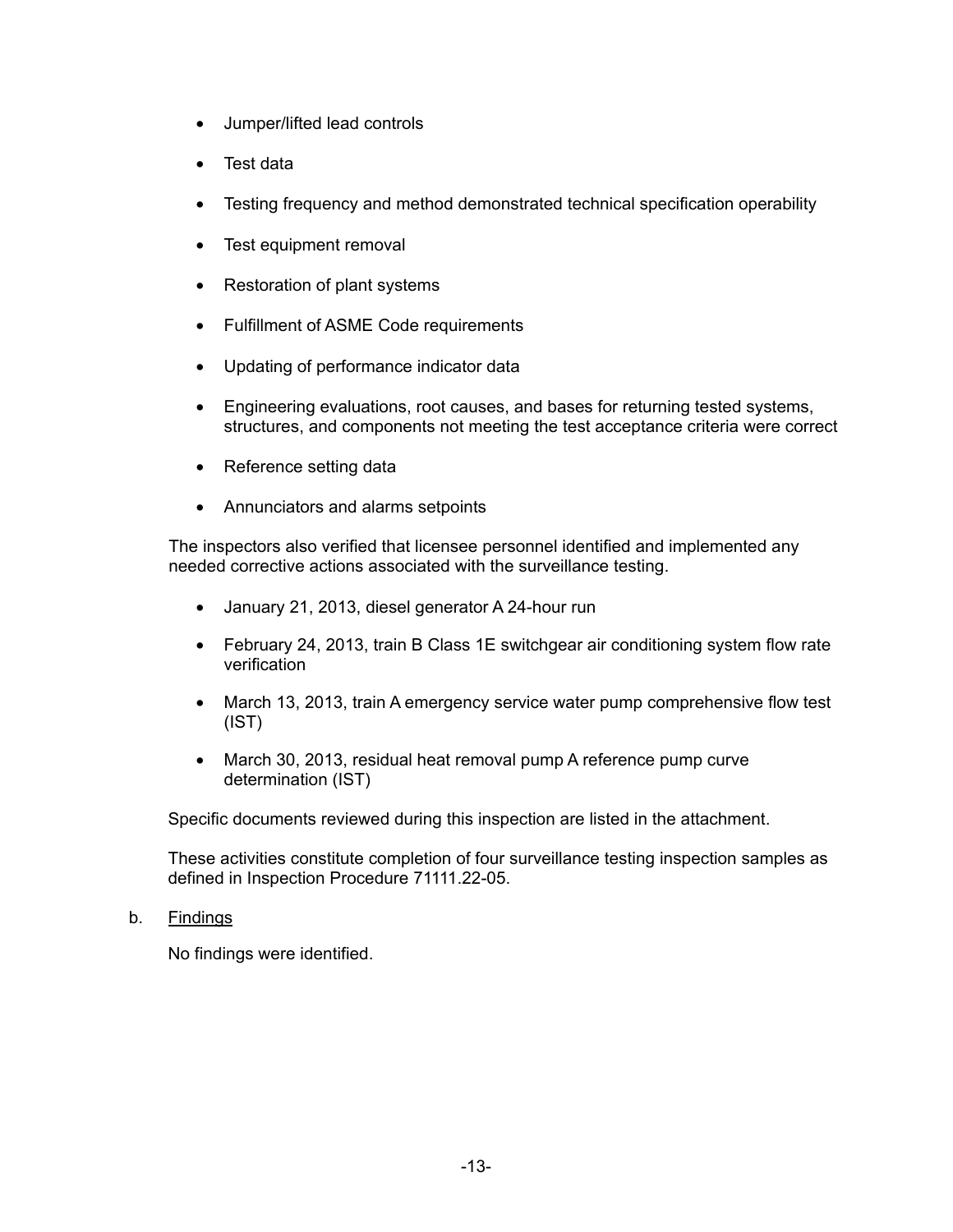- Jumper/lifted lead controls
- Test data
- Testing frequency and method demonstrated technical specification operability
- Test equipment removal
- Restoration of plant systems
- Fulfillment of ASME Code requirements
- Updating of performance indicator data
- Engineering evaluations, root causes, and bases for returning tested systems, structures, and components not meeting the test acceptance criteria were correct
- Reference setting data
- Annunciators and alarms setpoints

The inspectors also verified that licensee personnel identified and implemented any needed corrective actions associated with the surveillance testing.

- January 21, 2013, diesel generator A 24-hour run
- February 24, 2013, train B Class 1E switchgear air conditioning system flow rate verification
- March 13, 2013, train A emergency service water pump comprehensive flow test (IST)
- March 30, 2013, residual heat removal pump A reference pump curve determination (IST)

Specific documents reviewed during this inspection are listed in the attachment.

These activities constitute completion of four surveillance testing inspection samples as defined in Inspection Procedure 71111.22-05.

b. <u>Findings</u>

No findings were identified.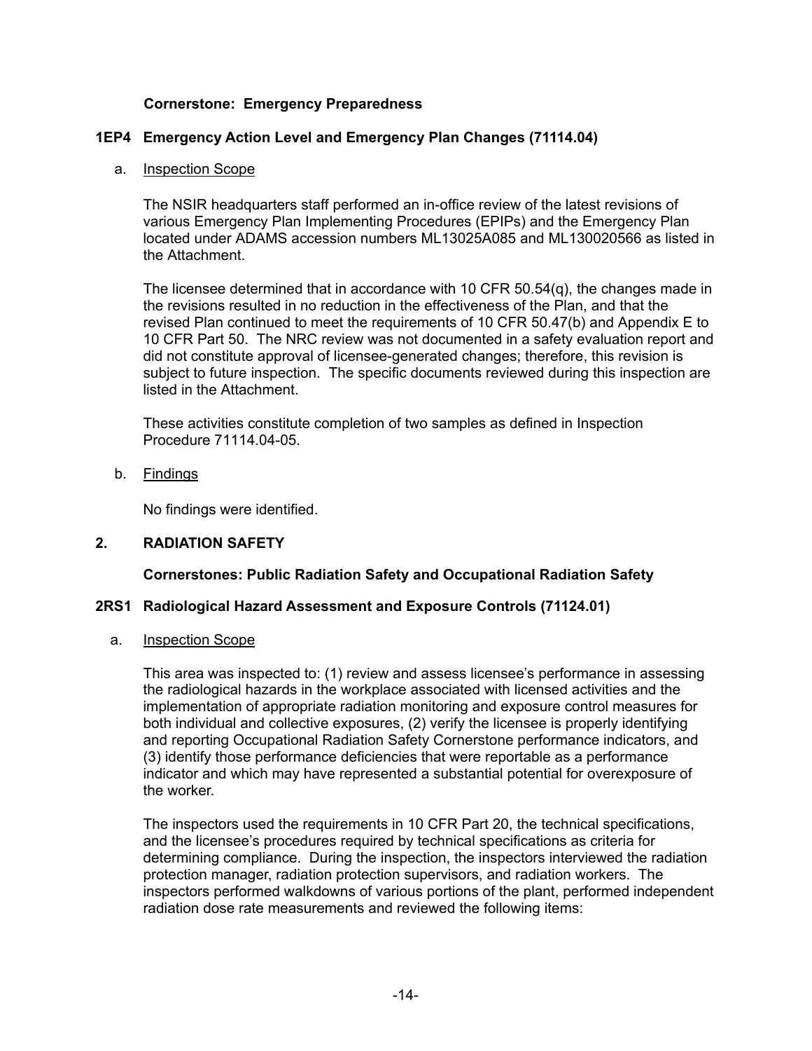**Cornerstone: Emergency Preparedness**

## 1EP4 Emergency Action Level and Emergency Plan Changes (71114.04)

a. Inspection Scope

The NSIR headquarters staff performed an in-office review of the latest revisions of various Emergency Plan Implementing Procedures (EPIPs) and the Emergency Plan located under ADAMS accession numbers ML13025A085 and ML130020566 as listed in the Attachment.

The licensee determined that in accordance with 10 CFR 50.54(q), the changes made in the revisions resulted in no reduction in the effectiveness of the Plan, and that the revised Plan continued to meet the requirements of 10 CFR 50.47(b) and Appendix E to 10 CFR Part 50. The NRC review was not documented in a safety evaluation report and did not constitute approval of licensee-generated changes; therefore, this revision is subject to future inspection. The specific documents reviewed during this inspection are listed in the Attachment.

These activities constitute completion of two samples as defined in Inspection Procedure 71114.04-05.

b. Findings

No findings were identified.

# 2. RADIATION SAFETY

**Cornerstones: Public Radiation Safety and Occupational Radiation Safety**

## 2RS1 Radiological Hazard Assessment and Exposure Controls (71124.01)

a. Inspection Scope

This area was inspected to: (1) review and assess licensee's performance in assessing the radiological hazards in the workplace associated with licensed activities and the implementation of appropriate radiation monitoring and exposure control measures for both individual and collective exposures, (2) verify the licensee is properly identifying and reporting Occupational Radiation Safety Cornerstone performance indicators, and (3) identify those performance deficiencies that were reportable as a performance indicator and which may have represented a substantial potential for overexposure of the worker.

The inspectors used the requirements in 10 CFR Part 20, the technical specifications, and the licensee's procedures required by technical specifications as criteria for determining compliance. During the inspection, the inspectors interviewed the radiation protection manager, radiation protection supervisors, and radiation workers. The inspectors performed walkdowns of various portions of the plant, performed independent radiation dose rate measurements and reviewed the following items: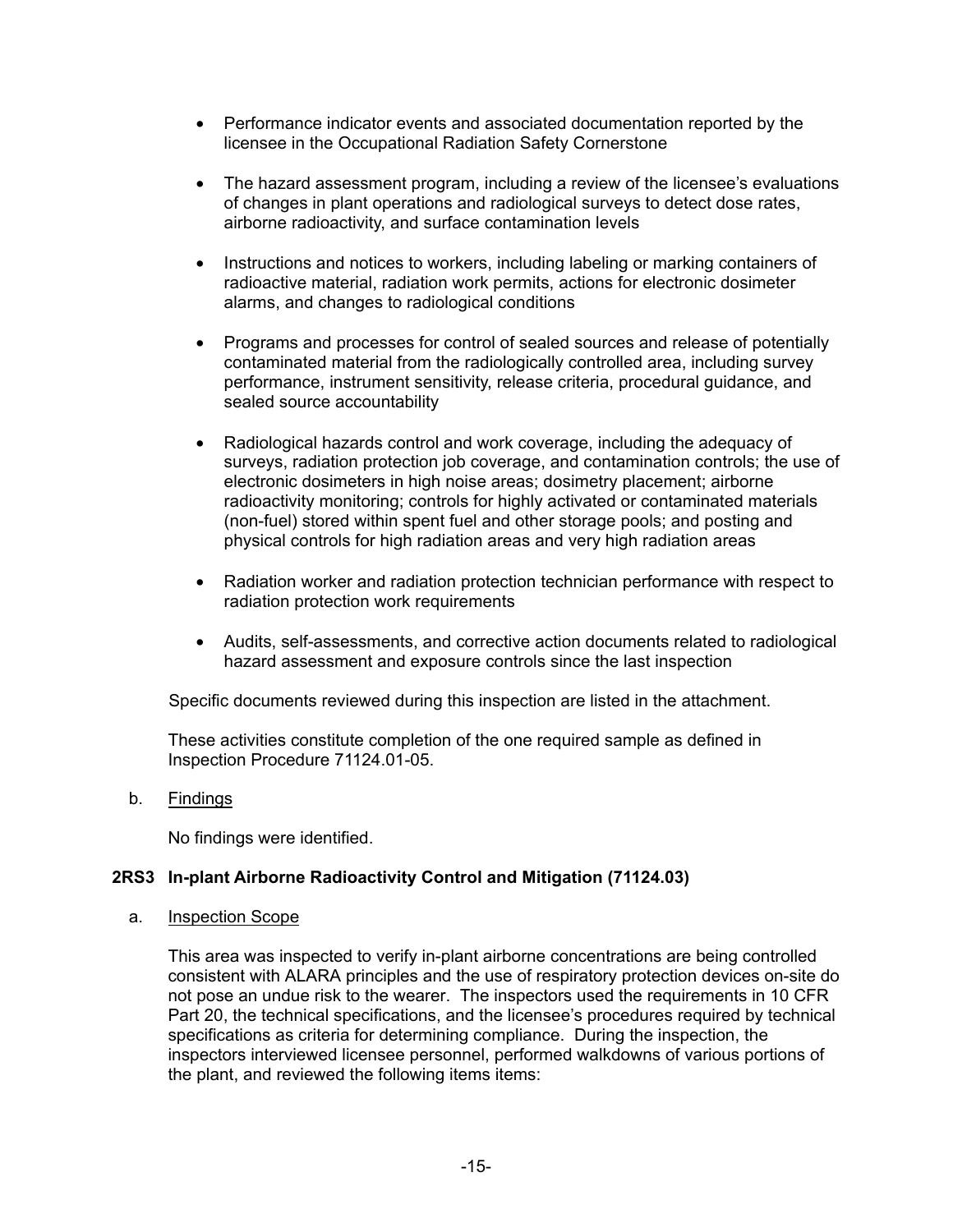- Performance indicator events and associated documentation reported by the licensee in the Occupational Radiation Safety Cornerstone

- The hazard assessment program, including a review of the licensee's evaluations of changes in plant operations and radiological surveys to detect dose rates, airborne radioactivity, and surface contamination levels

- Instructions and notices to workers, including labeling or marking containers of radioactive material, radiation work permits, actions for electronic dosimeter alarms, and changes to radiological conditions

- Programs and processes for control of sealed sources and release of potentially contaminated material from the radiologically controlled area, including survey performance, instrument sensitivity, release criteria, procedural guidance, and sealed source accountability

- Radiological hazards control and work coverage, including the adequacy of surveys, radiation protection job coverage, and contamination controls; the use of electronic dosimeters in high noise areas; dosimetry placement; airborne radioactivity monitoring; controls for highly activated or contaminated materials (non-fuel) stored within spent fuel and other storage pools; and posting and physical controls for high radiation areas and very high radiation areas

- Radiation worker and radiation protection technician performance with respect to radiation protection work requirements

- Audits, self-assessments, and corrective action documents related to radiological hazard assessment and exposure controls since the last inspection

Specific documents reviewed during this inspection are listed in the attachment.

These activities constitute completion of the one required sample as defined in Inspection Procedure 71124.01-05.

b. Findings

No findings were identified.

### 2RS3 In-plant Airborne Radioactivity Control and Mitigation (71124.03)

a. Inspection Scope

This area was inspected to verify in-plant airborne concentrations are being controlled consistent with ALARA principles and the use of respiratory protection devices on-site do not pose an undue risk to the wearer. The inspectors used the requirements in 10 CFR Part 20, the technical specifications, and the licensee's procedures required by technical specifications as criteria for determining compliance. During the inspection, the inspectors interviewed licensee personnel, performed walkdowns of various portions of the plant, and reviewed the following items items: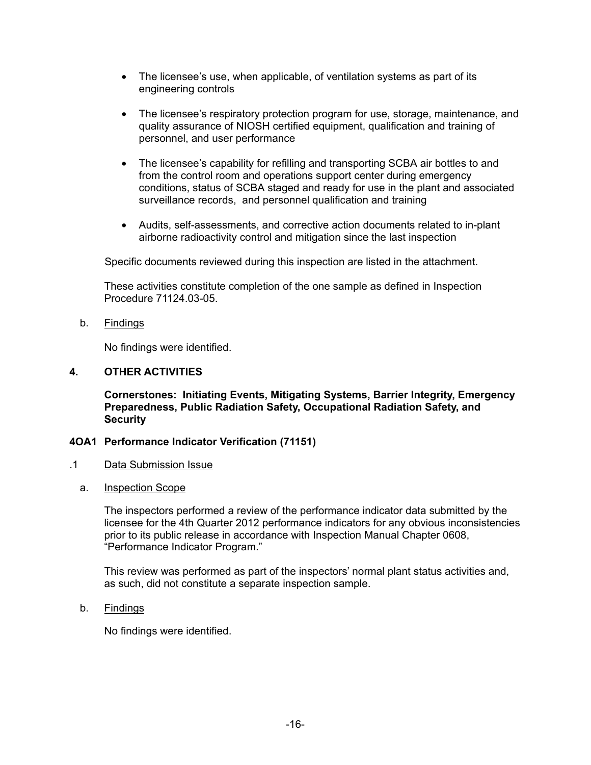- The licensee's use, when applicable, of ventilation systems as part of its engineering controls
- The licensee's respiratory protection program for use, storage, maintenance, and quality assurance of NIOSH certified equipment, qualification and training of personnel, and user performance
- The licensee's capability for refilling and transporting SCBA air bottles to and from the control room and operations support center during emergency conditions, status of SCBA staged and ready for use in the plant and associated surveillance records, and personnel qualification and training
- Audits, self-assessments, and corrective action documents related to in-plant airborne radioactivity control and mitigation since the last inspection

Specific documents reviewed during this inspection are listed in the attachment.

These activities constitute completion of the one sample as defined in Inspection Procedure 71124.03-05.

b. Findings

No findings were identified.

## 4. OTHER ACTIVITIES

**Cornerstones: Initiating Events, Mitigating Systems, Barrier Integrity, Emergency Preparedness, Public Radiation Safety, Occupational Radiation Safety, and Security**

### 4OA1 Performance Indicator Verification (71151)

.1 Data Submission Issue

a. Inspection Scope

The inspectors performed a review of the performance indicator data submitted by the licensee for the 4th Quarter 2012 performance indicators for any obvious inconsistencies prior to its public release in accordance with Inspection Manual Chapter 0608, "Performance Indicator Program."

This review was performed as part of the inspectors' normal plant status activities and, as such, did not constitute a separate inspection sample.

b. Findings

No findings were identified.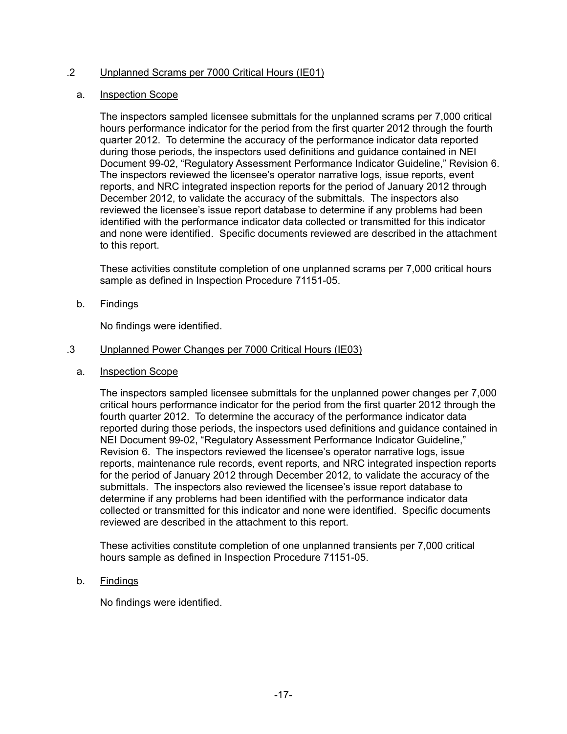.2 Unplanned Scrams per 7000 Critical Hours (IE01)

a. Inspection Scope

The inspectors sampled licensee submittals for the unplanned scrams per 7,000 critical hours performance indicator for the period from the first quarter 2012 through the fourth quarter 2012. To determine the accuracy of the performance indicator data reported during those periods, the inspectors used definitions and guidance contained in NEI Document 99-02, "Regulatory Assessment Performance Indicator Guideline," Revision 6. The inspectors reviewed the licensee's operator narrative logs, issue reports, event reports, and NRC integrated inspection reports for the period of January 2012 through December 2012, to validate the accuracy of the submittals. The inspectors also reviewed the licensee's issue report database to determine if any problems had been identified with the performance indicator data collected or transmitted for this indicator and none were identified. Specific documents reviewed are described in the attachment to this report.

These activities constitute completion of one unplanned scrams per 7,000 critical hours sample as defined in Inspection Procedure 71151-05.

b. Findings

No findings were identified.

.3 Unplanned Power Changes per 7000 Critical Hours (IE03)

a. Inspection Scope

The inspectors sampled licensee submittals for the unplanned power changes per 7,000 critical hours performance indicator for the period from the first quarter 2012 through the fourth quarter 2012. To determine the accuracy of the performance indicator data reported during those periods, the inspectors used definitions and guidance contained in NEI Document 99-02, "Regulatory Assessment Performance Indicator Guideline," Revision 6. The inspectors reviewed the licensee's operator narrative logs, issue reports, maintenance rule records, event reports, and NRC integrated inspection reports for the period of January 2012 through December 2012, to validate the accuracy of the submittals. The inspectors also reviewed the licensee's issue report database to determine if any problems had been identified with the performance indicator data collected or transmitted for this indicator and none were identified. Specific documents reviewed are described in the attachment to this report.

These activities constitute completion of one unplanned transients per 7,000 critical hours sample as defined in Inspection Procedure 71151-05.

b. Findings

No findings were identified.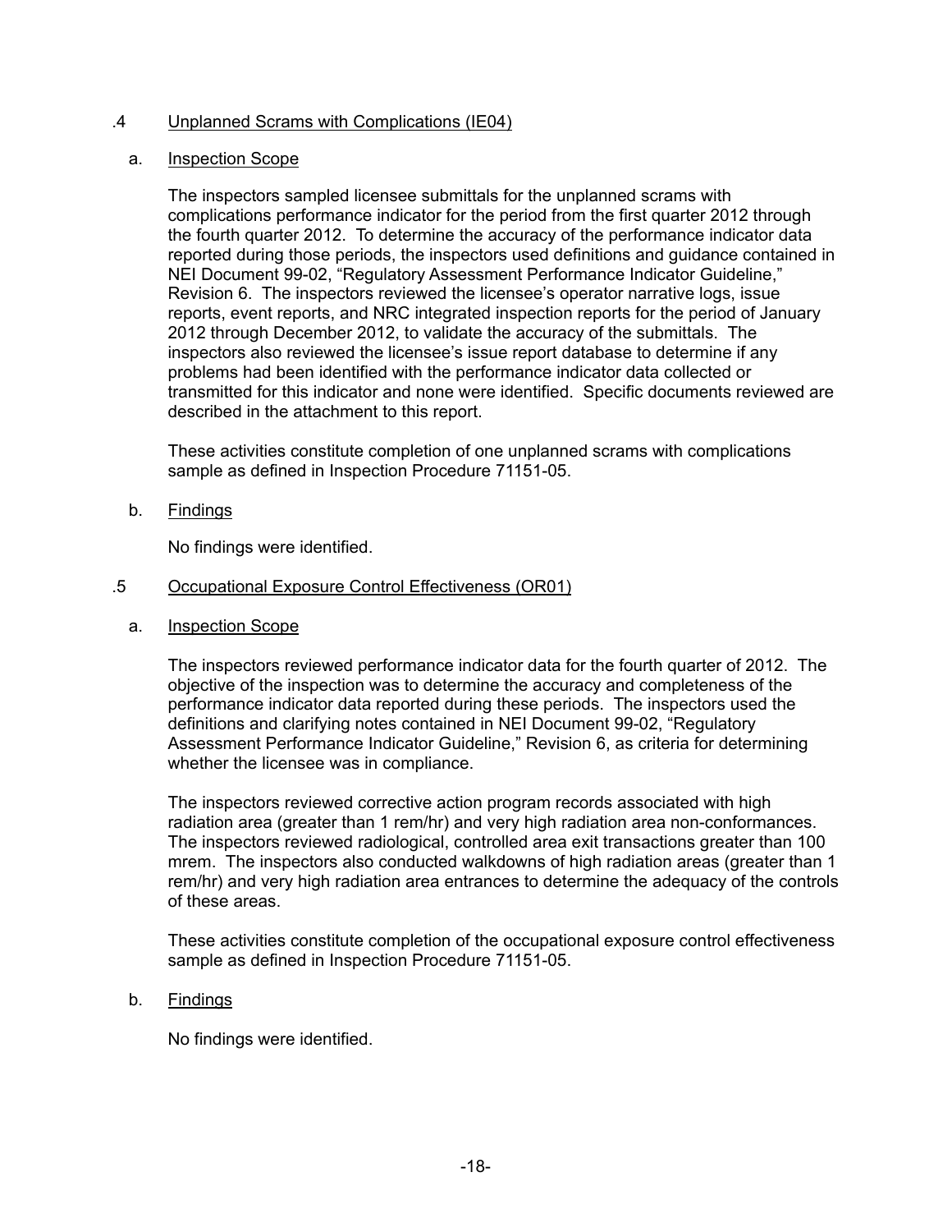### .4 Unplanned Scrams with Complications (IE04)

a. Inspection Scope

The inspectors sampled licensee submittals for the unplanned scrams with complications performance indicator for the period from the first quarter 2012 through the fourth quarter 2012. To determine the accuracy of the performance indicator data reported during those periods, the inspectors used definitions and guidance contained in NEI Document 99-02, "Regulatory Assessment Performance Indicator Guideline," Revision 6. The inspectors reviewed the licensee's operator narrative logs, issue reports, event reports, and NRC integrated inspection reports for the period of January 2012 through December 2012, to validate the accuracy of the submittals. The inspectors also reviewed the licensee's issue report database to determine if any problems had been identified with the performance indicator data collected or transmitted for this indicator and none were identified. Specific documents reviewed are described in the attachment to this report.

These activities constitute completion of one unplanned scrams with complications sample as defined in Inspection Procedure 71151-05.

b. Findings

No findings were identified.

### .5 Occupational Exposure Control Effectiveness (OR01)

a. Inspection Scope

The inspectors reviewed performance indicator data for the fourth quarter of 2012. The objective of the inspection was to determine the accuracy and completeness of the performance indicator data reported during these periods. The inspectors used the definitions and clarifying notes contained in NEI Document 99-02, "Regulatory Assessment Performance Indicator Guideline," Revision 6, as criteria for determining whether the licensee was in compliance.

The inspectors reviewed corrective action program records associated with high radiation area (greater than 1 rem/hr) and very high radiation area non-conformances. The inspectors reviewed radiological, controlled area exit transactions greater than 100 mrem. The inspectors also conducted walkdowns of high radiation areas (greater than 1 rem/hr) and very high radiation area entrances to determine the adequacy of the controls of these areas.

These activities constitute completion of the occupational exposure control effectiveness sample as defined in Inspection Procedure 71151-05.

b. Findings

No findings were identified.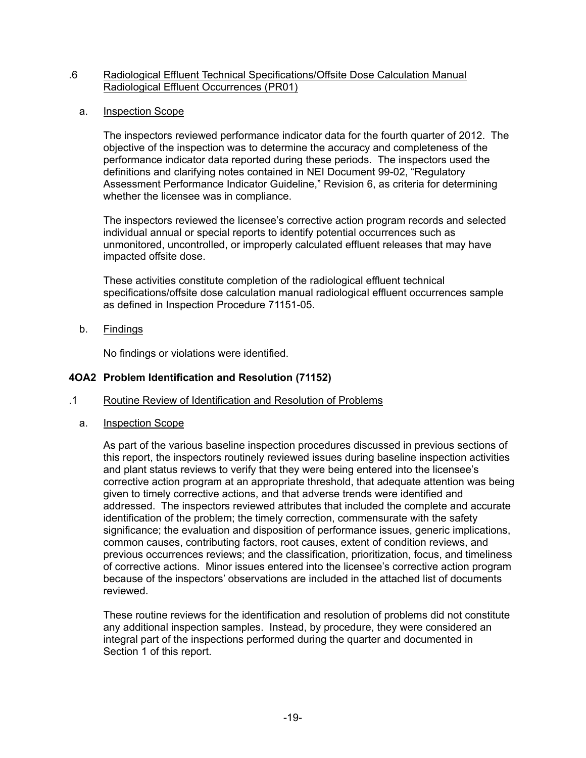.6 Radiological Effluent Technical Specifications/Offsite Dose Calculation Manual Radiological Effluent Occurrences (PR01)

a. Inspection Scope

The inspectors reviewed performance indicator data for the fourth quarter of 2012. The objective of the inspection was to determine the accuracy and completeness of the performance indicator data reported during these periods. The inspectors used the definitions and clarifying notes contained in NEI Document 99-02, "Regulatory Assessment Performance Indicator Guideline," Revision 6, as criteria for determining whether the licensee was in compliance.

The inspectors reviewed the licensee's corrective action program records and selected individual annual or special reports to identify potential occurrences such as unmonitored, uncontrolled, or improperly calculated effluent releases that may have impacted offsite dose.

These activities constitute completion of the radiological effluent technical specifications/offsite dose calculation manual radiological effluent occurrences sample as defined in Inspection Procedure 71151-05.

b. Findings

No findings or violations were identified.

**4OA2 Problem Identification and Resolution (71152)**

.1 Routine Review of Identification and Resolution of Problems

a. Inspection Scope

As part of the various baseline inspection procedures discussed in previous sections of this report, the inspectors routinely reviewed issues during baseline inspection activities and plant status reviews to verify that they were being entered into the licensee's corrective action program at an appropriate threshold, that adequate attention was being given to timely corrective actions, and that adverse trends were identified and addressed. The inspectors reviewed attributes that included the complete and accurate identification of the problem; the timely correction, commensurate with the safety significance; the evaluation and disposition of performance issues, generic implications, common causes, contributing factors, root causes, extent of condition reviews, and previous occurrences reviews; and the classification, prioritization, focus, and timeliness of corrective actions. Minor issues entered into the licensee's corrective action program because of the inspectors' observations are included in the attached list of documents reviewed.

These routine reviews for the identification and resolution of problems did not constitute any additional inspection samples. Instead, by procedure, they were considered an integral part of the inspections performed during the quarter and documented in Section 1 of this report.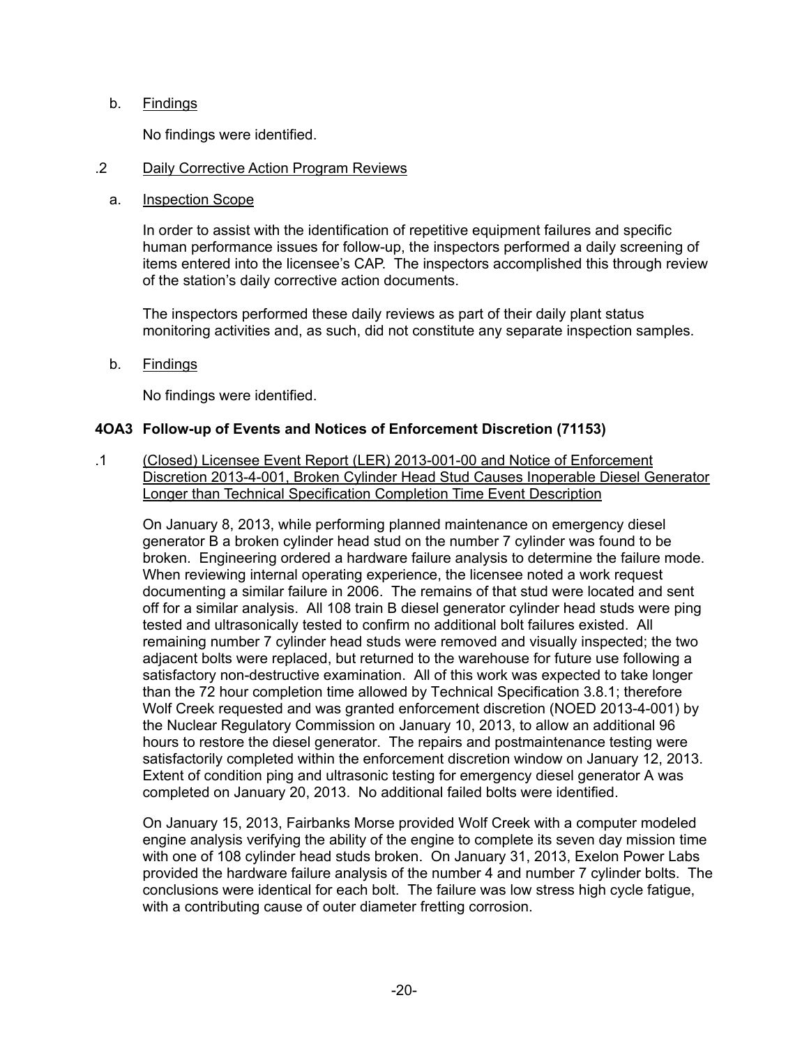b. Findings

No findings were identified.

.2 Daily Corrective Action Program Reviews

a. Inspection Scope

In order to assist with the identification of repetitive equipment failures and specific human performance issues for follow-up, the inspectors performed a daily screening of items entered into the licensee's CAP. The inspectors accomplished this through review of the station's daily corrective action documents.

The inspectors performed these daily reviews as part of their daily plant status monitoring activities and, as such, did not constitute any separate inspection samples.

b. Findings

No findings were identified.

## 4OA3 Follow-up of Events and Notices of Enforcement Discretion (71153)

.1 (Closed) Licensee Event Report (LER) 2013-001-00 and Notice of Enforcement Discretion 2013-4-001, Broken Cylinder Head Stud Causes Inoperable Diesel Generator Longer than Technical Specification Completion Time Event Description

On January 8, 2013, while performing planned maintenance on emergency diesel generator B a broken cylinder head stud on the number 7 cylinder was found to be broken. Engineering ordered a hardware failure analysis to determine the failure mode. When reviewing internal operating experience, the licensee noted a work request documenting a similar failure in 2006. The remains of that stud were located and sent off for a similar analysis. All 108 train B diesel generator cylinder head studs were ping tested and ultrasonically tested to confirm no additional bolt failures existed. All remaining number 7 cylinder head studs were removed and visually inspected; the two adjacent bolts were replaced, but returned to the warehouse for future use following a satisfactory non-destructive examination. All of this work was expected to take longer than the 72 hour completion time allowed by Technical Specification 3.8.1; therefore Wolf Creek requested and was granted enforcement discretion (NOED 2013-4-001) by the Nuclear Regulatory Commission on January 10, 2013, to allow an additional 96 hours to restore the diesel generator. The repairs and postmaintenance testing were satisfactorily completed within the enforcement discretion window on January 12, 2013. Extent of condition ping and ultrasonic testing for emergency diesel generator A was completed on January 20, 2013. No additional failed bolts were identified.

On January 15, 2013, Fairbanks Morse provided Wolf Creek with a computer modeled engine analysis verifying the ability of the engine to complete its seven day mission time with one of 108 cylinder head studs broken. On January 31, 2013, Exelon Power Labs provided the hardware failure analysis of the number 4 and number 7 cylinder bolts. The conclusions were identical for each bolt. The failure was low stress high cycle fatigue, with a contributing cause of outer diameter fretting corrosion.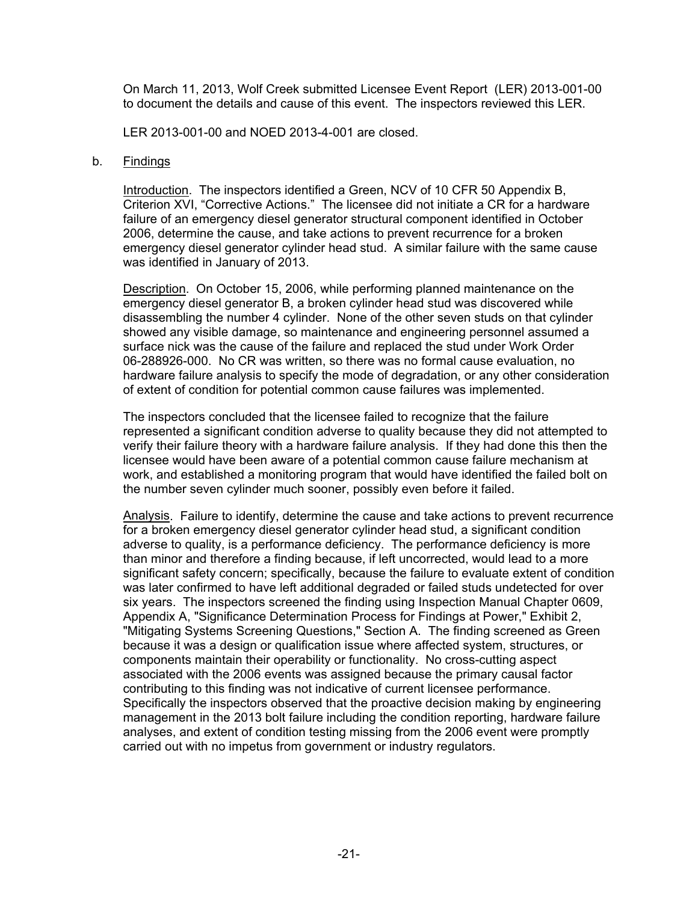On March 11, 2013, Wolf Creek submitted Licensee Event Report (LER) 2013-001-00 to document the details and cause of this event. The inspectors reviewed this LER.

LER 2013-001-00 and NOED 2013-4-001 are closed.

b. Findings

Introduction. The inspectors identified a Green, NCV of 10 CFR 50 Appendix B, Criterion XVI, "Corrective Actions." The licensee did not initiate a CR for a hardware failure of an emergency diesel generator structural component identified in October 2006, determine the cause, and take actions to prevent recurrence for a broken emergency diesel generator cylinder head stud. A similar failure with the same cause was identified in January of 2013.

Description. On October 15, 2006, while performing planned maintenance on the emergency diesel generator B, a broken cylinder head stud was discovered while disassembling the number 4 cylinder. None of the other seven studs on that cylinder showed any visible damage, so maintenance and engineering personnel assumed a surface nick was the cause of the failure and replaced the stud under Work Order 06-288926-000. No CR was written, so there was no formal cause evaluation, no hardware failure analysis to specify the mode of degradation, or any other consideration of extent of condition for potential common cause failures was implemented.

The inspectors concluded that the licensee failed to recognize that the failure represented a significant condition adverse to quality because they did not attempted to verify their failure theory with a hardware failure analysis. If they had done this then the licensee would have been aware of a potential common cause failure mechanism at work, and established a monitoring program that would have identified the failed bolt on the number seven cylinder much sooner, possibly even before it failed.

Analysis. Failure to identify, determine the cause and take actions to prevent recurrence for a broken emergency diesel generator cylinder head stud, a significant condition adverse to quality, is a performance deficiency. The performance deficiency is more than minor and therefore a finding because, if left uncorrected, would lead to a more significant safety concern; specifically, because the failure to evaluate extent of condition was later confirmed to have left additional degraded or failed studs undetected for over six years. The inspectors screened the finding using Inspection Manual Chapter 0609, Appendix A, "Significance Determination Process for Findings at Power," Exhibit 2, "Mitigating Systems Screening Questions," Section A. The finding screened as Green because it was a design or qualification issue where affected system, structures, or components maintain their operability or functionality. No cross-cutting aspect associated with the 2006 events was assigned because the primary causal factor contributing to this finding was not indicative of current licensee performance. Specifically the inspectors observed that the proactive decision making by engineering management in the 2013 bolt failure including the condition reporting, hardware failure analyses, and extent of condition testing missing from the 2006 event were promptly carried out with no impetus from government or industry regulators.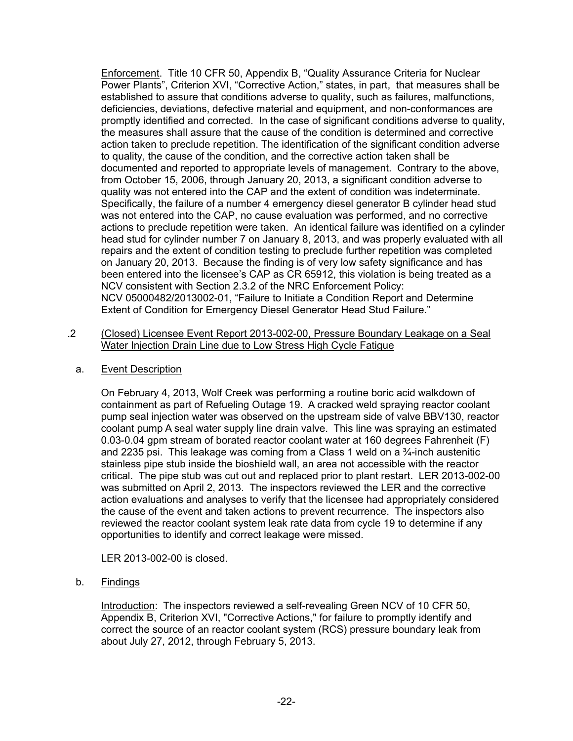Enforcement. Title 10 CFR 50, Appendix B, "Quality Assurance Criteria for Nuclear Power Plants", Criterion XVI, "Corrective Action," states, in part, that measures shall be established to assure that conditions adverse to quality, such as failures, malfunctions, deficiencies, deviations, defective material and equipment, and non-conformances are promptly identified and corrected. In the case of significant conditions adverse to quality, the measures shall assure that the cause of the condition is determined and corrective action taken to preclude repetition. The identification of the significant condition adverse to quality, the cause of the condition, and the corrective action taken shall be documented and reported to appropriate levels of management. Contrary to the above, from October 15, 2006, through January 20, 2013, a significant condition adverse to quality was not entered into the CAP and the extent of condition was indeterminate. Specifically, the failure of a number 4 emergency diesel generator B cylinder head stud was not entered into the CAP, no cause evaluation was performed, and no corrective actions to preclude repetition were taken. An identical failure was identified on a cylinder head stud for cylinder number 7 on January 8, 2013, and was properly evaluated with all repairs and the extent of condition testing to preclude further repetition was completed on January 20, 2013. Because the finding is of very low safety significance and has been entered into the licensee's CAP as CR 65912, this violation is being treated as a NCV consistent with Section 2.3.2 of the NRC Enforcement Policy: NCV 05000482/2013002-01, "Failure to Initiate a Condition Report and Determine Extent of Condition for Emergency Diesel Generator Head Stud Failure."

.2 (Closed) Licensee Event Report 2013-002-00, Pressure Boundary Leakage on a Seal Water Injection Drain Line due to Low Stress High Cycle Fatigue

a. Event Description

On February 4, 2013, Wolf Creek was performing a routine boric acid walkdown of containment as part of Refueling Outage 19. A cracked weld spraying reactor coolant pump seal injection water was observed on the upstream side of valve BBV130, reactor coolant pump A seal water supply line drain valve. This line was spraying an estimated 0.03-0.04 gpm stream of borated reactor coolant water at 160 degrees Fahrenheit (F) and 2235 psi. This leakage was coming from a Class 1 weld on a ¾-inch austenitic stainless pipe stub inside the bioshield wall, an area not accessible with the reactor critical. The pipe stub was cut out and replaced prior to plant restart. LER 2013-002-00 was submitted on April 2, 2013. The inspectors reviewed the LER and the corrective action evaluations and analyses to verify that the licensee had appropriately considered the cause of the event and taken actions to prevent recurrence. The inspectors also reviewed the reactor coolant system leak rate data from cycle 19 to determine if any opportunities to identify and correct leakage were missed.

LER 2013-002-00 is closed.

b. Findings

Introduction: The inspectors reviewed a self-revealing Green NCV of 10 CFR 50, Appendix B, Criterion XVI, "Corrective Actions," for failure to promptly identify and correct the source of an reactor coolant system (RCS) pressure boundary leak from about July 27, 2012, through February 5, 2013.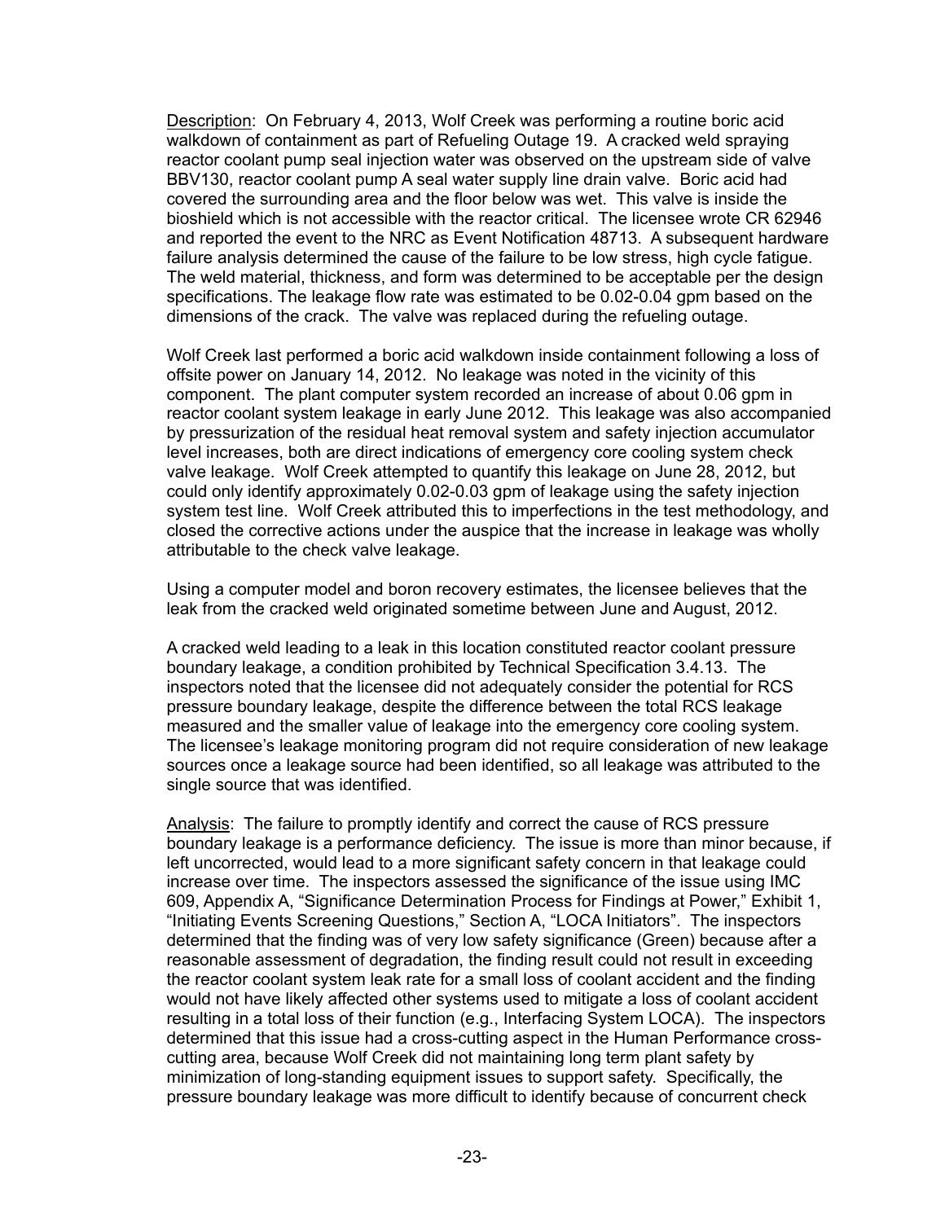<u>Description</u>: On February 4, 2013, Wolf Creek was performing a routine boric acid walkdown of containment as part of Refueling Outage 19. A cracked weld spraying reactor coolant pump seal injection water was observed on the upstream side of valve BBV130, reactor coolant pump A seal water supply line drain valve. Boric acid had covered the surrounding area and the floor below was wet. This valve is inside the bioshield which is not accessible with the reactor critical. The licensee wrote CR 62946 and reported the event to the NRC as Event Notification 48713. A subsequent hardware failure analysis determined the cause of the failure to be low stress, high cycle fatigue. The weld material, thickness, and form was determined to be acceptable per the design specifications. The leakage flow rate was estimated to be 0.02-0.04 gpm based on the dimensions of the crack. The valve was replaced during the refueling outage.

Wolf Creek last performed a boric acid walkdown inside containment following a loss of offsite power on January 14, 2012. No leakage was noted in the vicinity of this component. The plant computer system recorded an increase of about 0.06 gpm in reactor coolant system leakage in early June 2012. This leakage was also accompanied by pressurization of the residual heat removal system and safety injection accumulator level increases, both are direct indications of emergency core cooling system check valve leakage. Wolf Creek attempted to quantify this leakage on June 28, 2012, but could only identify approximately 0.02-0.03 gpm of leakage using the safety injection system test line. Wolf Creek attributed this to imperfections in the test methodology, and closed the corrective actions under the auspice that the increase in leakage was wholly attributable to the check valve leakage.

Using a computer model and boron recovery estimates, the licensee believes that the leak from the cracked weld originated sometime between June and August, 2012.

A cracked weld leading to a leak in this location constituted reactor coolant pressure boundary leakage, a condition prohibited by Technical Specification 3.4.13. The inspectors noted that the licensee did not adequately consider the potential for RCS pressure boundary leakage, despite the difference between the total RCS leakage measured and the smaller value of leakage into the emergency core cooling system. The licensee's leakage monitoring program did not require consideration of new leakage sources once a leakage source had been identified, so all leakage was attributed to the single source that was identified.

<u>Analysis</u>: The failure to promptly identify and correct the cause of RCS pressure boundary leakage is a performance deficiency. The issue is more than minor because, if left uncorrected, would lead to a more significant safety concern in that leakage could increase over time. The inspectors assessed the significance of the issue using IMC 609, Appendix A, "Significance Determination Process for Findings at Power," Exhibit 1, "Initiating Events Screening Questions," Section A, "LOCA Initiators". The inspectors determined that the finding was of very low safety significance (Green) because after a reasonable assessment of degradation, the finding result could not result in exceeding the reactor coolant system leak rate for a small loss of coolant accident and the finding would not have likely affected other systems used to mitigate a loss of coolant accident resulting in a total loss of their function (e.g., Interfacing System LOCA). The inspectors determined that this issue had a cross-cutting aspect in the Human Performance cross-cutting area, because Wolf Creek did not maintaining long term plant safety by minimization of long-standing equipment issues to support safety. Specifically, the pressure boundary leakage was more difficult to identify because of concurrent check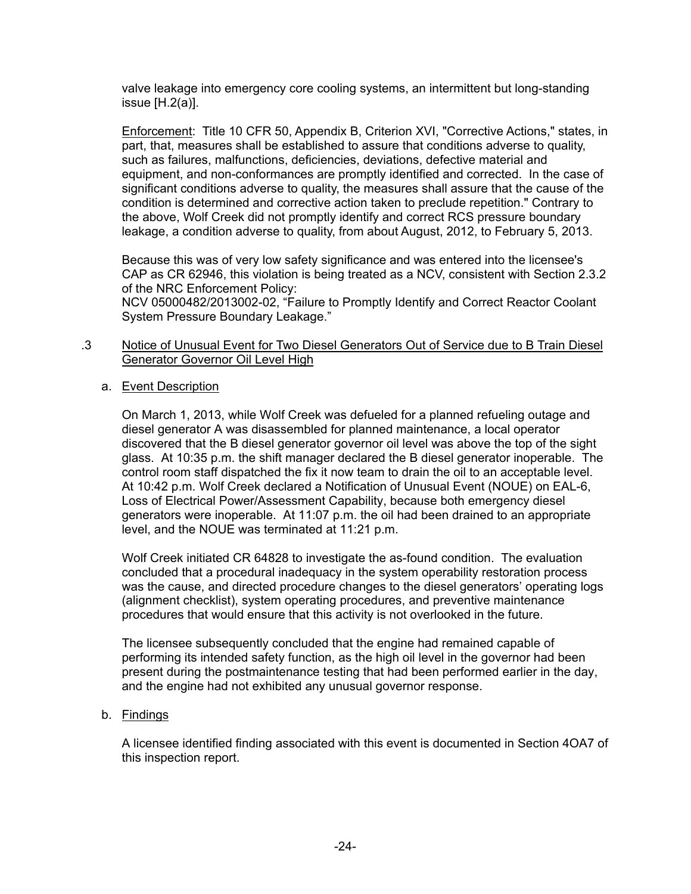valve leakage into emergency core cooling systems, an intermittent but long-standing issue [H.2(a)].

Enforcement: Title 10 CFR 50, Appendix B, Criterion XVI, "Corrective Actions," states, in part, that, measures shall be established to assure that conditions adverse to quality, such as failures, malfunctions, deficiencies, deviations, defective material and equipment, and non-conformances are promptly identified and corrected. In the case of significant conditions adverse to quality, the measures shall assure that the cause of the condition is determined and corrective action taken to preclude repetition." Contrary to the above, Wolf Creek did not promptly identify and correct RCS pressure boundary leakage, a condition adverse to quality, from about August, 2012, to February 5, 2013.

Because this was of very low safety significance and was entered into the licensee's CAP as CR 62946, this violation is being treated as a NCV, consistent with Section 2.3.2 of the NRC Enforcement Policy:
NCV 05000482/2013002-02, "Failure to Promptly Identify and Correct Reactor Coolant System Pressure Boundary Leakage."

.3 Notice of Unusual Event for Two Diesel Generators Out of Service due to B Train Diesel Generator Governor Oil Level High

a. Event Description

On March 1, 2013, while Wolf Creek was defueled for a planned refueling outage and diesel generator A was disassembled for planned maintenance, a local operator discovered that the B diesel generator governor oil level was above the top of the sight glass. At 10:35 p.m. the shift manager declared the B diesel generator inoperable. The control room staff dispatched the fix it now team to drain the oil to an acceptable level. At 10:42 p.m. Wolf Creek declared a Notification of Unusual Event (NOUE) on EAL-6, Loss of Electrical Power/Assessment Capability, because both emergency diesel generators were inoperable. At 11:07 p.m. the oil had been drained to an appropriate level, and the NOUE was terminated at 11:21 p.m.

Wolf Creek initiated CR 64828 to investigate the as-found condition. The evaluation concluded that a procedural inadequacy in the system operability restoration process was the cause, and directed procedure changes to the diesel generators' operating logs (alignment checklist), system operating procedures, and preventive maintenance procedures that would ensure that this activity is not overlooked in the future.

The licensee subsequently concluded that the engine had remained capable of performing its intended safety function, as the high oil level in the governor had been present during the postmaintenance testing that had been performed earlier in the day, and the engine had not exhibited any unusual governor response.

b. Findings

A licensee identified finding associated with this event is documented in Section 4OA7 of this inspection report.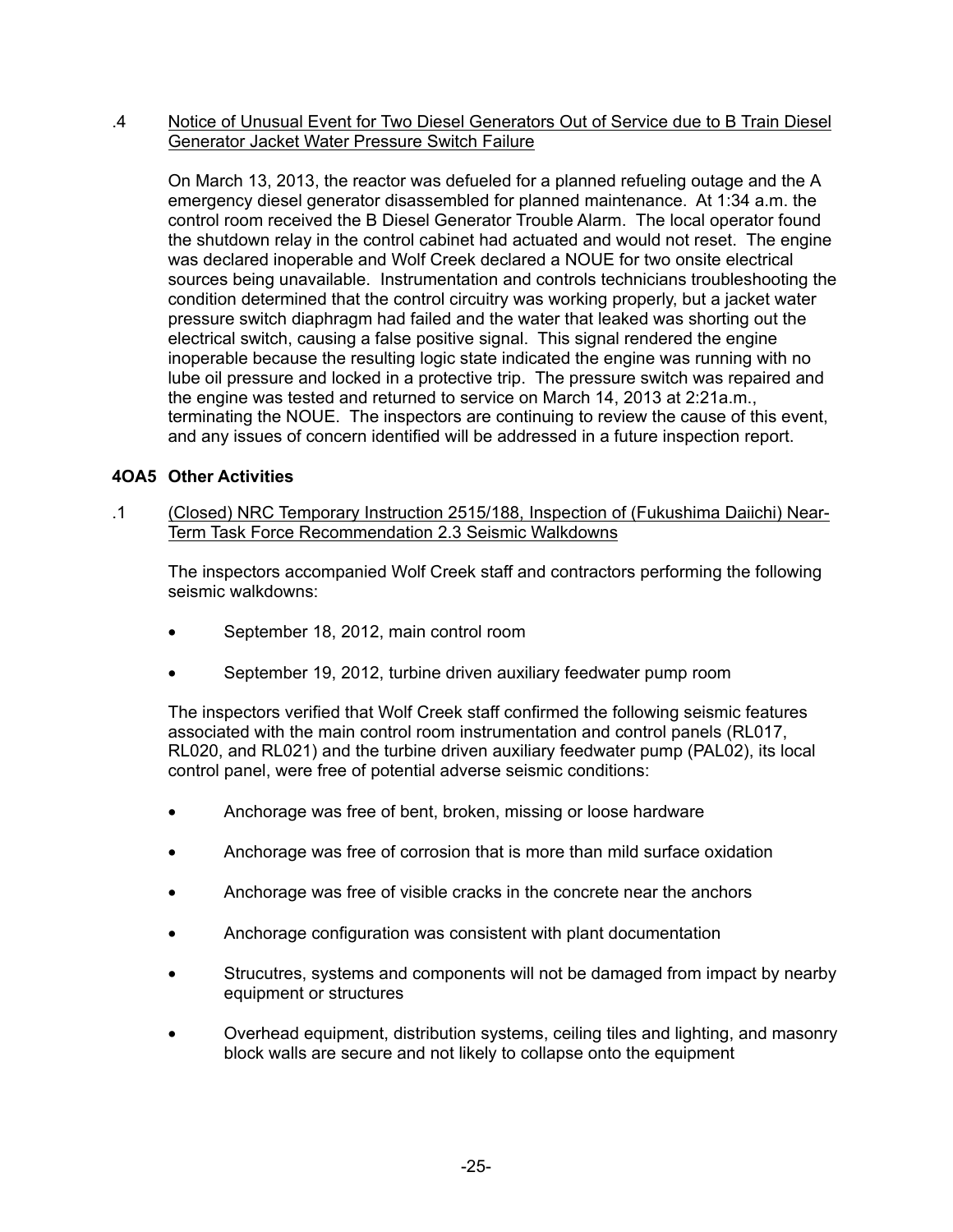.4 <u>Notice of Unusual Event for Two Diesel Generators Out of Service due to B Train Diesel Generator Jacket Water Pressure Switch Failure</u>

On March 13, 2013, the reactor was defueled for a planned refueling outage and the A emergency diesel generator disassembled for planned maintenance. At 1:34 a.m. the control room received the B Diesel Generator Trouble Alarm. The local operator found the shutdown relay in the control cabinet had actuated and would not reset. The engine was declared inoperable and Wolf Creek declared a NOUE for two onsite electrical sources being unavailable. Instrumentation and controls technicians troubleshooting the condition determined that the control circuitry was working properly, but a jacket water pressure switch diaphragm had failed and the water that leaked was shorting out the electrical switch, causing a false positive signal. This signal rendered the engine inoperable because the resulting logic state indicated the engine was running with no lube oil pressure and locked in a protective trip. The pressure switch was repaired and the engine was tested and returned to service on March 14, 2013 at 2:21a.m., terminating the NOUE. The inspectors are continuing to review the cause of this event, and any issues of concern identified will be addressed in a future inspection report.

## 4OA5 Other Activities

.1 <u>(Closed) NRC Temporary Instruction 2515/188, Inspection of (Fukushima Daiichi) Near-Term Task Force Recommendation 2.3 Seismic Walkdowns</u>

The inspectors accompanied Wolf Creek staff and contractors performing the following seismic walkdowns:

- September 18, 2012, main control room
- September 19, 2012, turbine driven auxiliary feedwater pump room

The inspectors verified that Wolf Creek staff confirmed the following seismic features associated with the main control room instrumentation and control panels (RL017, RL020, and RL021) and the turbine driven auxiliary feedwater pump (PAL02), its local control panel, were free of potential adverse seismic conditions:

- Anchorage was free of bent, broken, missing or loose hardware
- Anchorage was free of corrosion that is more than mild surface oxidation
- Anchorage was free of visible cracks in the concrete near the anchors
- Anchorage configuration was consistent with plant documentation
- Strucutres, systems and components will not be damaged from impact by nearby equipment or structures
- Overhead equipment, distribution systems, ceiling tiles and lighting, and masonry block walls are secure and not likely to collapse onto the equipment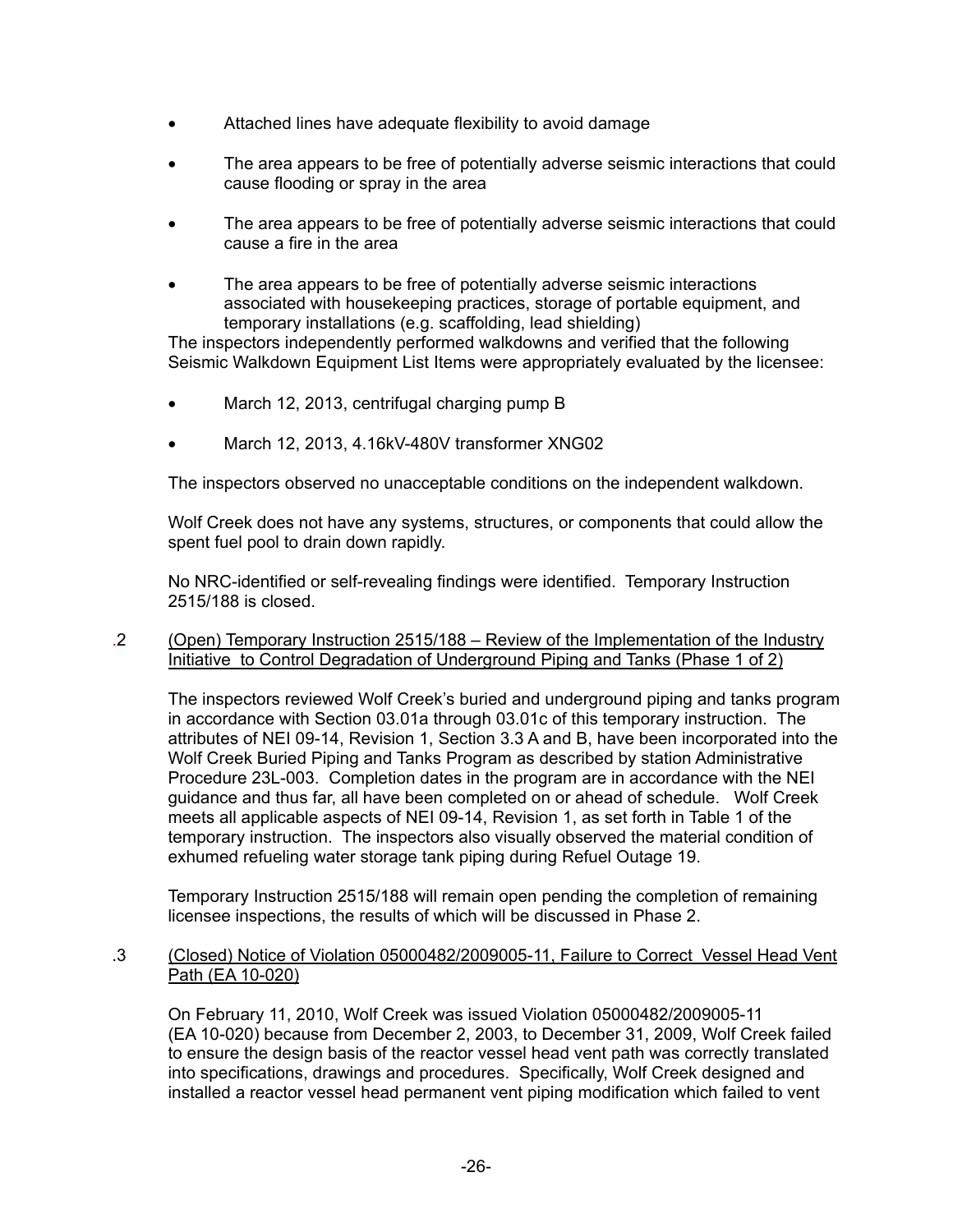- Attached lines have adequate flexibility to avoid damage
- The area appears to be free of potentially adverse seismic interactions that could cause flooding or spray in the area
- The area appears to be free of potentially adverse seismic interactions that could cause a fire in the area
- The area appears to be free of potentially adverse seismic interactions associated with housekeeping practices, storage of portable equipment, and temporary installations (e.g. scaffolding, lead shielding)

The inspectors independently performed walkdowns and verified that the following Seismic Walkdown Equipment List Items were appropriately evaluated by the licensee:

- March 12, 2013, centrifugal charging pump B
- March 12, 2013, 4.16kV-480V transformer XNG02

The inspectors observed no unacceptable conditions on the independent walkdown.

Wolf Creek does not have any systems, structures, or components that could allow the spent fuel pool to drain down rapidly.

No NRC-identified or self-revealing findings were identified. Temporary Instruction 2515/188 is closed.

.2 <u>(Open) Temporary Instruction 2515/188 – Review of the Implementation of the Industry Initiative to Control Degradation of Underground Piping and Tanks (Phase 1 of 2)</u>

The inspectors reviewed Wolf Creek's buried and underground piping and tanks program in accordance with Section 03.01a through 03.01c of this temporary instruction. The attributes of NEI 09-14, Revision 1, Section 3.3 A and B, have been incorporated into the Wolf Creek Buried Piping and Tanks Program as described by station Administrative Procedure 23L-003. Completion dates in the program are in accordance with the NEI guidance and thus far, all have been completed on or ahead of schedule. Wolf Creek meets all applicable aspects of NEI 09-14, Revision 1, as set forth in Table 1 of the temporary instruction. The inspectors also visually observed the material condition of exhumed refueling water storage tank piping during Refuel Outage 19.

Temporary Instruction 2515/188 will remain open pending the completion of remaining licensee inspections, the results of which will be discussed in Phase 2.

.3 <u>(Closed) Notice of Violation 05000482/2009005-11, Failure to Correct Vessel Head Vent Path (EA 10-020)</u>

On February 11, 2010, Wolf Creek was issued Violation 05000482/2009005-11 (EA 10-020) because from December 2, 2003, to December 31, 2009, Wolf Creek failed to ensure the design basis of the reactor vessel head vent path was correctly translated into specifications, drawings and procedures. Specifically, Wolf Creek designed and installed a reactor vessel head permanent vent piping modification which failed to vent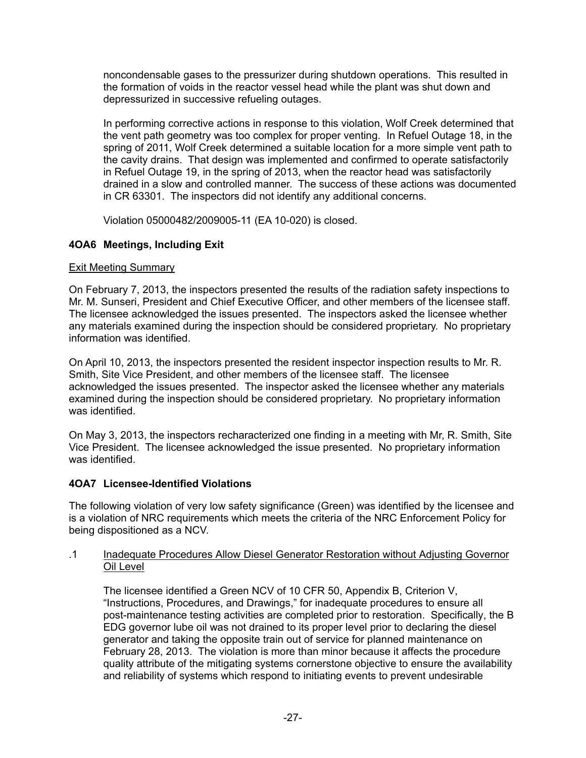noncondensable gases to the pressurizer during shutdown operations. This resulted in the formation of voids in the reactor vessel head while the plant was shut down and depressurized in successive refueling outages.

In performing corrective actions in response to this violation, Wolf Creek determined that the vent path geometry was too complex for proper venting. In Refuel Outage 18, in the spring of 2011, Wolf Creek determined a suitable location for a more simple vent path to the cavity drains. That design was implemented and confirmed to operate satisfactorily in Refuel Outage 19, in the spring of 2013, when the reactor head was satisfactorily drained in a slow and controlled manner. The success of these actions was documented in CR 63301. The inspectors did not identify any additional concerns.

Violation 05000482/2009005-11 (EA 10-020) is closed.

## 4OA6 Meetings, Including Exit

Exit Meeting Summary

On February 7, 2013, the inspectors presented the results of the radiation safety inspections to Mr. M. Sunseri, President and Chief Executive Officer, and other members of the licensee staff. The licensee acknowledged the issues presented. The inspectors asked the licensee whether any materials examined during the inspection should be considered proprietary. No proprietary information was identified.

On April 10, 2013, the inspectors presented the resident inspector inspection results to Mr. R. Smith, Site Vice President, and other members of the licensee staff. The licensee acknowledged the issues presented. The inspector asked the licensee whether any materials examined during the inspection should be considered proprietary. No proprietary information was identified.

On May 3, 2013, the inspectors recharacterized one finding in a meeting with Mr, R. Smith, Site Vice President. The licensee acknowledged the issue presented. No proprietary information was identified.

## 4OA7 Licensee-Identified Violations

The following violation of very low safety significance (Green) was identified by the licensee and is a violation of NRC requirements which meets the criteria of the NRC Enforcement Policy for being dispositioned as a NCV.

.1 Inadequate Procedures Allow Diesel Generator Restoration without Adjusting Governor Oil Level

The licensee identified a Green NCV of 10 CFR 50, Appendix B, Criterion V, "Instructions, Procedures, and Drawings," for inadequate procedures to ensure all post-maintenance testing activities are completed prior to restoration. Specifically, the B EDG governor lube oil was not drained to its proper level prior to declaring the diesel generator and taking the opposite train out of service for planned maintenance on February 28, 2013. The violation is more than minor because it affects the procedure quality attribute of the mitigating systems cornerstone objective to ensure the availability and reliability of systems which respond to initiating events to prevent undesirable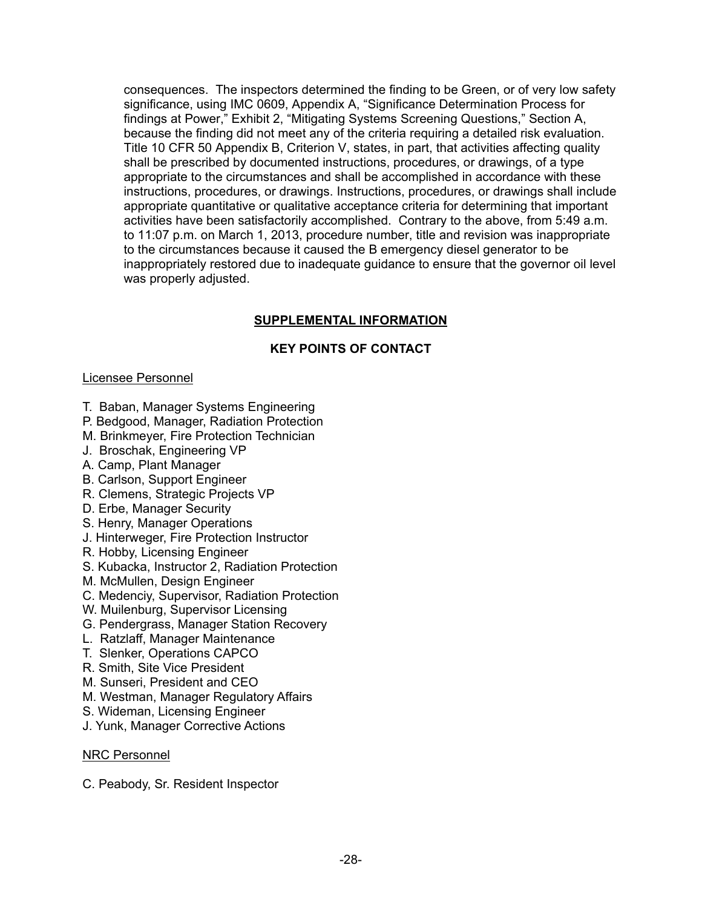consequences. The inspectors determined the finding to be Green, or of very low safety significance, using IMC 0609, Appendix A, "Significance Determination Process for findings at Power," Exhibit 2, "Mitigating Systems Screening Questions," Section A, because the finding did not meet any of the criteria requiring a detailed risk evaluation. Title 10 CFR 50 Appendix B, Criterion V, states, in part, that activities affecting quality shall be prescribed by documented instructions, procedures, or drawings, of a type appropriate to the circumstances and shall be accomplished in accordance with these instructions, procedures, or drawings. Instructions, procedures, or drawings shall include appropriate quantitative or qualitative acceptance criteria for determining that important activities have been satisfactorily accomplished. Contrary to the above, from 5:49 a.m. to 11:07 p.m. on March 1, 2013, procedure number, title and revision was inappropriate to the circumstances because it caused the B emergency diesel generator to be inappropriately restored due to inadequate guidance to ensure that the governor oil level was properly adjusted.

## SUPPLEMENTAL INFORMATION

### KEY POINTS OF CONTACT

Licensee Personnel

T. Baban, Manager Systems Engineering
P. Bedgood, Manager, Radiation Protection
M. Brinkmeyer, Fire Protection Technician
J. Broschak, Engineering VP
A. Camp, Plant Manager
B. Carlson, Support Engineer
R. Clemens, Strategic Projects VP
D. Erbe, Manager Security
S. Henry, Manager Operations
J. Hinterweger, Fire Protection Instructor
R. Hobby, Licensing Engineer
S. Kubacka, Instructor 2, Radiation Protection
M. McMullen, Design Engineer
C. Medenciy, Supervisor, Radiation Protection
W. Muilenburg, Supervisor Licensing
G. Pendergrass, Manager Station Recovery
L. Ratzlaff, Manager Maintenance
T. Slenker, Operations CAPCO
R. Smith, Site Vice President
M. Sunseri, President and CEO
M. Westman, Manager Regulatory Affairs
S. Wideman, Licensing Engineer
J. Yunk, Manager Corrective Actions

NRC Personnel

C. Peabody, Sr. Resident Inspector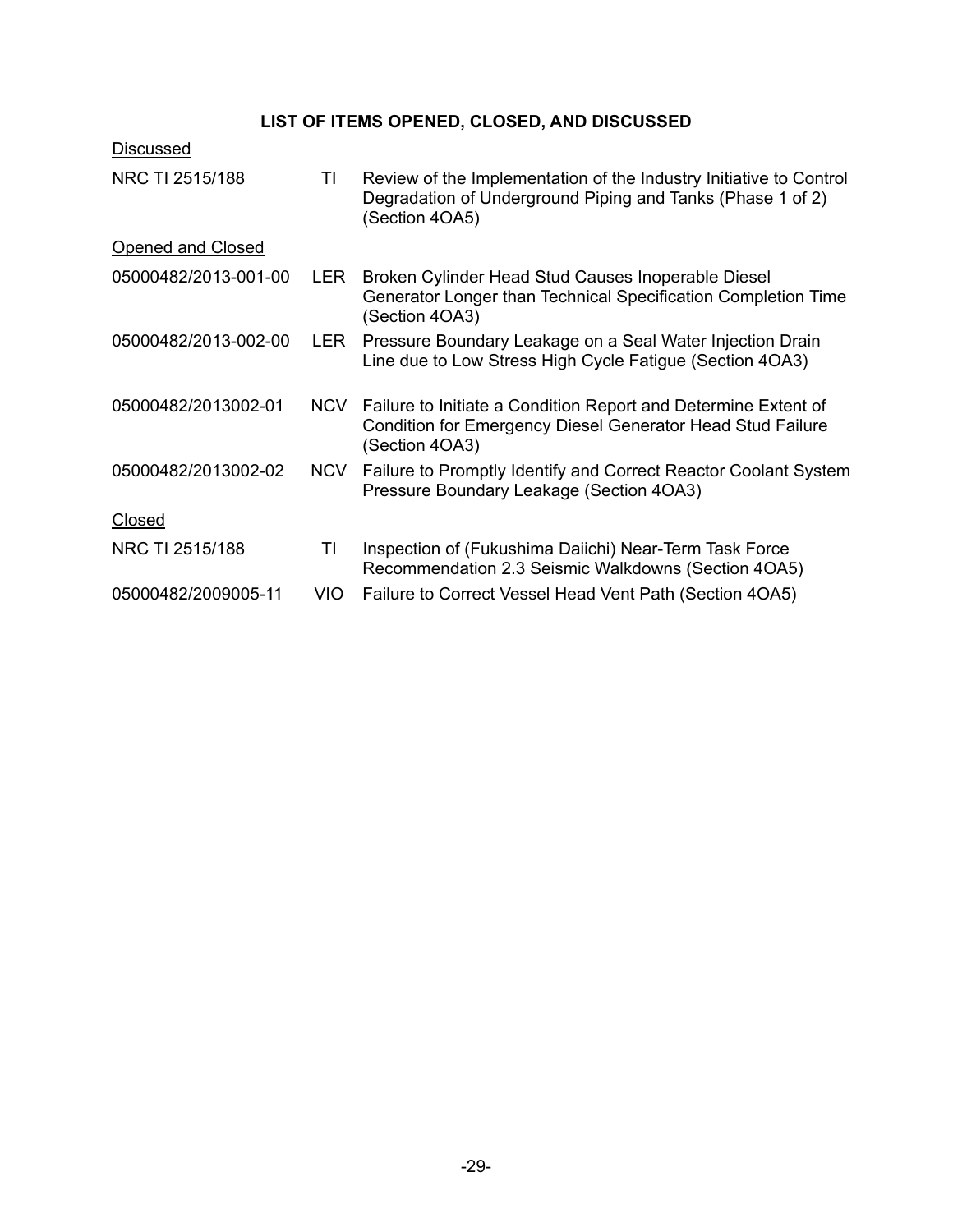**LIST OF ITEMS OPENED, CLOSED, AND DISCUSSED**

Discussed

| | | |
|---|---|---|
| NRC TI 2515/188 | TI | Review of the Implementation of the Industry Initiative to Control Degradation of Underground Piping and Tanks (Phase 1 of 2) (Section 4OA5) |

Opened and Closed

| | | |
|---|---|---|
| 05000482/2013-001-00 | LER | Broken Cylinder Head Stud Causes Inoperable Diesel Generator Longer than Technical Specification Completion Time (Section 4OA3) |
| 05000482/2013-002-00 | LER | Pressure Boundary Leakage on a Seal Water Injection Drain Line due to Low Stress High Cycle Fatigue (Section 4OA3) |
| 05000482/2013002-01 | NCV | Failure to Initiate a Condition Report and Determine Extent of Condition for Emergency Diesel Generator Head Stud Failure (Section 4OA3) |
| 05000482/2013002-02 | NCV | Failure to Promptly Identify and Correct Reactor Coolant System Pressure Boundary Leakage (Section 4OA3) |

Closed

| | | |
|---|---|---|
| NRC TI 2515/188 | TI | Inspection of (Fukushima Daiichi) Near-Term Task Force Recommendation 2.3 Seismic Walkdowns (Section 4OA5) |
| 05000482/2009005-11 | VIO | Failure to Correct Vessel Head Vent Path (Section 4OA5) |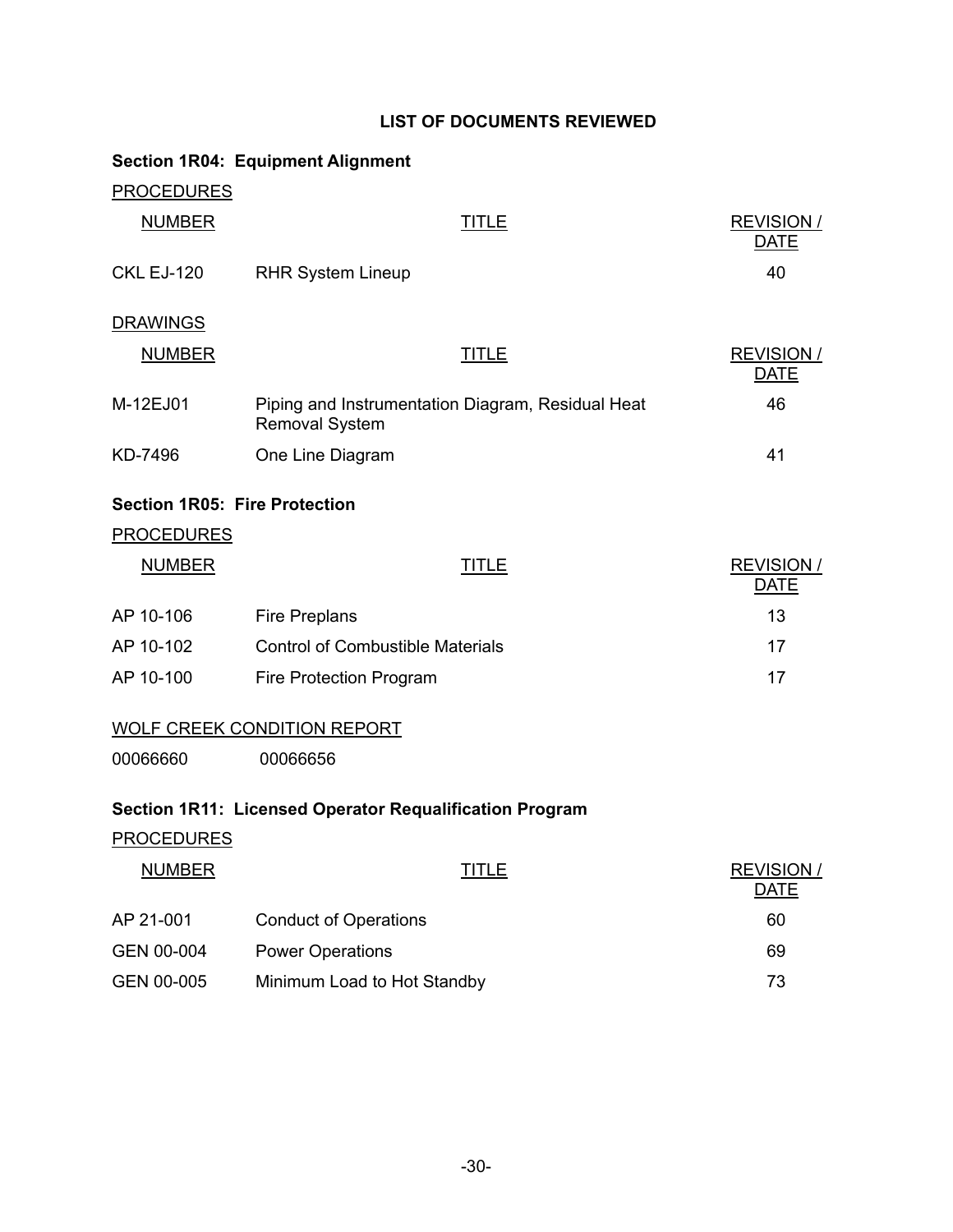# LIST OF DOCUMENTS REVIEWED

## Section 1R04: Equipment Alignment

PROCEDURES

| NUMBER | TITLE | REVISION / DATE |
|---|---|---|
| CKL EJ-120 | RHR System Lineup | 40 |

DRAWINGS

| NUMBER | TITLE | REVISION / DATE |
|---|---|---|
| M-12EJ01 | Piping and Instrumentation Diagram, Residual Heat Removal System | 46 |
| KD-7496 | One Line Diagram | 41 |

## Section 1R05: Fire Protection

PROCEDURES

| NUMBER | TITLE | REVISION / DATE |
|---|---|---|
| AP 10-106 | Fire Preplans | 13 |
| AP 10-102 | Control of Combustible Materials | 17 |
| AP 10-100 | Fire Protection Program | 17 |

WOLF CREEK CONDITION REPORT

00066660 00066656

## Section 1R11: Licensed Operator Requalification Program

PROCEDURES

| NUMBER | TITLE | REVISION / DATE |
|---|---|---|
| AP 21-001 | Conduct of Operations | 60 |
| GEN 00-004 | Power Operations | 69 |
| GEN 00-005 | Minimum Load to Hot Standby | 73 |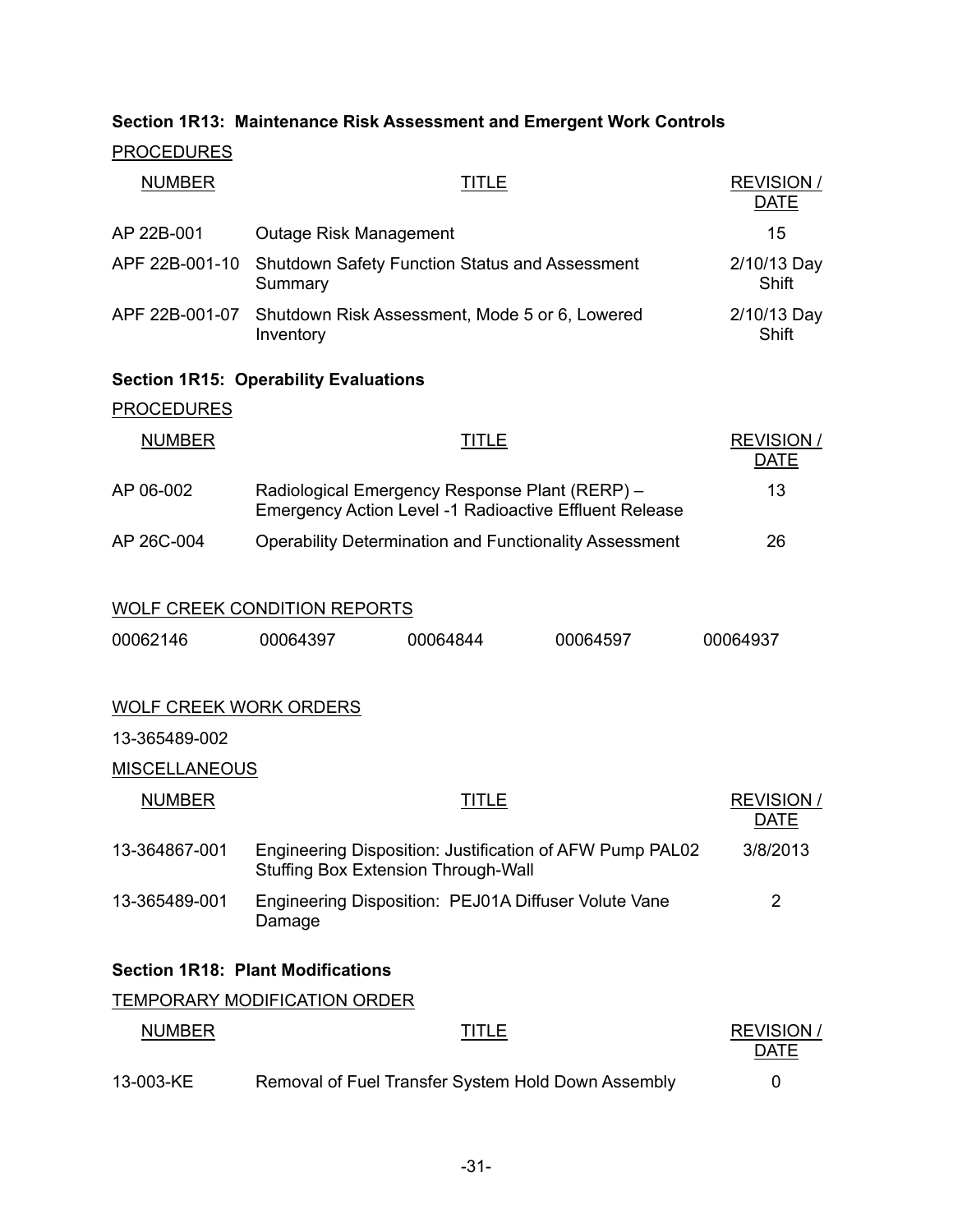### Section 1R13: Maintenance Risk Assessment and Emergent Work Controls

PROCEDURES

| NUMBER | TITLE | REVISION / DATE |
|---|---|---|
| AP 22B-001 | Outage Risk Management | 15 |
| APF 22B-001-10 | Shutdown Safety Function Status and Assessment Summary | 2/10/13 Day Shift |
| APF 22B-001-07 | Shutdown Risk Assessment, Mode 5 or 6, Lowered Inventory | 2/10/13 Day Shift |

### Section 1R15: Operability Evaluations

PROCEDURES

| NUMBER | TITLE | REVISION / DATE |
|---|---|---|
| AP 06-002 | Radiological Emergency Response Plant (RERP) – Emergency Action Level -1 Radioactive Effluent Release | 13 |
| AP 26C-004 | Operability Determination and Functionality Assessment | 26 |

WOLF CREEK CONDITION REPORTS

| | | | | |
|---|---|---|---|---|
| 00062146 | 00064397 | 00064844 | 00064597 | 00064937 |

WOLF CREEK WORK ORDERS

13-365489-002

MISCELLANEOUS

| NUMBER | TITLE | REVISION / DATE |
|---|---|---|
| 13-364867-001 | Engineering Disposition: Justification of AFW Pump PAL02 Stuffing Box Extension Through-Wall | 3/8/2013 |
| 13-365489-001 | Engineering Disposition: PEJ01A Diffuser Volute Vane Damage | 2 |

### Section 1R18: Plant Modifications

TEMPORARY MODIFICATION ORDER

| NUMBER | TITLE | REVISION / DATE |
|---|---|---|
| 13-003-KE | Removal of Fuel Transfer System Hold Down Assembly | 0 |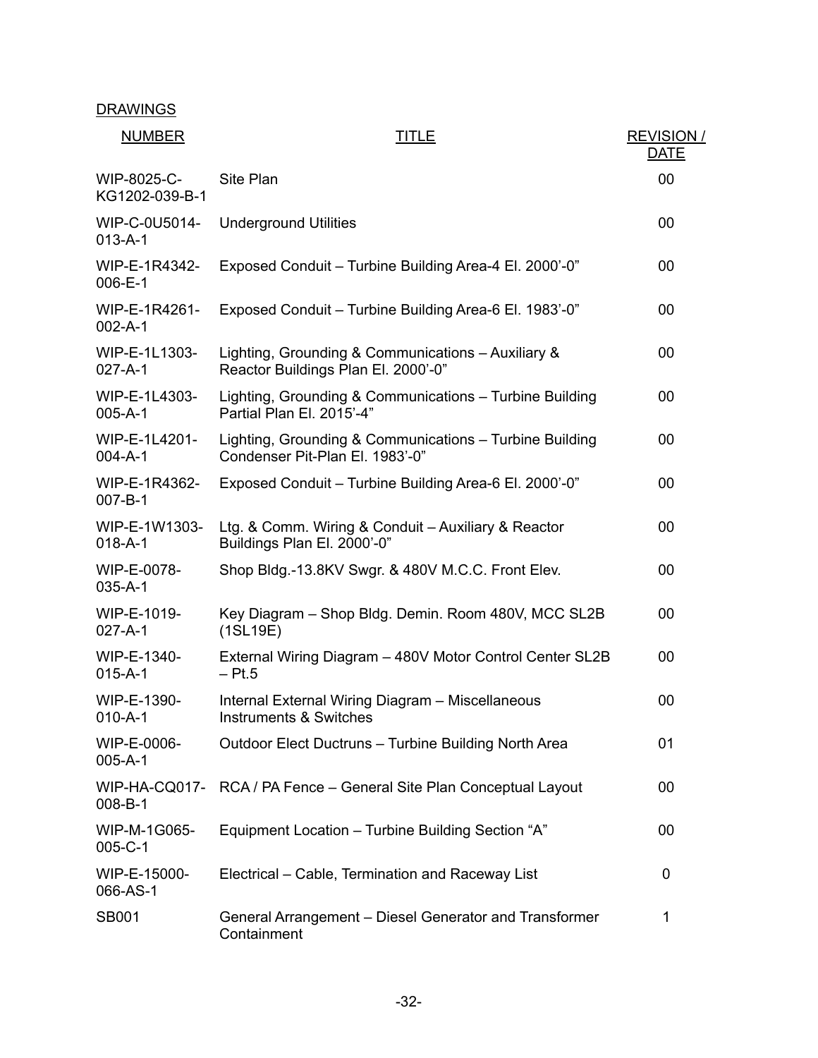DRAWINGS

| NUMBER | TITLE | REVISION / DATE |
|---|---|---|
| WIP-8025-C-KG1202-039-B-1 | Site Plan | 00 |
| WIP-C-0U5014-013-A-1 | Underground Utilities | 00 |
| WIP-E-1R4342-006-E-1 | Exposed Conduit – Turbine Building Area-4 El. 2000'-0" | 00 |
| WIP-E-1R4261-002-A-1 | Exposed Conduit – Turbine Building Area-6 El. 1983'-0" | 00 |
| WIP-E-1L1303-027-A-1 | Lighting, Grounding & Communications – Auxiliary & Reactor Buildings Plan El. 2000'-0" | 00 |
| WIP-E-1L4303-005-A-1 | Lighting, Grounding & Communications – Turbine Building Partial Plan El. 2015'-4" | 00 |
| WIP-E-1L4201-004-A-1 | Lighting, Grounding & Communications – Turbine Building Condenser Pit-Plan El. 1983'-0" | 00 |
| WIP-E-1R4362-007-B-1 | Exposed Conduit – Turbine Building Area-6 El. 2000'-0" | 00 |
| WIP-E-1W1303-018-A-1 | Ltg. & Comm. Wiring & Conduit – Auxiliary & Reactor Buildings Plan El. 2000'-0" | 00 |
| WIP-E-0078-035-A-1 | Shop Bldg.-13.8KV Swgr. & 480V M.C.C. Front Elev. | 00 |
| WIP-E-1019-027-A-1 | Key Diagram – Shop Bldg. Demin. Room 480V, MCC SL2B (1SL19E) | 00 |
| WIP-E-1340-015-A-1 | External Wiring Diagram – 480V Motor Control Center SL2B – Pt.5 | 00 |
| WIP-E-1390-010-A-1 | Internal External Wiring Diagram – Miscellaneous Instruments & Switches | 00 |
| WIP-E-0006-005-A-1 | Outdoor Elect Ductruns – Turbine Building North Area | 01 |
| WIP-HA-CQ017-008-B-1 | RCA / PA Fence – General Site Plan Conceptual Layout | 00 |
| WIP-M-1G065-005-C-1 | Equipment Location – Turbine Building Section "A" | 00 |
| WIP-E-15000-066-AS-1 | Electrical – Cable, Termination and Raceway List | 0 |
| SB001 | General Arrangement – Diesel Generator and Transformer Containment | 1 |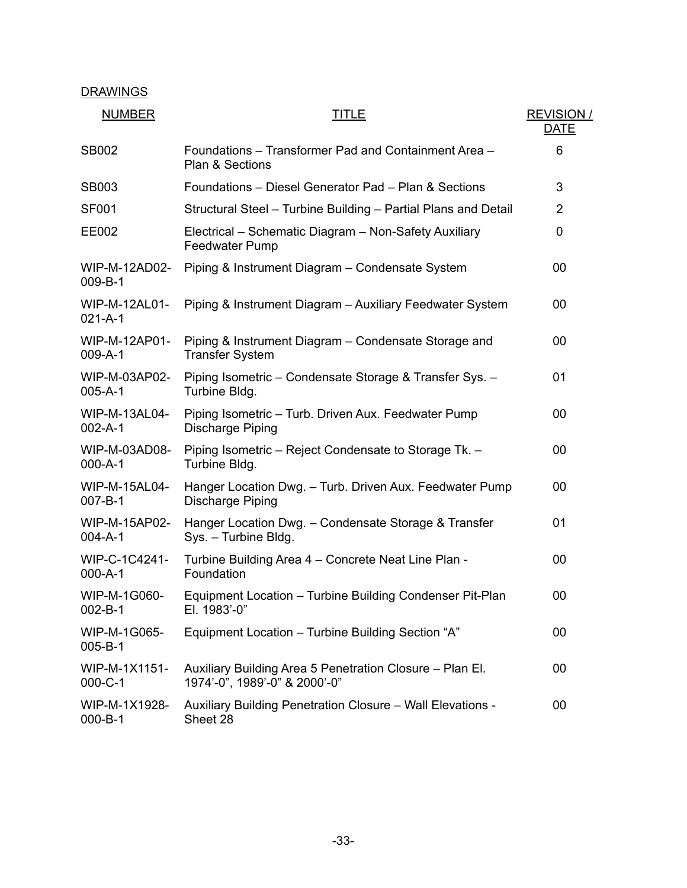DRAWINGS

| NUMBER | TITLE | REVISION / DATE |
|---|---|---|
| SB002 | Foundations – Transformer Pad and Containment Area – Plan & Sections | 6 |
| SB003 | Foundations – Diesel Generator Pad – Plan & Sections | 3 |
| SF001 | Structural Steel – Turbine Building – Partial Plans and Detail | 2 |
| EE002 | Electrical – Schematic Diagram – Non-Safety Auxiliary Feedwater Pump | 0 |
| WIP-M-12AD02-009-B-1 | Piping & Instrument Diagram – Condensate System | 00 |
| WIP-M-12AL01-021-A-1 | Piping & Instrument Diagram – Auxiliary Feedwater System | 00 |
| WIP-M-12AP01-009-A-1 | Piping & Instrument Diagram – Condensate Storage and Transfer System | 00 |
| WIP-M-03AP02-005-A-1 | Piping Isometric – Condensate Storage & Transfer Sys. – Turbine Bldg. | 01 |
| WIP-M-13AL04-002-A-1 | Piping Isometric – Turb. Driven Aux. Feedwater Pump Discharge Piping | 00 |
| WIP-M-03AD08-000-A-1 | Piping Isometric – Reject Condensate to Storage Tk. – Turbine Bldg. | 00 |
| WIP-M-15AL04-007-B-1 | Hanger Location Dwg. – Turb. Driven Aux. Feedwater Pump Discharge Piping | 00 |
| WIP-M-15AP02-004-A-1 | Hanger Location Dwg. – Condensate Storage & Transfer Sys. – Turbine Bldg. | 01 |
| WIP-C-1C4241-000-A-1 | Turbine Building Area 4 – Concrete Neat Line Plan - Foundation | 00 |
| WIP-M-1G060-002-B-1 | Equipment Location – Turbine Building Condenser Pit-Plan El. 1983'-0" | 00 |
| WIP-M-1G065-005-B-1 | Equipment Location – Turbine Building Section "A" | 00 |
| WIP-M-1X1151-000-C-1 | Auxiliary Building Area 5 Penetration Closure – Plan El. 1974'-0", 1989'-0" & 2000'-0" | 00 |
| WIP-M-1X1928-000-B-1 | Auxiliary Building Penetration Closure – Wall Elevations - Sheet 28 | 00 |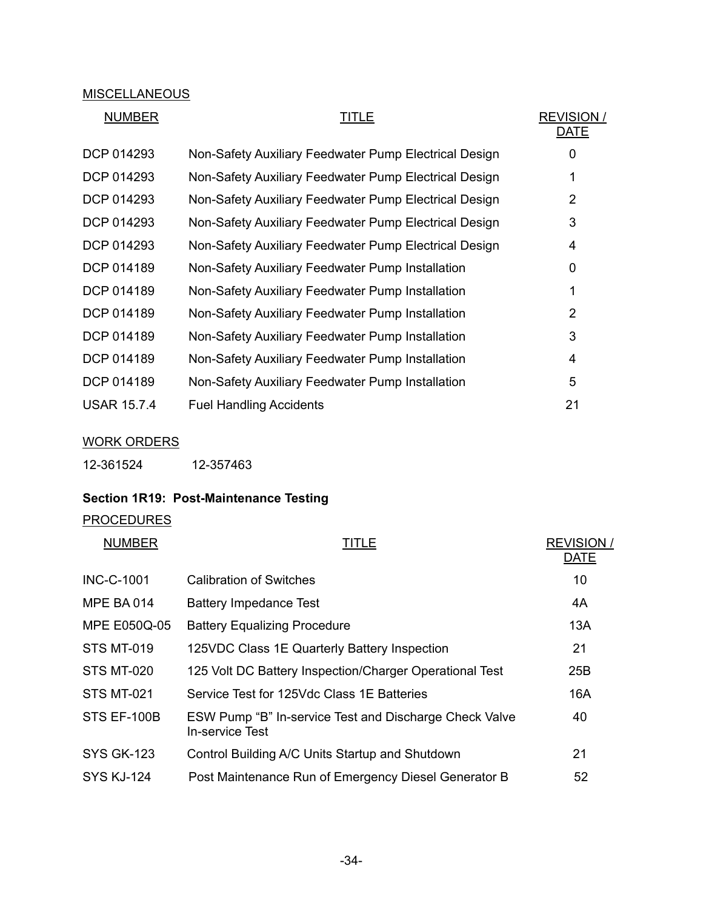MISCELLANEOUS

| NUMBER | TITLE | REVISION / DATE |
|---|---|---|
| DCP 014293 | Non-Safety Auxiliary Feedwater Pump Electrical Design | 0 |
| DCP 014293 | Non-Safety Auxiliary Feedwater Pump Electrical Design | 1 |
| DCP 014293 | Non-Safety Auxiliary Feedwater Pump Electrical Design | 2 |
| DCP 014293 | Non-Safety Auxiliary Feedwater Pump Electrical Design | 3 |
| DCP 014293 | Non-Safety Auxiliary Feedwater Pump Electrical Design | 4 |
| DCP 014189 | Non-Safety Auxiliary Feedwater Pump Installation | 0 |
| DCP 014189 | Non-Safety Auxiliary Feedwater Pump Installation | 1 |
| DCP 014189 | Non-Safety Auxiliary Feedwater Pump Installation | 2 |
| DCP 014189 | Non-Safety Auxiliary Feedwater Pump Installation | 3 |
| DCP 014189 | Non-Safety Auxiliary Feedwater Pump Installation | 4 |
| DCP 014189 | Non-Safety Auxiliary Feedwater Pump Installation | 5 |
| USAR 15.7.4 | Fuel Handling Accidents | 21 |

WORK ORDERS

12-361524 12-357463

**Section 1R19: Post-Maintenance Testing**

PROCEDURES

| NUMBER | TITLE | REVISION / DATE |
|---|---|---|
| INC-C-1001 | Calibration of Switches | 10 |
| MPE BA 014 | Battery Impedance Test | 4A |
| MPE E050Q-05 | Battery Equalizing Procedure | 13A |
| STS MT-019 | 125VDC Class 1E Quarterly Battery Inspection | 21 |
| STS MT-020 | 125 Volt DC Battery Inspection/Charger Operational Test | 25B |
| STS MT-021 | Service Test for 125Vdc Class 1E Batteries | 16A |
| STS EF-100B | ESW Pump "B" In-service Test and Discharge Check Valve In-service Test | 40 |
| SYS GK-123 | Control Building A/C Units Startup and Shutdown | 21 |
| SYS KJ-124 | Post Maintenance Run of Emergency Diesel Generator B | 52 |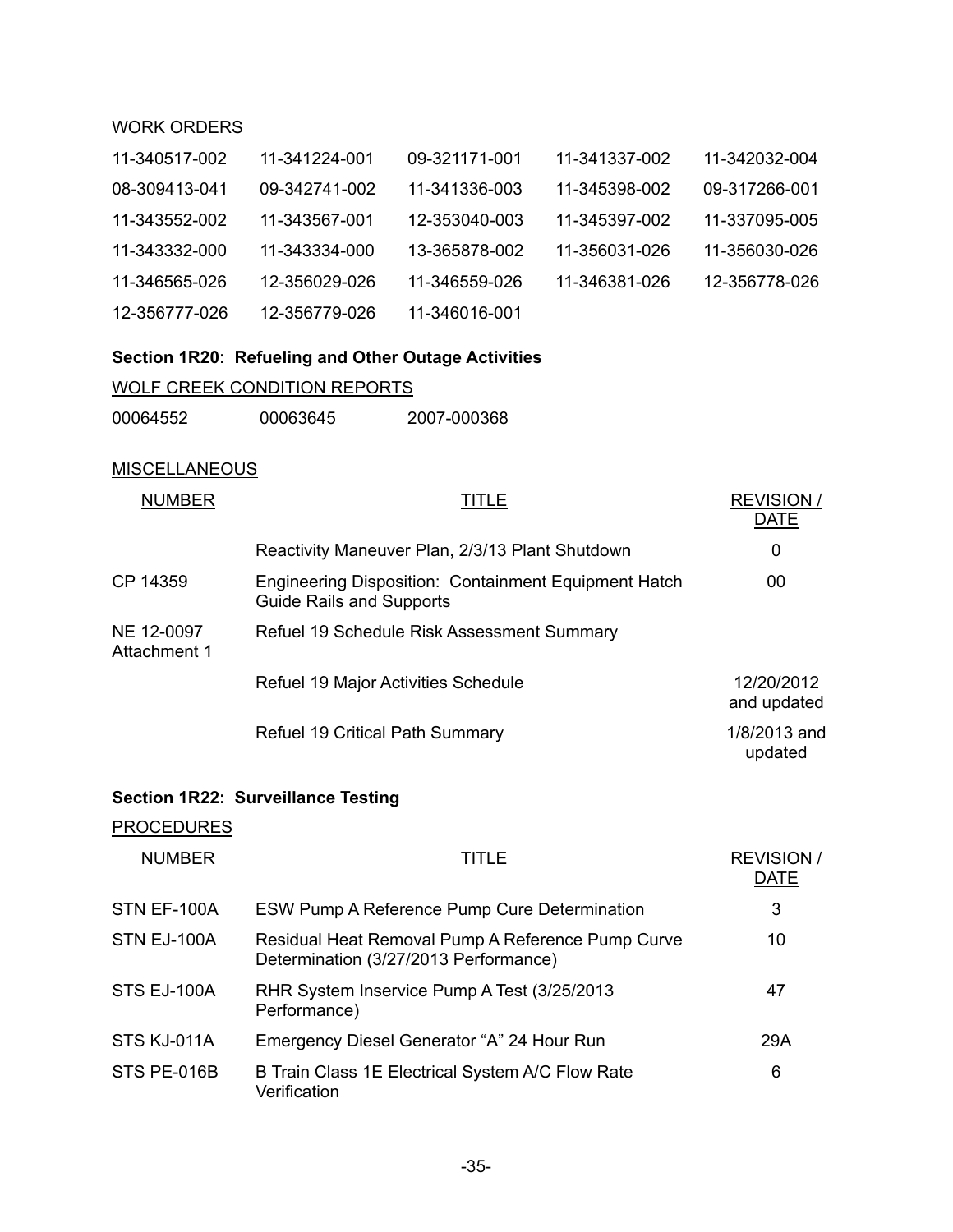WORK ORDERS

| | | | | |
|---|---|---|---|---|
| 11-340517-002 | 11-341224-001 | 09-321171-001 | 11-341337-002 | 11-342032-004 |
| 08-309413-041 | 09-342741-002 | 11-341336-003 | 11-345398-002 | 09-317266-001 |
| 11-343552-002 | 11-343567-001 | 12-353040-003 | 11-345397-002 | 11-337095-005 |
| 11-343332-000 | 11-343334-000 | 13-365878-002 | 11-356031-026 | 11-356030-026 |
| 11-346565-026 | 12-356029-026 | 11-346559-026 | 11-346381-026 | 12-356778-026 |
| 12-356777-026 | 12-356779-026 | 11-346016-001 | | |

**Section 1R20: Refueling and Other Outage Activities**

WOLF CREEK CONDITION REPORTS

| | | |
|---|---|---|
| 00064552 | 00063645 | 2007-000368 |

MISCELLANEOUS

| NUMBER | TITLE | REVISION / DATE |
|---|---|---|
| | Reactivity Maneuver Plan, 2/3/13 Plant Shutdown | 0 |
| CP 14359 | Engineering Disposition: Containment Equipment Hatch Guide Rails and Supports | 00 |
| NE 12-0097 Attachment 1 | Refuel 19 Schedule Risk Assessment Summary | |
| | Refuel 19 Major Activities Schedule | 12/20/2012 and updated |
| | Refuel 19 Critical Path Summary | 1/8/2013 and updated |

**Section 1R22: Surveillance Testing**

PROCEDURES

| NUMBER | TITLE | REVISION / DATE |
|---|---|---|
| STN EF-100A | ESW Pump A Reference Pump Cure Determination | 3 |
| STN EJ-100A | Residual Heat Removal Pump A Reference Pump Curve Determination (3/27/2013 Performance) | 10 |
| STS EJ-100A | RHR System Inservice Pump A Test (3/25/2013 Performance) | 47 |
| STS KJ-011A | Emergency Diesel Generator "A" 24 Hour Run | 29A |
| STS PE-016B | B Train Class 1E Electrical System A/C Flow Rate Verification | 6 |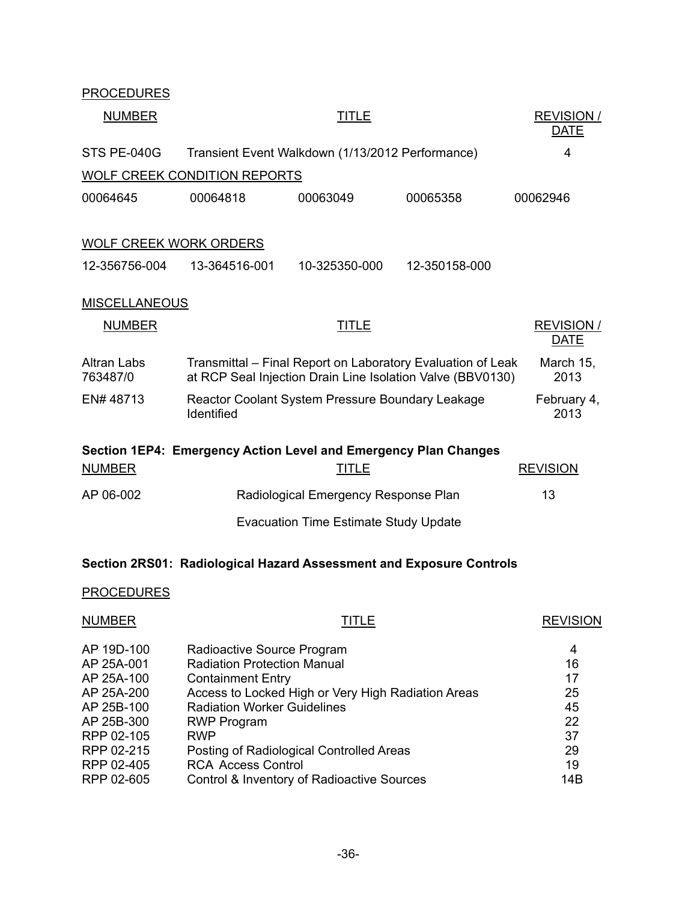PROCEDURES

| NUMBER | TITLE | REVISION / DATE |
|---|---|---|
| STS PE-040G | Transient Event Walkdown (1/13/2012 Performance) | 4 |

WOLF CREEK CONDITION REPORTS

| | | | | |
|---|---|---|---|---|
| 00064645 | 00064818 | 00063049 | 00065358 | 00062946 |

WOLF CREEK WORK ORDERS

| | | | |
|---|---|---|---|
| 12-356756-004 | 13-364516-001 | 10-325350-000 | 12-350158-000 |

MISCELLANEOUS

| NUMBER | TITLE | REVISION / DATE |
|---|---|---|
| Altran Labs 763487/0 | Transmittal – Final Report on Laboratory Evaluation of Leak at RCP Seal Injection Drain Line Isolation Valve (BBV0130) | March 15, 2013 |
| EN# 48713 | Reactor Coolant System Pressure Boundary Leakage Identified | February 4, 2013 |

**Section 1EP4: Emergency Action Level and Emergency Plan Changes**

| NUMBER | TITLE | REVISION |
|---|---|---|
| AP 06-002 | Radiological Emergency Response Plan | 13 |
| | Evacuation Time Estimate Study Update | |

**Section 2RS01: Radiological Hazard Assessment and Exposure Controls**

PROCEDURES

| NUMBER | TITLE | REVISION |
|---|---|---|
| AP 19D-100 | Radioactive Source Program | 4 |
| AP 25A-001 | Radiation Protection Manual | 16 |
| AP 25A-100 | Containment Entry | 17 |
| AP 25A-200 | Access to Locked High or Very High Radiation Areas | 25 |
| AP 25B-100 | Radiation Worker Guidelines | 45 |
| AP 25B-300 | RWP Program | 22 |
| RPP 02-105 | RWP | 37 |
| RPP 02-215 | Posting of Radiological Controlled Areas | 29 |
| RPP 02-405 | RCA Access Control | 19 |
| RPP 02-605 | Control & Inventory of Radioactive Sources | 14B |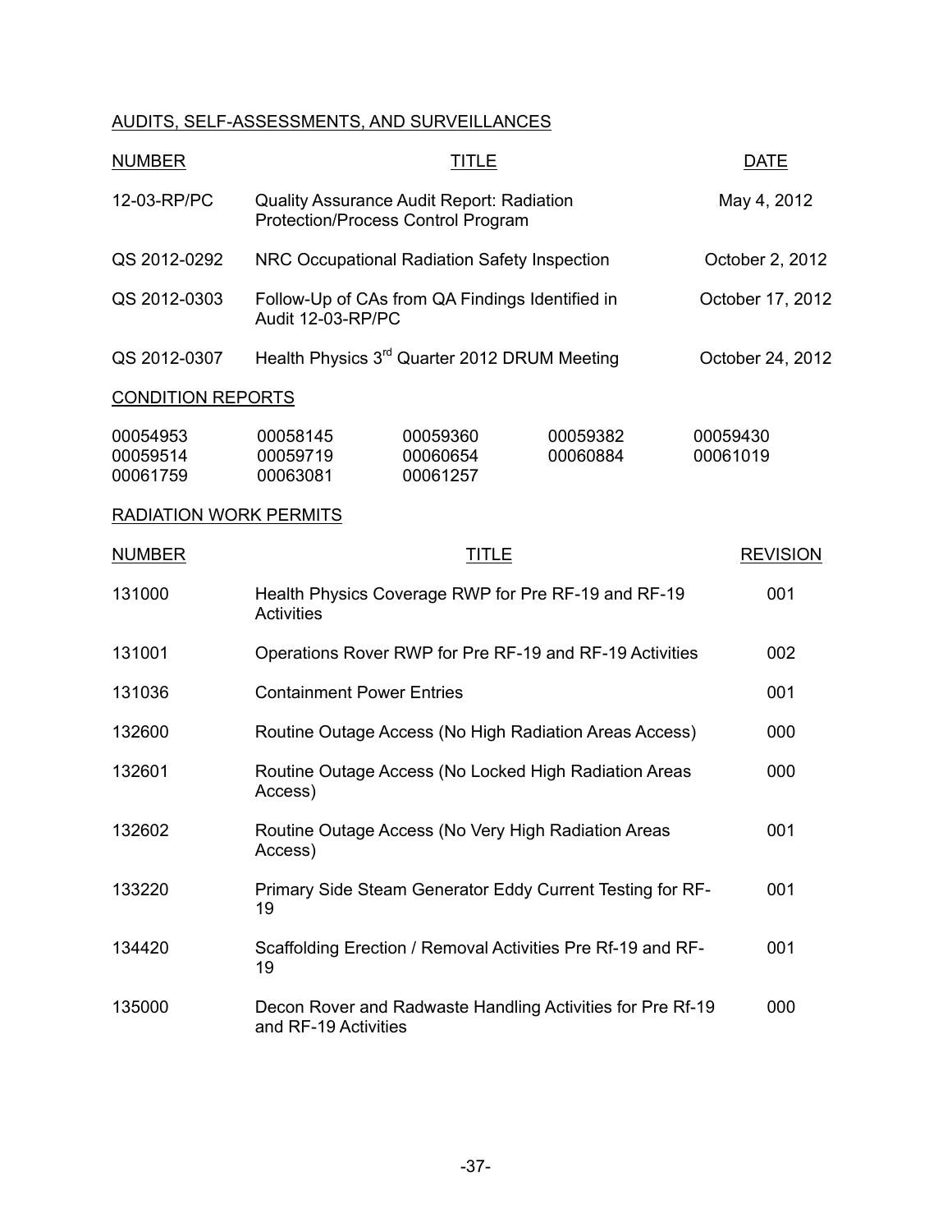AUDITS, SELF-ASSESSMENTS, AND SURVEILLANCES

| NUMBER | TITLE | DATE |
|---|---|---|
| 12-03-RP/PC | Quality Assurance Audit Report: Radiation Protection/Process Control Program | May 4, 2012 |
| QS 2012-0292 | NRC Occupational Radiation Safety Inspection | October 2, 2012 |
| QS 2012-0303 | Follow-Up of CAs from QA Findings Identified in Audit 12-03-RP/PC | October 17, 2012 |
| QS 2012-0307 | Health Physics 3rd Quarter 2012 DRUM Meeting | October 24, 2012 |

CONDITION REPORTS

| | | | | |
|---|---|---|---|---|
| 00054953 | 00058145 | 00059360 | 00059382 | 00059430 |
| 00059514 | 00059719 | 00060654 | 00060884 | 00061019 |
| 00061759 | 00063081 | 00061257 | | |

RADIATION WORK PERMITS

| NUMBER | TITLE | REVISION |
|---|---|---|
| 131000 | Health Physics Coverage RWP for Pre RF-19 and RF-19 Activities | 001 |
| 131001 | Operations Rover RWP for Pre RF-19 and RF-19 Activities | 002 |
| 131036 | Containment Power Entries | 001 |
| 132600 | Routine Outage Access (No High Radiation Areas Access) | 000 |
| 132601 | Routine Outage Access (No Locked High Radiation Areas Access) | 000 |
| 132602 | Routine Outage Access (No Very High Radiation Areas Access) | 001 |
| 133220 | Primary Side Steam Generator Eddy Current Testing for RF-19 | 001 |
| 134420 | Scaffolding Erection / Removal Activities Pre Rf-19 and RF-19 | 001 |
| 135000 | Decon Rover and Radwaste Handling Activities for Pre Rf-19 and RF-19 Activities | 000 |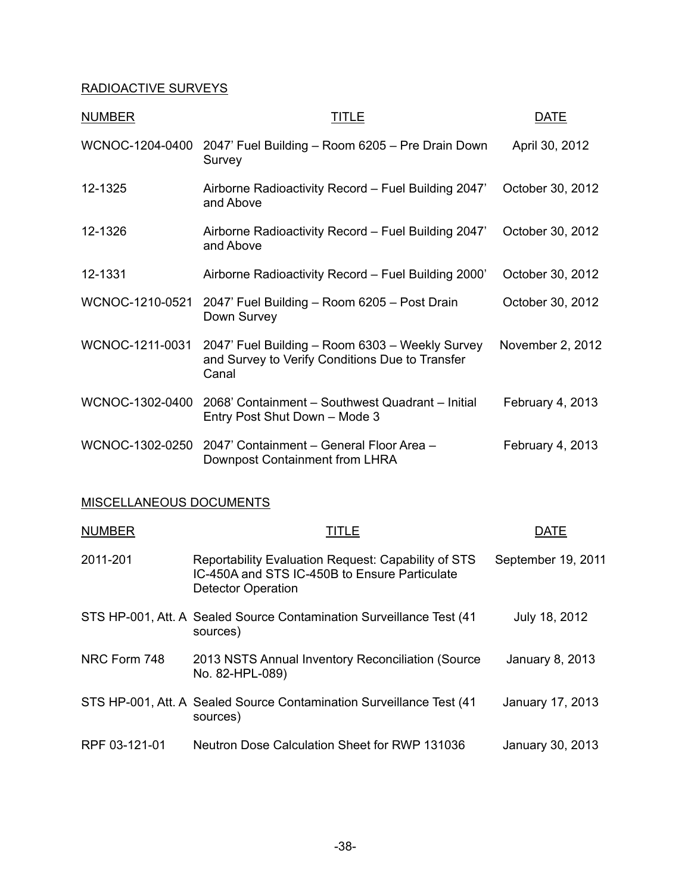RADIOACTIVE SURVEYS

| NUMBER | TITLE | DATE |
|---|---|---|
| WCNOC-1204-0400 | 2047' Fuel Building – Room 6205 – Pre Drain Down Survey | April 30, 2012 |
| 12-1325 | Airborne Radioactivity Record – Fuel Building 2047' and Above | October 30, 2012 |
| 12-1326 | Airborne Radioactivity Record – Fuel Building 2047' and Above | October 30, 2012 |
| 12-1331 | Airborne Radioactivity Record – Fuel Building 2000' | October 30, 2012 |
| WCNOC-1210-0521 | 2047' Fuel Building – Room 6205 – Post Drain Down Survey | October 30, 2012 |
| WCNOC-1211-0031 | 2047' Fuel Building – Room 6303 – Weekly Survey and Survey to Verify Conditions Due to Transfer Canal | November 2, 2012 |
| WCNOC-1302-0400 | 2068' Containment – Southwest Quadrant – Initial Entry Post Shut Down – Mode 3 | February 4, 2013 |
| WCNOC-1302-0250 | 2047' Containment – General Floor Area – Downpost Containment from LHRA | February 4, 2013 |

MISCELLANEOUS DOCUMENTS

| NUMBER | TITLE | DATE |
|---|---|---|
| 2011-201 | Reportability Evaluation Request: Capability of STS IC-450A and STS IC-450B to Ensure Particulate Detector Operation | September 19, 2011 |
| STS HP-001, Att. A | Sealed Source Contamination Surveillance Test (41 sources) | July 18, 2012 |
| NRC Form 748 | 2013 NSTS Annual Inventory Reconciliation (Source No. 82-HPL-089) | January 8, 2013 |
| STS HP-001, Att. A | Sealed Source Contamination Surveillance Test (41 sources) | January 17, 2013 |
| RPF 03-121-01 | Neutron Dose Calculation Sheet for RWP 131036 | January 30, 2013 |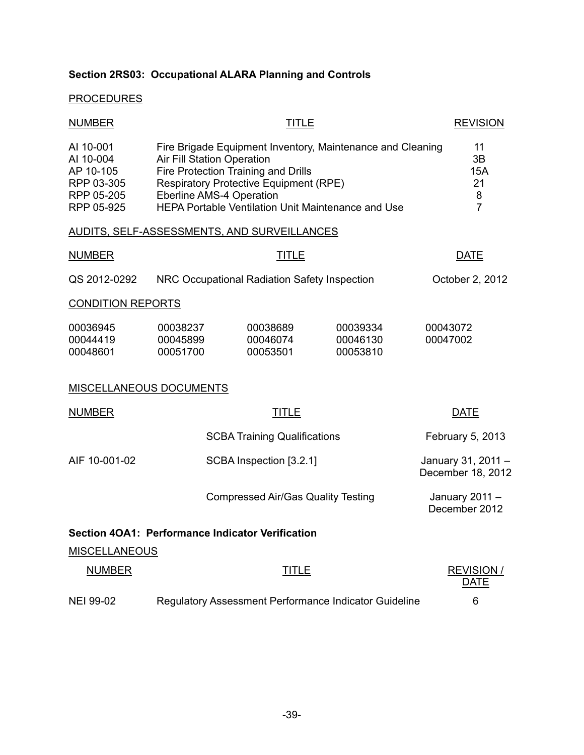**Section 2RS03: Occupational ALARA Planning and Controls**

PROCEDURES

| NUMBER | TITLE | REVISION |
|---|---|---|
| AI 10-001 | Fire Brigade Equipment Inventory, Maintenance and Cleaning | 11 |
| AI 10-004 | Air Fill Station Operation | 3B |
| AP 10-105 | Fire Protection Training and Drills | 15A |
| RPP 03-305 | Respiratory Protective Equipment (RPE) | 21 |
| RPP 05-205 | Eberline AMS-4 Operation | 8 |
| RPP 05-925 | HEPA Portable Ventilation Unit Maintenance and Use | 7 |

AUDITS, SELF-ASSESSMENTS, AND SURVEILLANCES

| NUMBER | TITLE | DATE |
|---|---|---|
| QS 2012-0292 | NRC Occupational Radiation Safety Inspection | October 2, 2012 |

CONDITION REPORTS

| | | | | |
|---|---|---|---|---|
| 00036945 | 00038237 | 00038689 | 00039334 | 00043072 |
| 00044419 | 00045899 | 00046074 | 00046130 | 00047002 |
| 00048601 | 00051700 | 00053501 | 00053810 | |

MISCELLANEOUS DOCUMENTS

| NUMBER | TITLE | DATE |
|---|---|---|
| | SCBA Training Qualifications | February 5, 2013 |
| AIF 10-001-02 | SCBA Inspection [3.2.1] | January 31, 2011 – December 18, 2012 |
| | Compressed Air/Gas Quality Testing | January 2011 – December 2012 |

**Section 4OA1: Performance Indicator Verification**

MISCELLANEOUS

| NUMBER | TITLE | REVISION / DATE |
|---|---|---|
| NEI 99-02 | Regulatory Assessment Performance Indicator Guideline | 6 |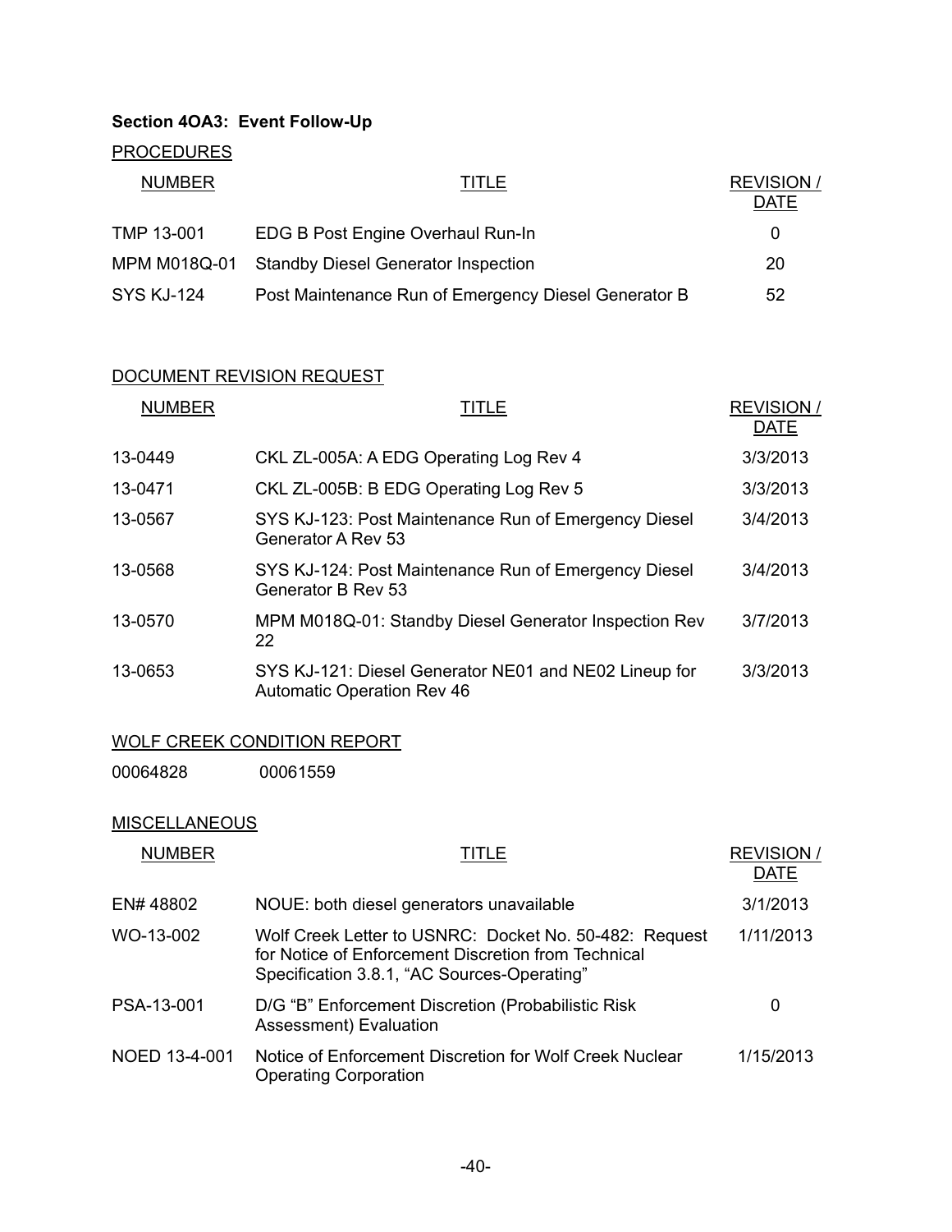**Section 4OA3: Event Follow-Up**

PROCEDURES

| NUMBER | TITLE | REVISION / DATE |
|---|---|---|
| TMP 13-001 | EDG B Post Engine Overhaul Run-In | 0 |
| MPM M018Q-01 | Standby Diesel Generator Inspection | 20 |
| SYS KJ-124 | Post Maintenance Run of Emergency Diesel Generator B | 52 |

DOCUMENT REVISION REQUEST

| NUMBER | TITLE | REVISION / DATE |
|---|---|---|
| 13-0449 | CKL ZL-005A: A EDG Operating Log Rev 4 | 3/3/2013 |
| 13-0471 | CKL ZL-005B: B EDG Operating Log Rev 5 | 3/3/2013 |
| 13-0567 | SYS KJ-123: Post Maintenance Run of Emergency Diesel Generator A Rev 53 | 3/4/2013 |
| 13-0568 | SYS KJ-124: Post Maintenance Run of Emergency Diesel Generator B Rev 53 | 3/4/2013 |
| 13-0570 | MPM M018Q-01: Standby Diesel Generator Inspection Rev 22 | 3/7/2013 |
| 13-0653 | SYS KJ-121: Diesel Generator NE01 and NE02 Lineup for Automatic Operation Rev 46 | 3/3/2013 |

WOLF CREEK CONDITION REPORT

00064828 00061559

MISCELLANEOUS

| NUMBER | TITLE | REVISION / DATE |
|---|---|---|
| EN# 48802 | NOUE: both diesel generators unavailable | 3/1/2013 |
| WO-13-002 | Wolf Creek Letter to USNRC: Docket No. 50-482: Request for Notice of Enforcement Discretion from Technical Specification 3.8.1, "AC Sources-Operating" | 1/11/2013 |
| PSA-13-001 | D/G "B" Enforcement Discretion (Probabilistic Risk Assessment) Evaluation | 0 |
| NOED 13-4-001 | Notice of Enforcement Discretion for Wolf Creek Nuclear Operating Corporation | 1/15/2013 |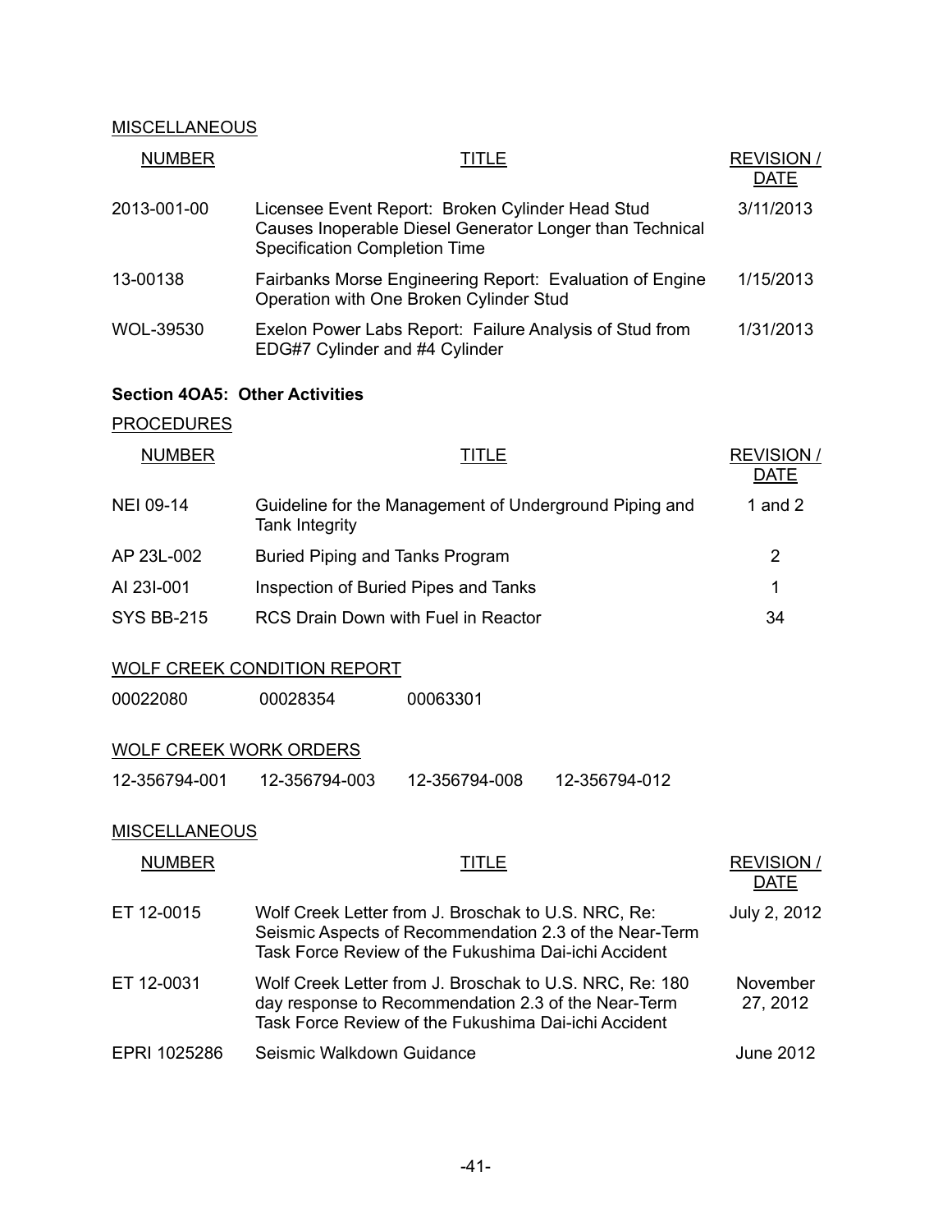MISCELLANEOUS

| NUMBER | TITLE | REVISION / DATE |
|---|---|---|
| 2013-001-00 | Licensee Event Report: Broken Cylinder Head Stud Causes Inoperable Diesel Generator Longer than Technical Specification Completion Time | 3/11/2013 |
| 13-00138 | Fairbanks Morse Engineering Report: Evaluation of Engine Operation with One Broken Cylinder Stud | 1/15/2013 |
| WOL-39530 | Exelon Power Labs Report: Failure Analysis of Stud from EDG#7 Cylinder and #4 Cylinder | 1/31/2013 |

**Section 4OA5: Other Activities**

PROCEDURES

| NUMBER | TITLE | REVISION / DATE |
|---|---|---|
| NEI 09-14 | Guideline for the Management of Underground Piping and Tank Integrity | 1 and 2 |
| AP 23L-002 | Buried Piping and Tanks Program | 2 |
| AI 23I-001 | Inspection of Buried Pipes and Tanks | 1 |
| SYS BB-215 | RCS Drain Down with Fuel in Reactor | 34 |

WOLF CREEK CONDITION REPORT

| | | |
|---|---|---|
| 00022080 | 00028354 | 00063301 |

WOLF CREEK WORK ORDERS

| | | | |
|---|---|---|---|
| 12-356794-001 | 12-356794-003 | 12-356794-008 | 12-356794-012 |

MISCELLANEOUS

| NUMBER | TITLE | REVISION / DATE |
|---|---|---|
| ET 12-0015 | Wolf Creek Letter from J. Broschak to U.S. NRC, Re: Seismic Aspects of Recommendation 2.3 of the Near-Term Task Force Review of the Fukushima Dai-ichi Accident | July 2, 2012 |
| ET 12-0031 | Wolf Creek Letter from J. Broschak to U.S. NRC, Re: 180 day response to Recommendation 2.3 of the Near-Term Task Force Review of the Fukushima Dai-ichi Accident | November 27, 2012 |
| EPRI 1025286 | Seismic Walkdown Guidance | June 2012 |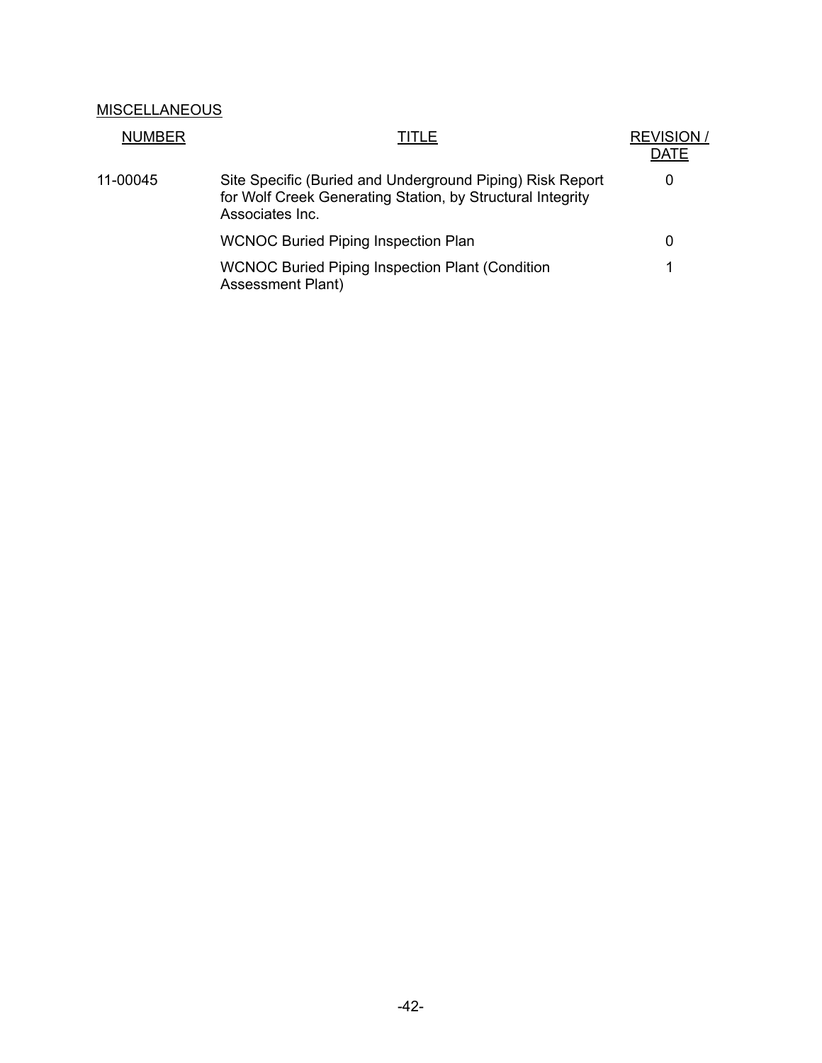MISCELLANEOUS

| NUMBER | TITLE | REVISION / DATE |
|---|---|---|
| 11-00045 | Site Specific (Buried and Underground Piping) Risk Report for Wolf Creek Generating Station, by Structural Integrity Associates Inc. | 0 |
| | WCNOC Buried Piping Inspection Plan | 0 |
| | WCNOC Buried Piping Inspection Plant (Condition Assessment Plant) | 1 |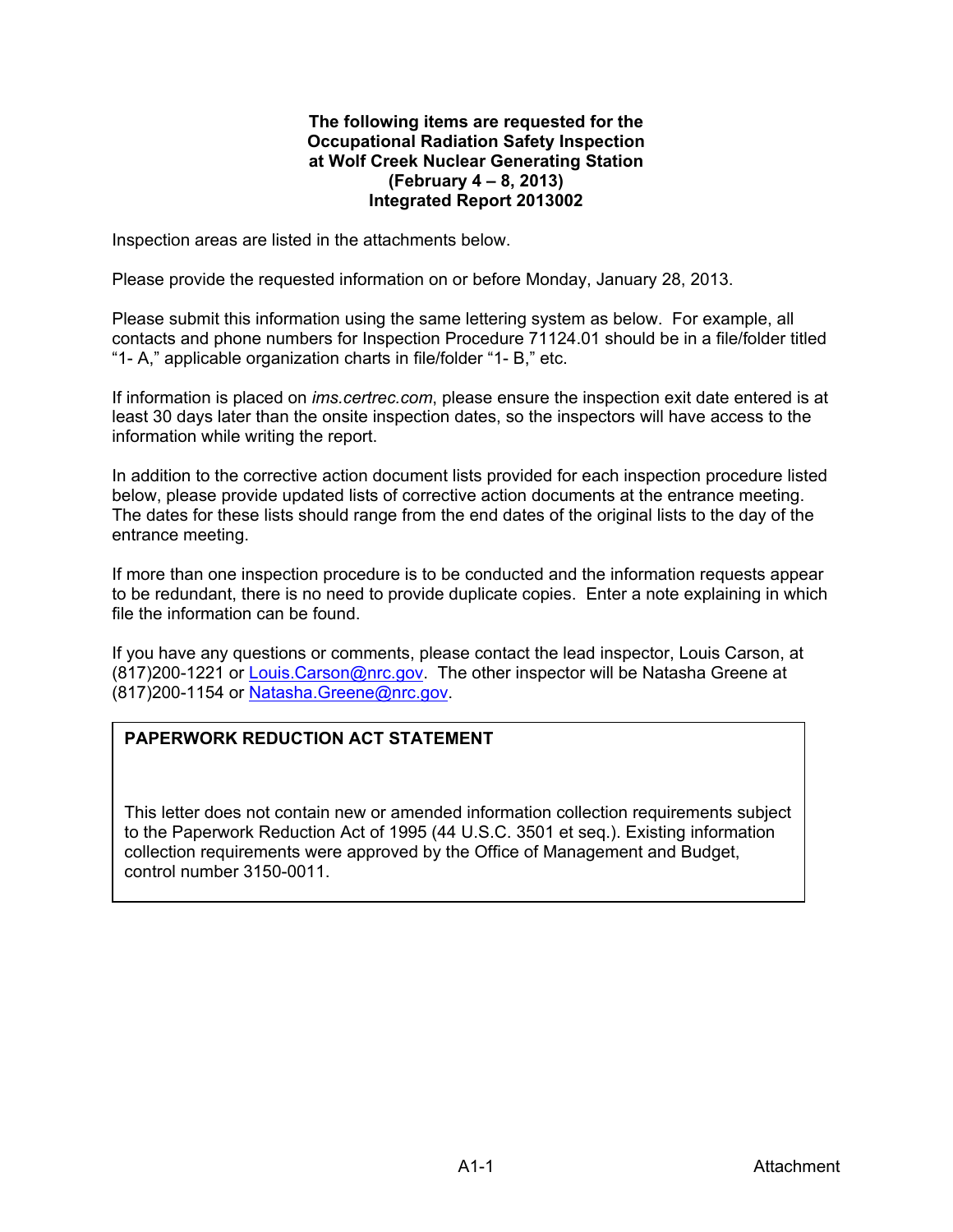**The following items are requested for the Occupational Radiation Safety Inspection at Wolf Creek Nuclear Generating Station (February 4 – 8, 2013) Integrated Report 2013002**

Inspection areas are listed in the attachments below.

Please provide the requested information on or before Monday, January 28, 2013.

Please submit this information using the same lettering system as below. For example, all contacts and phone numbers for Inspection Procedure 71124.01 should be in a file/folder titled “1- A,” applicable organization charts in file/folder “1- B,” etc.

If information is placed on *ims.certrec.com*, please ensure the inspection exit date entered is at least 30 days later than the onsite inspection dates, so the inspectors will have access to the information while writing the report.

In addition to the corrective action document lists provided for each inspection procedure listed below, please provide updated lists of corrective action documents at the entrance meeting. The dates for these lists should range from the end dates of the original lists to the day of the entrance meeting.

If more than one inspection procedure is to be conducted and the information requests appear to be redundant, there is no need to provide duplicate copies. Enter a note explaining in which file the information can be found.

If you have any questions or comments, please contact the lead inspector, Louis Carson, at (817)200-1221 or Louis.Carson@nrc.gov. The other inspector will be Natasha Greene at (817)200-1154 or Natasha.Greene@nrc.gov.

**PAPERWORK REDUCTION ACT STATEMENT**

This letter does not contain new or amended information collection requirements subject to the Paperwork Reduction Act of 1995 (44 U.S.C. 3501 et seq.). Existing information collection requirements were approved by the Office of Management and Budget, control number 3150-0011.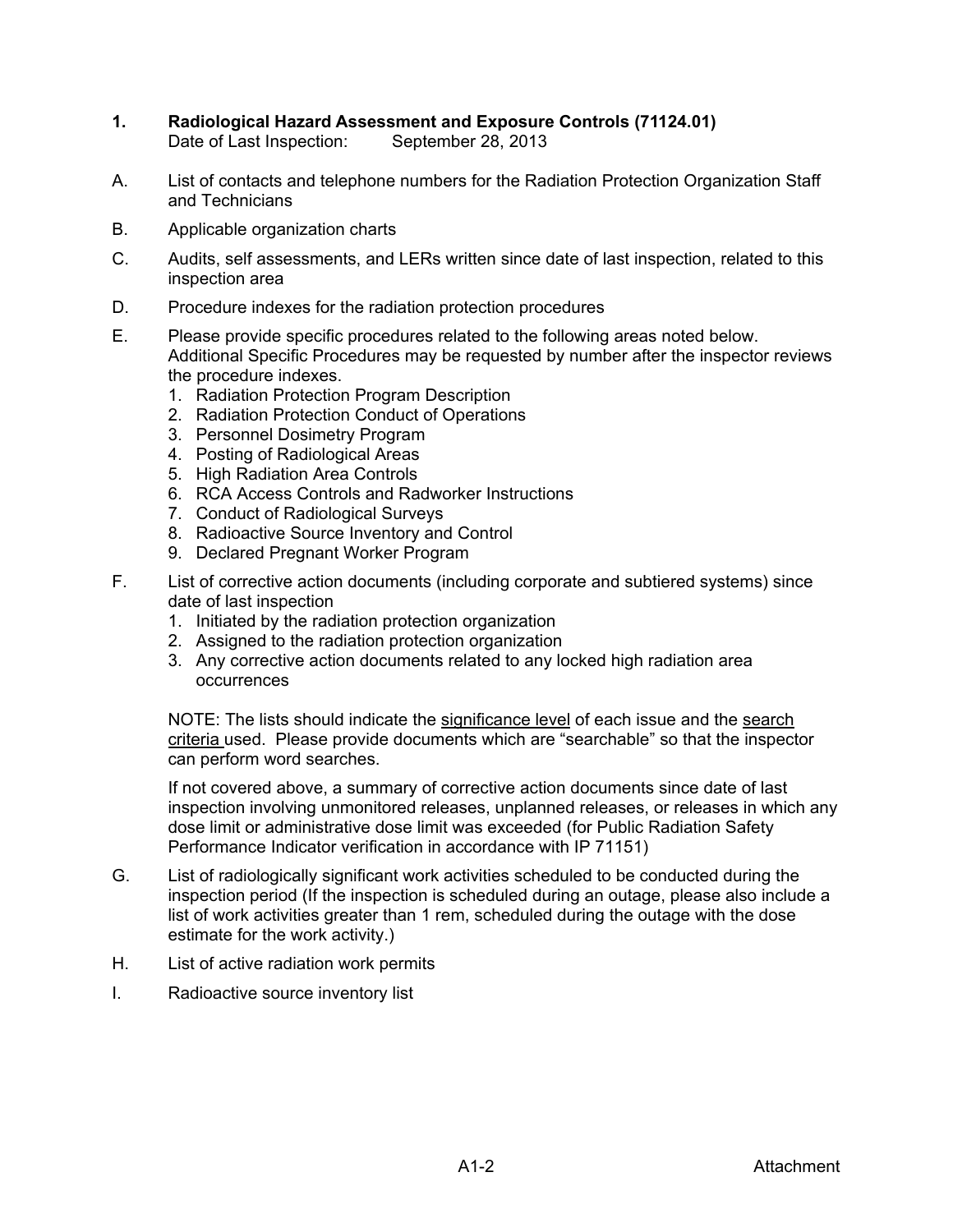**1. Radiological Hazard Assessment and Exposure Controls (71124.01)**
Date of Last Inspection: September 28, 2013

A. List of contacts and telephone numbers for the Radiation Protection Organization Staff and Technicians

B. Applicable organization charts

C. Audits, self assessments, and LERs written since date of last inspection, related to this inspection area

D. Procedure indexes for the radiation protection procedures

E. Please provide specific procedures related to the following areas noted below. Additional Specific Procedures may be requested by number after the inspector reviews the procedure indexes.
   1. Radiation Protection Program Description
   2. Radiation Protection Conduct of Operations
   3. Personnel Dosimetry Program
   4. Posting of Radiological Areas
   5. High Radiation Area Controls
   6. RCA Access Controls and Radworker Instructions
   7. Conduct of Radiological Surveys
   8. Radioactive Source Inventory and Control
   9. Declared Pregnant Worker Program

F. List of corrective action documents (including corporate and subtiered systems) since date of last inspection
   1. Initiated by the radiation protection organization
   2. Assigned to the radiation protection organization
   3. Any corrective action documents related to any locked high radiation area occurrences

   NOTE: The lists should indicate the <u>significance level</u> of each issue and the <u>search criteria</u> used. Please provide documents which are "searchable" so that the inspector can perform word searches.

   If not covered above, a summary of corrective action documents since date of last inspection involving unmonitored releases, unplanned releases, or releases in which any dose limit or administrative dose limit was exceeded (for Public Radiation Safety Performance Indicator verification in accordance with IP 71151)

G. List of radiologically significant work activities scheduled to be conducted during the inspection period (If the inspection is scheduled during an outage, please also include a list of work activities greater than 1 rem, scheduled during the outage with the dose estimate for the work activity.)

H. List of active radiation work permits

I. Radioactive source inventory list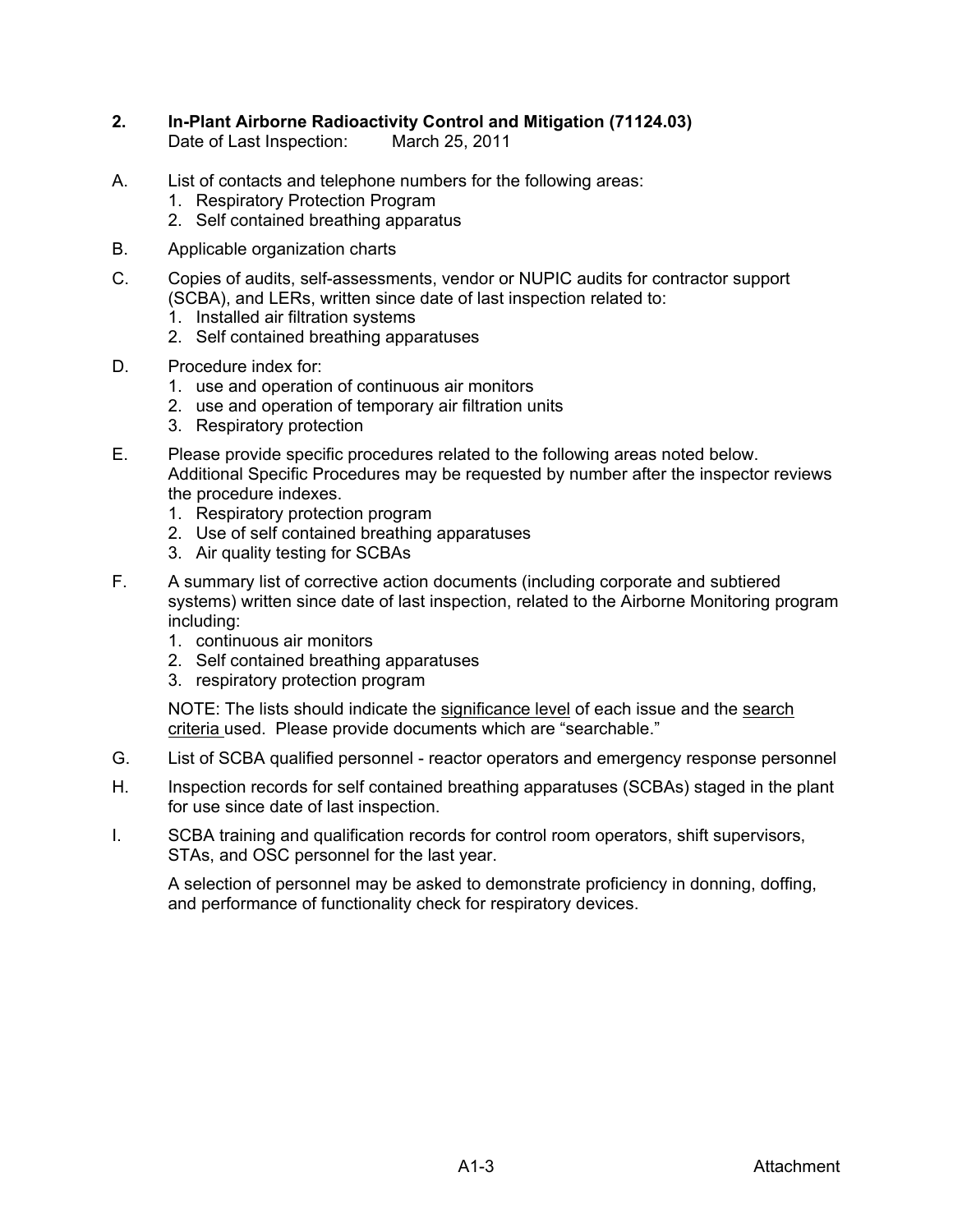**2. In-Plant Airborne Radioactivity Control and Mitigation (71124.03)**
Date of Last Inspection: March 25, 2011

A. List of contacts and telephone numbers for the following areas:
   1. Respiratory Protection Program
   2. Self contained breathing apparatus

B. Applicable organization charts

C. Copies of audits, self-assessments, vendor or NUPIC audits for contractor support (SCBA), and LERs, written since date of last inspection related to:
   1. Installed air filtration systems
   2. Self contained breathing apparatuses

D. Procedure index for:
   1. use and operation of continuous air monitors
   2. use and operation of temporary air filtration units
   3. Respiratory protection

E. Please provide specific procedures related to the following areas noted below. Additional Specific Procedures may be requested by number after the inspector reviews the procedure indexes.
   1. Respiratory protection program
   2. Use of self contained breathing apparatuses
   3. Air quality testing for SCBAs

F. A summary list of corrective action documents (including corporate and subtiered systems) written since date of last inspection, related to the Airborne Monitoring program including:
   1. continuous air monitors
   2. Self contained breathing apparatuses
   3. respiratory protection program

   NOTE: The lists should indicate the <u>significance level</u> of each issue and the <u>search criteria</u> used. Please provide documents which are "searchable."

G. List of SCBA qualified personnel - reactor operators and emergency response personnel

H. Inspection records for self contained breathing apparatuses (SCBAs) staged in the plant for use since date of last inspection.

I. SCBA training and qualification records for control room operators, shift supervisors, STAs, and OSC personnel for the last year.

   A selection of personnel may be asked to demonstrate proficiency in donning, doffing, and performance of functionality check for respiratory devices.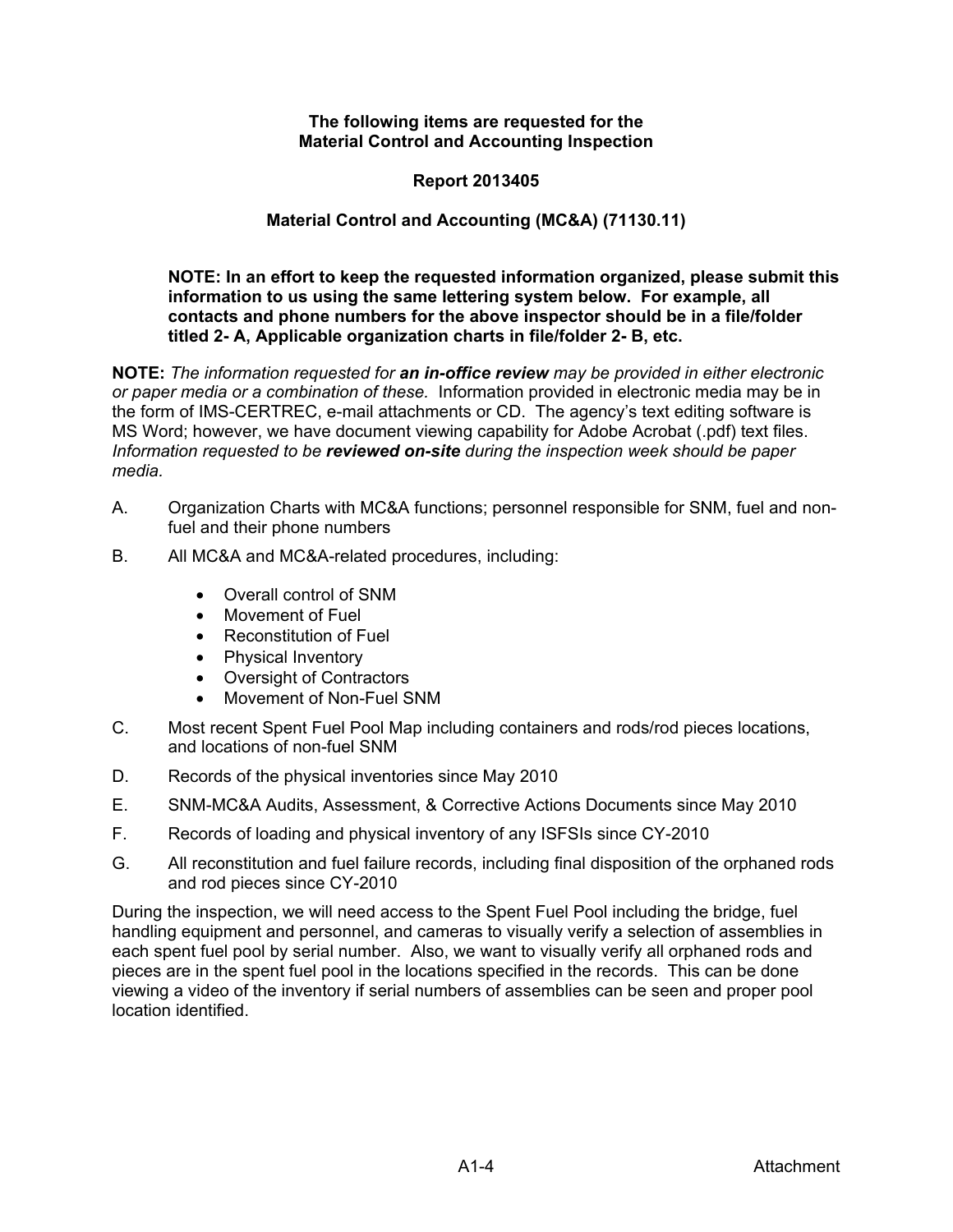**The following items are requested for the**
**Material Control and Accounting Inspection**

**Report 2013405**

**Material Control and Accounting (MC&A) (71130.11)**

**NOTE: In an effort to keep the requested information organized, please submit this information to us using the same lettering system below. For example, all contacts and phone numbers for the above inspector should be in a file/folder titled 2- A, Applicable organization charts in file/folder 2- B, etc.**

**NOTE:** *The information requested for **an in-office review** may be provided in either electronic or paper media or a combination of these.* Information provided in electronic media may be in the form of IMS-CERTREC, e-mail attachments or CD. The agency's text editing software is MS Word; however, we have document viewing capability for Adobe Acrobat (.pdf) text files. *Information requested to be **reviewed on-site** during the inspection week should be paper media.*

A. Organization Charts with MC&A functions; personnel responsible for SNM, fuel and non-fuel and their phone numbers

B. All MC&A and MC&A-related procedures, including:

- Overall control of SNM
- Movement of Fuel
- Reconstitution of Fuel
- Physical Inventory
- Oversight of Contractors
- Movement of Non-Fuel SNM

C. Most recent Spent Fuel Pool Map including containers and rods/rod pieces locations, and locations of non-fuel SNM

D. Records of the physical inventories since May 2010

E. SNM-MC&A Audits, Assessment, & Corrective Actions Documents since May 2010

F. Records of loading and physical inventory of any ISFSIs since CY-2010

G. All reconstitution and fuel failure records, including final disposition of the orphaned rods and rod pieces since CY-2010

During the inspection, we will need access to the Spent Fuel Pool including the bridge, fuel handling equipment and personnel, and cameras to visually verify a selection of assemblies in each spent fuel pool by serial number. Also, we want to visually verify all orphaned rods and pieces are in the spent fuel pool in the locations specified in the records. This can be done viewing a video of the inventory if serial numbers of assemblies can be seen and proper pool location identified.